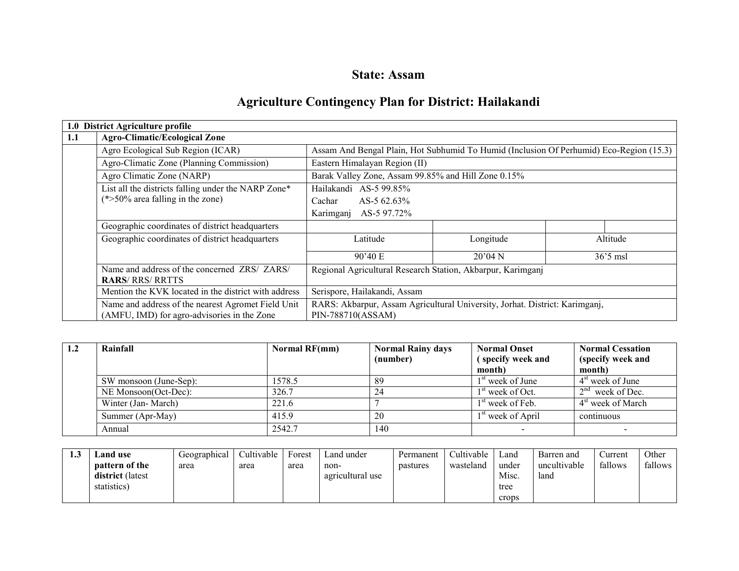# State: Assam

## Agriculture Contingency Plan for District: Hailakandi

| 1.0 District Agriculture profile | | | | | |
|---|---|---|---|---|---|
| **1.1** | **Agro-Climatic/Ecological Zone** | | | | |
| | Agro Ecological Sub Region (ICAR) | Assam And Bengal Plain, Hot Subhumid To Humid (Inclusion Of Perhumid) Eco-Region (15.3) | | | |
| | Agro-Climatic Zone (Planning Commission) | Eastern Himalayan Region (II) | | | |
| | Agro Climatic Zone (NARP) | Barak Valley Zone, Assam 99.85% and Hill Zone 0.15% | | | |
| | List all the districts falling under the NARP Zone* (*>50% area falling in the zone) | Hailakandi AS-5 99.85%<br>Cachar AS-5 62.63%<br>Karimganj AS-5 97.72% | | | |
| | Geographic coordinates of district headquarters | | | | |
| | Geographic coordinates of district headquarters | Latitude | Longitude | Altitude | |
| | | 90'40 E | 20'04 N | 36'5 msl | |
| | Name and address of the concerned ZRS/ ZARS/ **RARS**/ RRS/ RRTTS | Regional Agricultural Research Station, Akbarpur, Karimganj | | | |
| | Mention the KVK located in the district with address | Serispore, Hailakandi, Assam | | | |
| | Name and address of the nearest Agromet Field Unit (AMFU, IMD) for agro-advisories in the Zone | RARS: Akbarpur, Assam Agricultural University, Jorhat. District: Karimganj, PIN-788710(ASSAM) | | | |

| 1.2 | Rainfall | Normal RF(mm) | Normal Rainy days (number) | Normal Onset (specify week and month) | Normal Cessation (specify week and month) |
|---|---|---|---|---|---|
| | SW monsoon (June-Sep): | 1578.5 | 89 | 1st week of June | 4st week of June |
| | NE Monsoon(Oct-Dec): | 326.7 | 24 | 1st week of Oct. | 2nd week of Dec. |
| | Winter (Jan- March) | 221.6 | 7 | 1st week of Feb. | 4st week of March |
| | Summer (Apr-May) | 415.9 | 20 | 1st week of April | continuous |
| | Annual | 2542.7 | 140 | - | - |

| 1.3 | **Land use pattern of the district** (latest statistics) | Geographical area | Cultivable area | Forest area | Land under non-agricultural use | Permanent pastures | Cultivable wasteland | Land under Misc. tree crops | Barren and uncultivable land | Current fallows | Other fallows |
|---|---|---|---|---|---|---|---|---|---|---|---|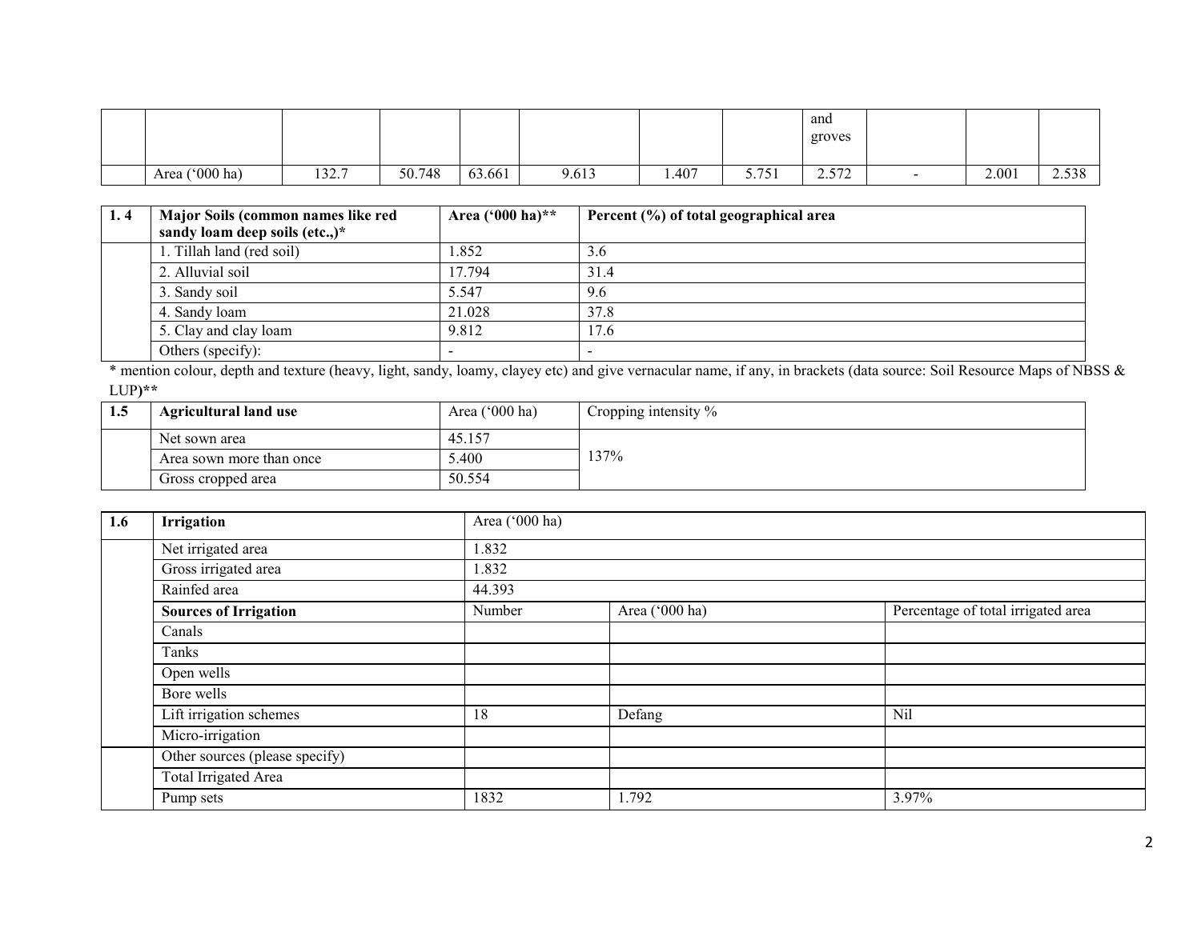|  |  |  |  |  |  |  |  | and groves |  |  |  |
|---|---|---|---|---|---|---|---|---|---|---|---|
|  | Area ('000 ha) | 132.7 | 50.748 | 63.661 | 9.613 | 1.407 | 5.751 | 2.572 | - | 2.001 | 2.538 |

| 1. 4 | Major Soils (common names like red sandy loam deep soils (etc.,)* | Area ('000 ha)** | Percent (%) of total geographical area |
|---|---|---|---|
|  | 1. Tillah land (red soil) | 1.852 | 3.6 |
|  | 2. Alluvial soil | 17.794 | 31.4 |
|  | 3. Sandy soil | 5.547 | 9.6 |
|  | 4. Sandy loam | 21.028 | 37.8 |
|  | 5. Clay and clay loam | 9.812 | 17.6 |
|  | Others (specify): | - | - |

* mention colour, depth and texture (heavy, light, sandy, loamy, clayey etc) and give vernacular name, if any, in brackets (data source: Soil Resource Maps of NBSS & LUP)**

| 1.5 | Agricultural land use | Area ('000 ha) | Cropping intensity % |
|---|---|---|---|
|  | Net sown area | 45.157 | 137% |
|  | Area sown more than once | 5.400 |  |
|  | Gross cropped area | 50.554 |  |

| 1.6 | Irrigation | Area ('000 ha) |  |  |
|---|---|---|---|---|
|  | Net irrigated area | 1.832 |  |  |
|  | Gross irrigated area | 1.832 |  |  |
|  | Rainfed area | 44.393 |  |  |
|  | **Sources of Irrigation** | Number | Area ('000 ha) | Percentage of total irrigated area |
|  | Canals |  |  |  |
|  | Tanks |  |  |  |
|  | Open wells |  |  |  |
|  | Bore wells |  |  |  |
|  | Lift irrigation schemes | 18 | Defang | Nil |
|  | Micro-irrigation |  |  |  |
|  | Other sources (please specify) |  |  |  |
|  | Total Irrigated Area |  |  |  |
|  | Pump sets | 1832 | 1.792 | 3.97% |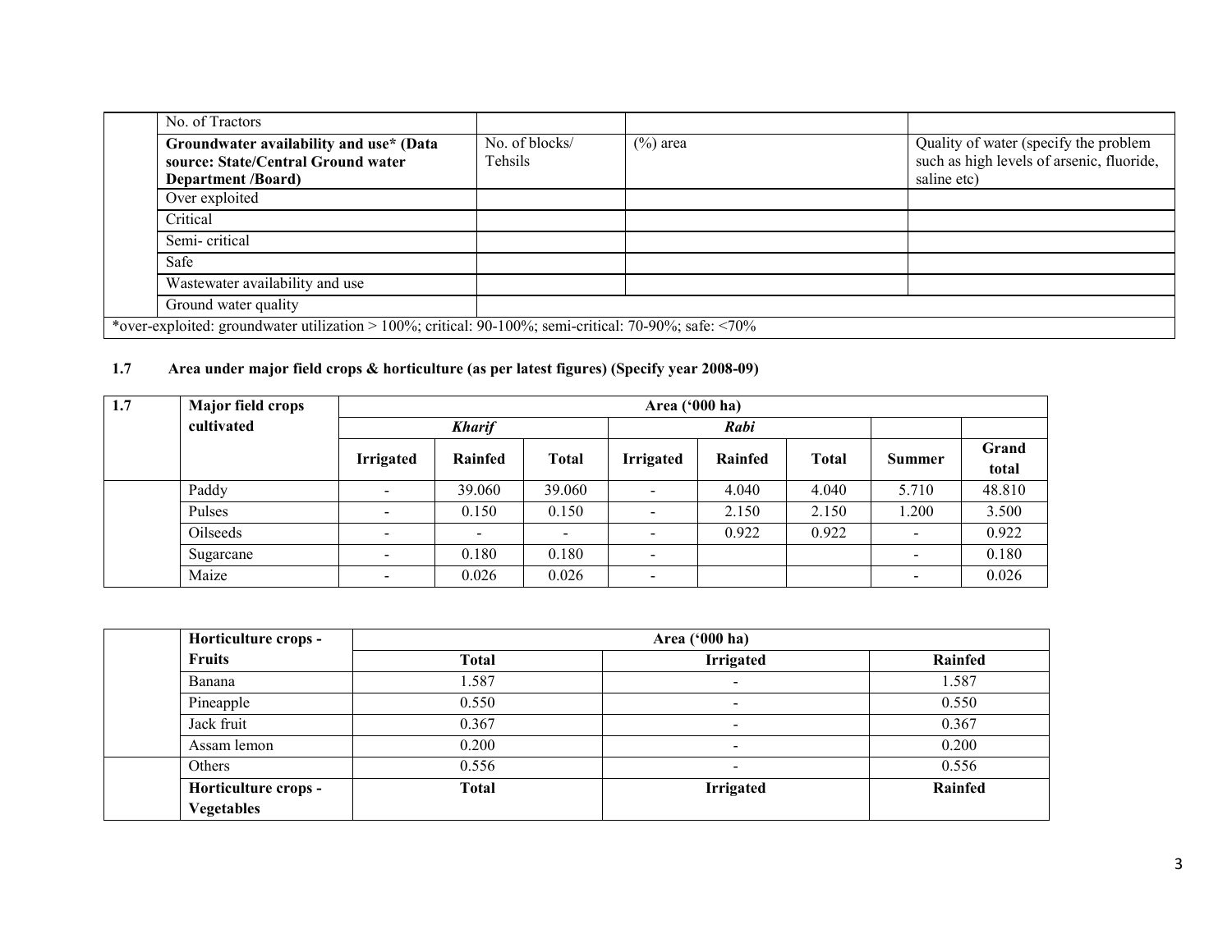| | | | | |
|---|---|---|---|---|
| | No. of Tractors | | | |
| | **Groundwater availability and use* (Data source: State/Central Ground water Department /Board)** | No. of blocks/ Tehsils | (%) area | Quality of water (specify the problem such as high levels of arsenic, fluoride, saline etc) |
| | Over exploited | | | |
| | Critical | | | |
| | Semi- critical | | | |
| | Safe | | | |
| | Wastewater availability and use | | | |
| | Ground water quality | | | |
| *over-exploited: groundwater utilization > 100%; critical: 90-100%; semi-critical: 70-90%; safe: <70% | | | | |

**1.7 Area under major field crops & horticulture (as per latest figures) (Specify year 2008-09)**

| 1.7 | Major field crops cultivated | Area ('000 ha) | | | | | | | |
|---|---|---|---|---|---|---|---|---|---|
| | | ***Kharif*** | | | ***Rabi*** | | | | |
| | | **Irrigated** | **Rainfed** | **Total** | **Irrigated** | **Rainfed** | **Total** | **Summer** | **Grand total** |
| | Paddy | - | 39.060 | 39.060 | - | 4.040 | 4.040 | 5.710 | 48.810 |
| | Pulses | - | 0.150 | 0.150 | - | 2.150 | 2.150 | 1.200 | 3.500 |
| | Oilseeds | - | - | - | - | 0.922 | 0.922 | - | 0.922 |
| | Sugarcane | - | 0.180 | 0.180 | - | | | - | 0.180 |
| | Maize | - | 0.026 | 0.026 | - | | | - | 0.026 |

| | Horticulture crops - Fruits | Area ('000 ha) | | |
|---|---|---|---|---|
| | | **Total** | **Irrigated** | **Rainfed** |
| | Banana | 1.587 | - | 1.587 |
| | Pineapple | 0.550 | - | 0.550 |
| | Jack fruit | 0.367 | - | 0.367 |
| | Assam lemon | 0.200 | - | 0.200 |
| | Others | 0.556 | - | 0.556 |
| | **Horticulture crops - Vegetables** | **Total** | **Irrigated** | **Rainfed** |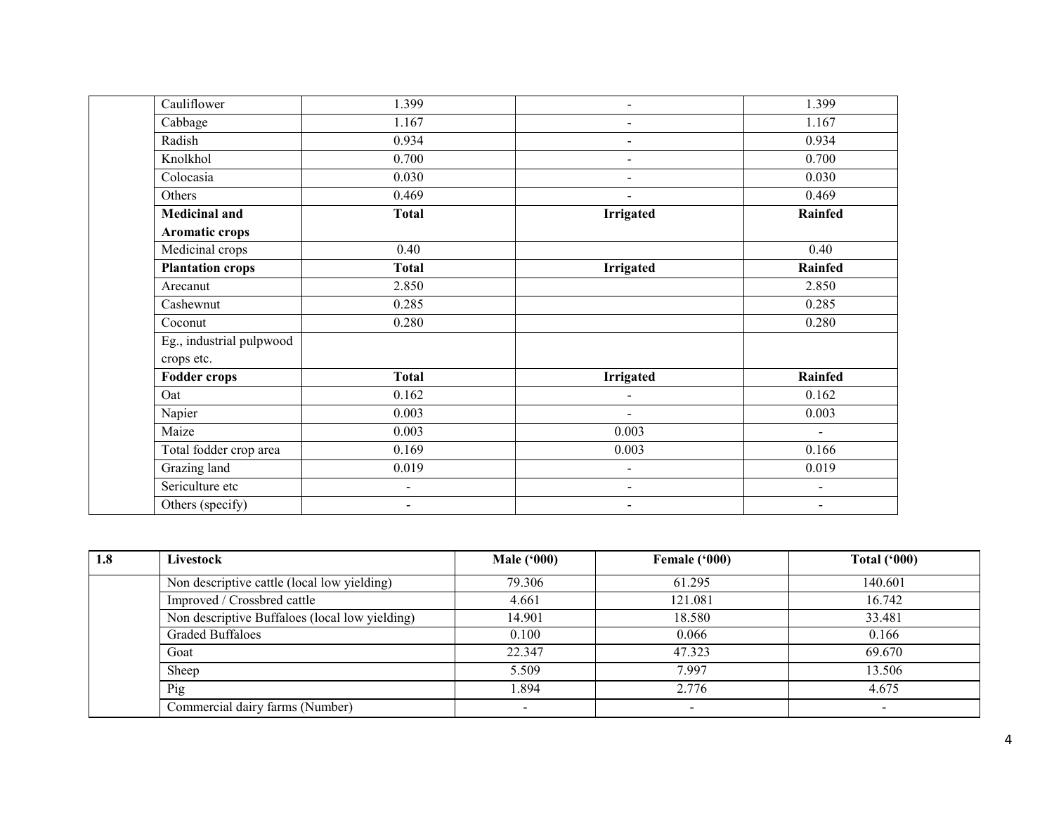| | | | | |
|---|---|---|---|---|
| | Cauliflower | 1.399 | - | 1.399 |
| | Cabbage | 1.167 | - | 1.167 |
| | Radish | 0.934 | - | 0.934 |
| | Knolkhol | 0.700 | - | 0.700 |
| | Colocasia | 0.030 | - | 0.030 |
| | Others | 0.469 | - | 0.469 |
| | **Medicinal and Aromatic crops** | **Total** | **Irrigated** | **Rainfed** |
| | Medicinal crops | 0.40 | | 0.40 |
| | **Plantation crops** | **Total** | **Irrigated** | **Rainfed** |
| | Arecanut | 2.850 | | 2.850 |
| | Cashewnut | 0.285 | | 0.285 |
| | Coconut | 0.280 | | 0.280 |
| | Eg., industrial pulpwood crops etc. | | | |
| | **Fodder crops** | **Total** | **Irrigated** | **Rainfed** |
| | Oat | 0.162 | - | 0.162 |
| | Napier | 0.003 | - | 0.003 |
| | Maize | 0.003 | 0.003 | - |
| | Total fodder crop area | 0.169 | 0.003 | 0.166 |
| | Grazing land | 0.019 | - | 0.019 |
| | Sericulture etc | - | - | - |
| | Others (specify) | - | - | - |

| **1.8** | **Livestock** | **Male ('000)** | **Female ('000)** | **Total ('000)** |
|---|---|---|---|---|
| | Non descriptive cattle (local low yielding) | 79.306 | 61.295 | 140.601 |
| | Improved / Crossbred cattle | 4.661 | 121.081 | 16.742 |
| | Non descriptive Buffaloes (local low yielding) | 14.901 | 18.580 | 33.481 |
| | Graded Buffaloes | 0.100 | 0.066 | 0.166 |
| | Goat | 22.347 | 47.323 | 69.670 |
| | Sheep | 5.509 | 7.997 | 13.506 |
| | Pig | 1.894 | 2.776 | 4.675 |
| | Commercial dairy farms (Number) | - | - | - |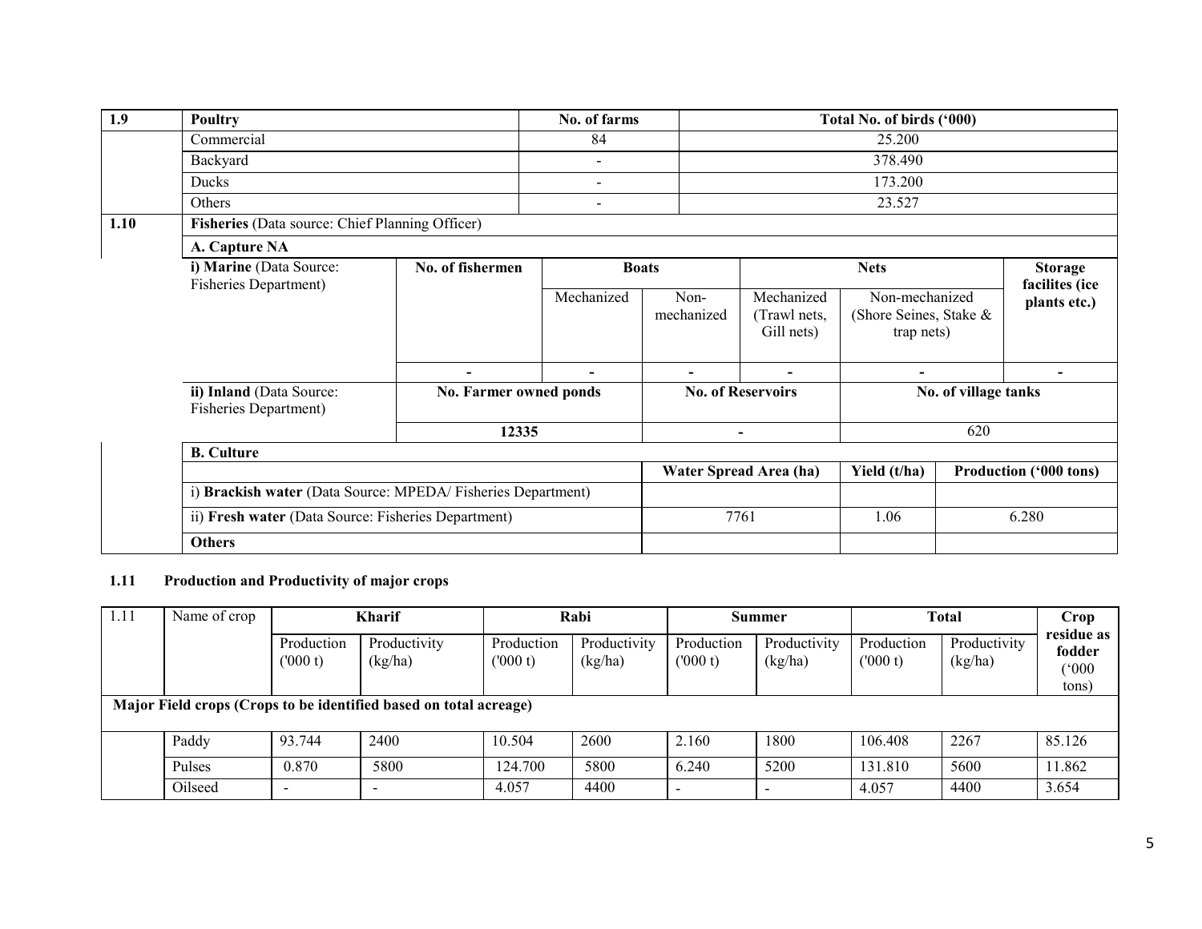| 1.9 | Poultry | No. of farms | Total No. of birds ('000) |
|---|---|---|---|
| | Commercial | 84 | 25.200 |
| | Backyard | - | 378.490 |
| | Ducks | - | 173.200 |
| | Others | - | 23.527 |

**1.10 Fisheries** (Data source: Chief Planning Officer)

**A. Capture NA**

| i) Marine (Data Source: Fisheries Department) | No. of fishermen | Boats | | Nets | | Storage facilites (ice plants etc.) |
|---|---|---|---|---|---|---|
| | | Mechanized | Non-mechanized | Mechanized (Trawl nets, Gill nets) | Non-mechanized (Shore Seines, Stake & trap nets) | |
| | - | - | - | - | - | - |

| ii) Inland (Data Source: Fisheries Department) | No. Farmer owned ponds | No. of Reservoirs | No. of village tanks |
|---|---|---|---|
| | 12335 | - | 620 |

**B. Culture**

| | Water Spread Area (ha) | Yield (t/ha) | Production ('000 tons) |
|---|---|---|---|
| i) **Brackish water** (Data Source: MPEDA/ Fisheries Department) | | | |
| ii) **Fresh water** (Data Source: Fisheries Department) | 7761 | 1.06 | 6.280 |
| **Others** | | | |

### 1.11 Production and Productivity of major crops

| 1.11 | Name of crop | Kharif | | Rabi | | Summer | | Total | | Crop residue as fodder ('000 tons) |
|---|---|---|---|---|---|---|---|---|---|---|
| | | Production ('000 t) | Productivity (kg/ha) | Production ('000 t) | Productivity (kg/ha) | Production ('000 t) | Productivity (kg/ha) | Production ('000 t) | Productivity (kg/ha) | |
| **Major Field crops (Crops to be identified based on total acreage)** | | | | | | | | | | |
| | Paddy | 93.744 | 2400 | 10.504 | 2600 | 2.160 | 1800 | 106.408 | 2267 | 85.126 |
| | Pulses | 0.870 | 5800 | 124.700 | 5800 | 6.240 | 5200 | 131.810 | 5600 | 11.862 |
| | Oilseed | - | - | 4.057 | 4400 | - | - | 4.057 | 4400 | 3.654 |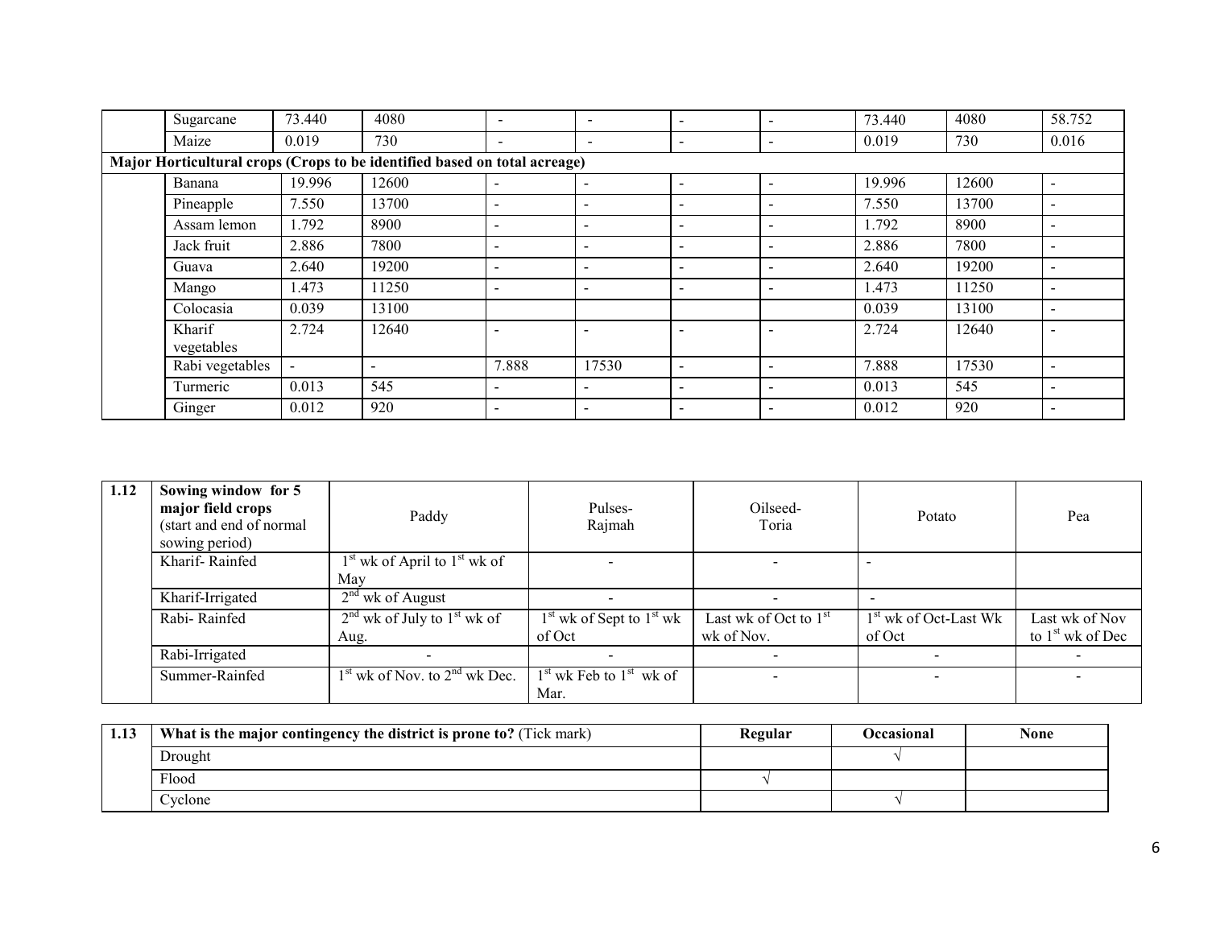| | Sugarcane | 73.440 | 4080 | - | - | - | - | 73.440 | 4080 | 58.752 |
|---|---|---|---|---|---|---|---|---|---|---|
| | Maize | 0.019 | 730 | - | - | - | - | 0.019 | 730 | 0.016 |
| **Major Horticultural crops (Crops to be identified based on total acreage)** | | | | | | | | | | |
| | Banana | 19.996 | 12600 | - | - | - | - | 19.996 | 12600 | - |
| | Pineapple | 7.550 | 13700 | - | - | - | - | 7.550 | 13700 | - |
| | Assam lemon | 1.792 | 8900 | - | - | - | - | 1.792 | 8900 | - |
| | Jack fruit | 2.886 | 7800 | - | - | - | - | 2.886 | 7800 | - |
| | Guava | 2.640 | 19200 | - | - | - | - | 2.640 | 19200 | - |
| | Mango | 1.473 | 11250 | - | - | - | - | 1.473 | 11250 | - |
| | Colocasia | 0.039 | 13100 | | | | | 0.039 | 13100 | - |
| | Kharif vegetables | 2.724 | 12640 | - | - | - | - | 2.724 | 12640 | - |
| | Rabi vegetables | - | - | 7.888 | 17530 | - | - | 7.888 | 17530 | - |
| | Turmeric | 0.013 | 545 | - | - | - | - | 0.013 | 545 | - |
| | Ginger | 0.012 | 920 | - | - | - | - | 0.012 | 920 | - |

| 1.12 | **Sowing window for 5 major field crops** (start and end of normal sowing period) | Paddy | Pulses-Rajmah | Oilseed-Toria | Potato | Pea |
|---|---|---|---|---|---|---|
| | Kharif- Rainfed | 1st wk of April to 1st wk of May | - | - | - | |
| | Kharif-Irrigated | 2nd wk of August | - | - | - | |
| | Rabi- Rainfed | 2nd wk of July to 1st wk of Aug. | 1st wk of Sept to 1st wk of Oct | Last wk of Oct to 1st wk of Nov. | 1st wk of Oct-Last Wk of Oct | Last wk of Nov to 1st wk of Dec |
| | Rabi-Irrigated | - | - | - | - | - |
| | Summer-Rainfed | 1st wk of Nov. to 2nd wk Dec. | 1st wk Feb to 1st wk of Mar. | - | - | - |

| 1.13 | **What is the major contingency the district is prone to?** (Tick mark) | **Regular** | **Occasional** | **None** |
|---|---|---|---|---|
| | Drought | | √ | |
| | Flood | √ | | |
| | Cyclone | | √ | |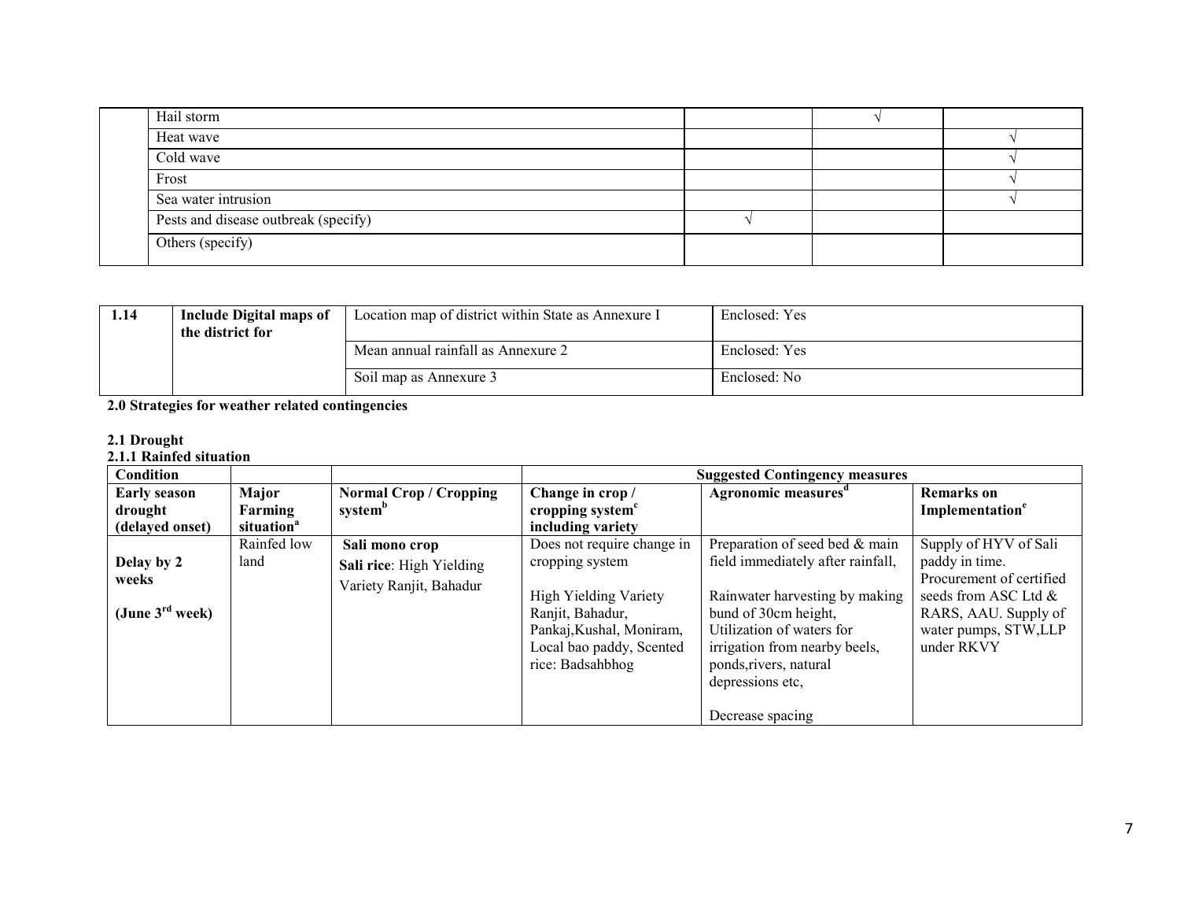| | Hail storm | | √ | |
|---|---|---|---|---|
| | Heat wave | | | √ |
| | Cold wave | | | √ |
| | Frost | | | √ |
| | Sea water intrusion | | | √ |
| | Pests and disease outbreak (specify) | √ | | |
| | Others (specify) | | | |

| 1.14 | **Include Digital maps of the district for** | Location map of district within State as Annexure I | Enclosed: Yes |
|---|---|---|---|
| | | Mean annual rainfall as Annexure 2 | Enclosed: Yes |
| | | Soil map as Annexure 3 | Enclosed: No |

**2.0 Strategies for weather related contingencies**

**2.1 Drought**

**2.1.1 Rainfed situation**

| **Condition** | | | **Suggested Contingency measures** | | |
|---|---|---|---|---|---|
| **Early season drought (delayed onset)** | **Major Farming situation[a]** | **Normal Crop / Cropping system[b]** | **Change in crop / cropping system[c] including variety** | **Agronomic measures[d]** | **Remarks on Implementation[e]** |
| **Delay by 2 weeks** **(June 3rd week)** | Rainfed low land | **Sali mono crop** **Sali rice**: High Yielding Variety Ranjit, Bahadur | Does not require change in cropping system High Yielding Variety Ranjit, Bahadur, Pankaj,Kushal, Moniram, Local bao paddy, Scented rice: Badsahbhog | Preparation of seed bed & main field immediately after rainfall, Rainwater harvesting by making bund of 30cm height, Utilization of waters for irrigation from nearby beels, ponds,rivers, natural depressions etc, Decrease spacing | Supply of HYV of Sali paddy in time. Procurement of certified seeds from ASC Ltd & RARS, AAU. Supply of water pumps, STW,LLP under RKVY |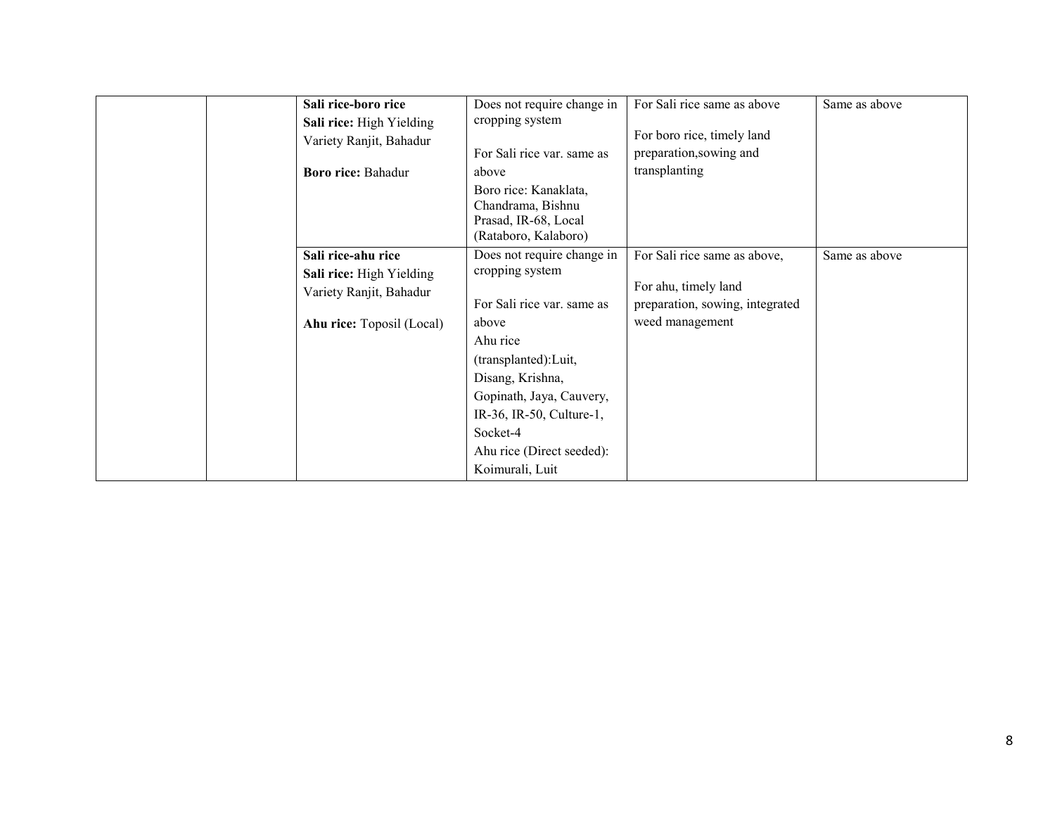|  |  |  |  |  |  |
|---|---|---|---|---|---|
|  |  | **Sali rice-boro rice**<br>**Sali rice:** High Yielding Variety Ranjit, Bahadur<br><br>**Boro rice:** Bahadur | Does not require change in cropping system<br><br>For Sali rice var. same as above<br>Boro rice: Kanaklata, Chandrama, Bishnu Prasad, IR-68, Local (Rataboro, Kalaboro) | For Sali rice same as above<br><br>For boro rice, timely land preparation,sowing and transplanting | Same as above |
|  |  | **Sali rice-ahu rice**<br>**Sali rice:** High Yielding Variety Ranjit, Bahadur<br><br>**Ahu rice:** Toposil (Local) | Does not require change in cropping system<br><br>For Sali rice var. same as above<br>Ahu rice (transplanted):Luit, Disang, Krishna, Gopinath, Jaya, Cauvery, IR-36, IR-50, Culture-1, Socket-4<br>Ahu rice (Direct seeded): Koimurali, Luit | For Sali rice same as above,<br><br>For ahu, timely land preparation, sowing, integrated weed management | Same as above |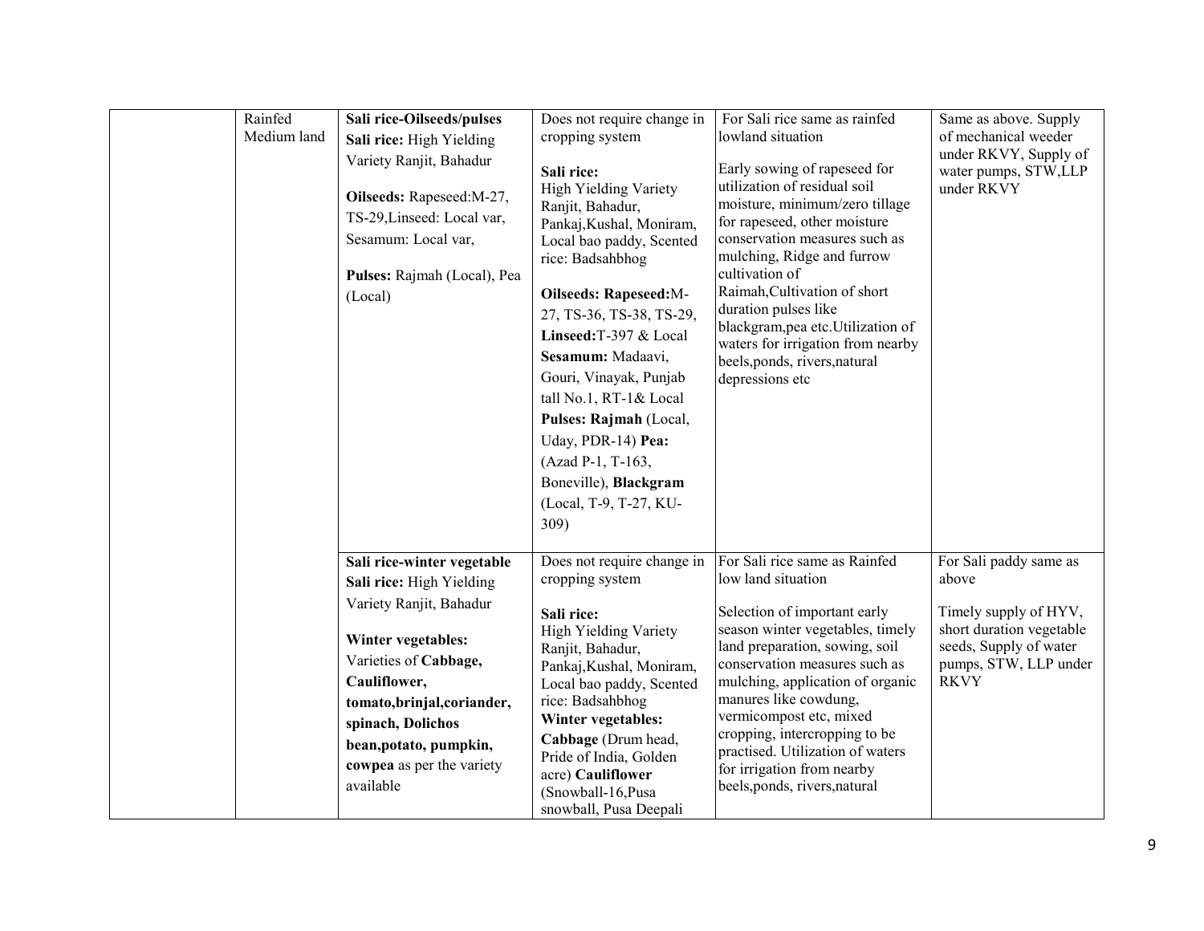| | | | | | |
|---|---|---|---|---|---|
| | Rainfed Medium land | **Sali rice-Oilseeds/pulses** **Sali rice:** High Yielding Variety Ranjit, Bahadur **Oilseeds:** Rapeseed:M-27, TS-29,Linseed: Local var, Sesamum: Local var, **Pulses:** Rajmah (Local), Pea (Local) | Does not require change in cropping system **Sali rice:** High Yielding Variety Ranjit, Bahadur, Pankaj,Kushal, Moniram, Local bao paddy, Scented rice: Badsahbhog **Oilseeds: Rapeseed:**M-27, TS-36, TS-38, TS-29, **Linseed:**T-397 & Local **Sesamum:** Madaavi, Gouri, Vinayak, Punjab tall No.1, RT-1& Local **Pulses: Rajmah** (Local, Uday, PDR-14) **Pea:** (Azad P-1, T-163, Boneville), **Blackgram** (Local, T-9, T-27, KU-309) | For Sali rice same as rainfed lowland situation Early sowing of rapeseed for utilization of residual soil moisture, minimum/zero tillage for rapeseed, other moisture conservation measures such as mulching, Ridge and furrow cultivation of Raimah,Cultivation of short duration pulses like blackgram,pea etc.Utilization of waters for irrigation from nearby beels,ponds, rivers,natural depressions etc | Same as above. Supply of mechanical weeder under RKVY, Supply of water pumps, STW,LLP under RKVY |
| | | **Sali rice-winter vegetable** **Sali rice:** High Yielding Variety Ranjit, Bahadur **Winter vegetables:** Varieties of **Cabbage, Cauliflower, tomato,brinjal,coriander, spinach, Dolichos bean,potato, pumpkin, cowpea** as per the variety available | Does not require change in cropping system **Sali rice:** High Yielding Variety Ranjit, Bahadur, Pankaj,Kushal, Moniram, Local bao paddy, Scented rice: Badsahbhog **Winter vegetables:** **Cabbage** (Drum head, Pride of India, Golden acre) **Cauliflower** (Snowball-16,Pusa snowball, Pusa Deepali | For Sali rice same as Rainfed low land situation Selection of important early season winter vegetables, timely land preparation, sowing, soil conservation measures such as mulching, application of organic manures like cowdung, vermicompost etc, mixed cropping, intercropping to be practised. Utilization of waters for irrigation from nearby beels,ponds, rivers,natural | For Sali paddy same as above Timely supply of HYV, short duration vegetable seeds, Supply of water pumps, STW, LLP under RKVY |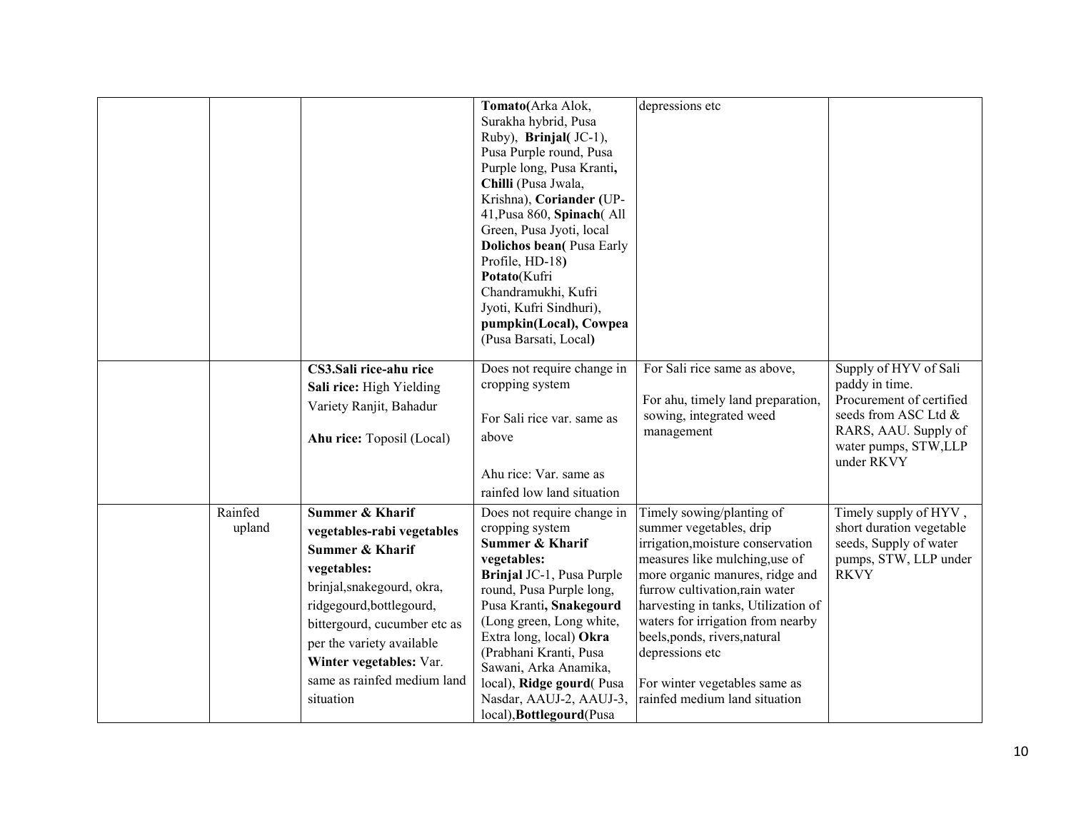| | | | | | |
|---|---|---|---|---|---|
| | | | **Tomato(**Arka Alok, Surakha hybrid, Pusa Ruby), **Brinjal(** JC-1), Pusa Purple round, Pusa Purple long, Pusa Kranti**, Chilli** (Pusa Jwala, Krishna), **Coriander (**UP-41,Pusa 860, **Spinach**( All Green, Pusa Jyoti, local **Dolichos bean(** Pusa Early Profile, HD-18**) Potato**(Kufri Chandramukhi, Kufri Jyoti, Kufri Sindhuri), **pumpkin(Local), Cowpea** (Pusa Barsati, Local**)** | depressions etc | |
| | | **CS3.Sali rice-ahu rice**<br>**Sali rice:** High Yielding Variety Ranjit, Bahadur<br><br>**Ahu rice:** Toposil (Local) | Does not require change in cropping system<br><br>For Sali rice var. same as above<br><br>Ahu rice: Var. same as rainfed low land situation | For Sali rice same as above,<br><br>For ahu, timely land preparation, sowing, integrated weed management | Supply of HYV of Sali paddy in time. Procurement of certified seeds from ASC Ltd & RARS, AAU. Supply of water pumps, STW,LLP under RKVY |
| | Rainfed upland | **Summer & Kharif vegetables-rabi vegetables**<br>**Summer & Kharif vegetables:**<br>brinjal,snakegourd, okra, ridgegourd,bottlegourd, bittergourd, cucumber etc as per the variety available<br>**Winter vegetables:** Var. same as rainfed medium land situation | Does not require change in cropping system<br>**Summer & Kharif vegetables:**<br>**Brinjal** JC-1, Pusa Purple round, Pusa Purple long, Pusa Kranti**, Snakegourd** (Long green, Long white, Extra long, local) **Okra** (Prabhani Kranti, Pusa Sawani, Arka Anamika, local), **Ridge gourd**( Pusa Nasdar, AAUJ-2, AAUJ-3, local),**Bottlegourd**(Pusa | Timely sowing/planting of summer vegetables, drip irrigation,moisture conservation measures like mulching,use of more organic manures, ridge and furrow cultivation,rain water harvesting in tanks, Utilization of waters for irrigation from nearby beels,ponds, rivers,natural depressions etc<br><br>For winter vegetables same as rainfed medium land situation | Timely supply of HYV , short duration vegetable seeds, Supply of water pumps, STW, LLP under RKVY |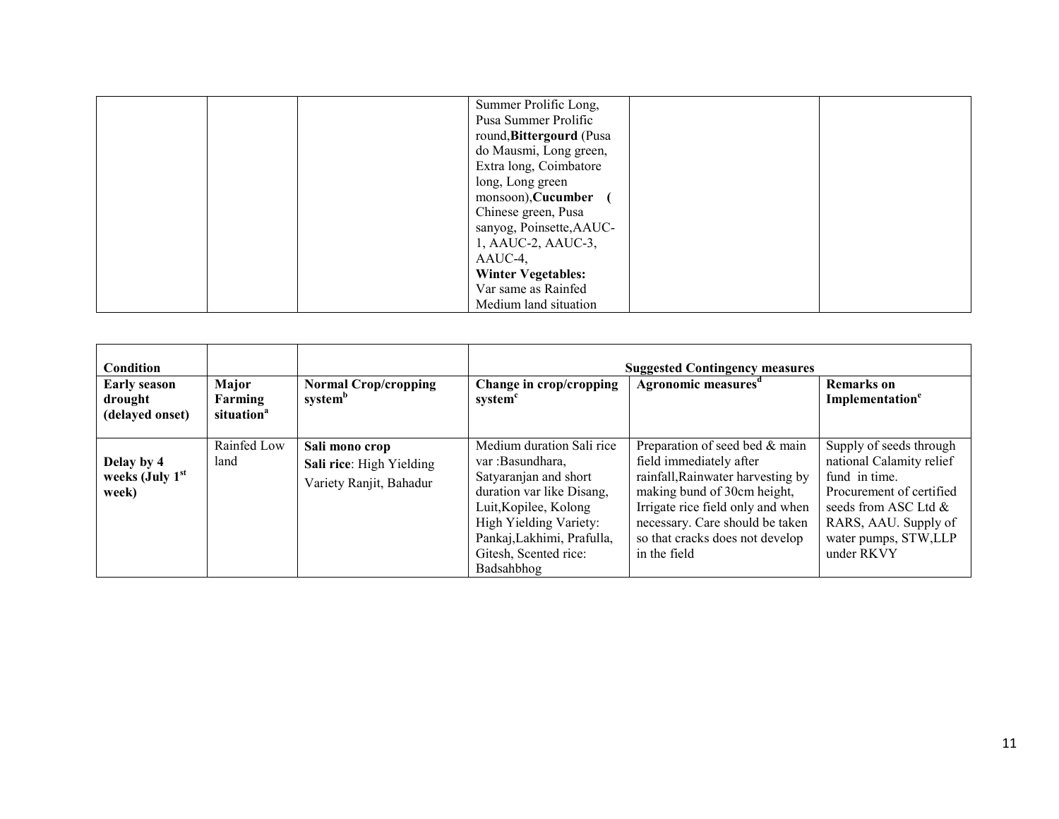| | | | Summer Prolific Long, Pusa Summer Prolific round,**Bittergourd** (Pusa do Mausmi, Long green, Extra long, Coimbatore long, Long green monsoon),**Cucumber** ( Chinese green, Pusa sanyog, Poinsette,AAUC-1, AAUC-2, AAUC-3, AAUC-4,<br>**Winter Vegetables:**<br>Var same as Rainfed Medium land situation | | |
|---|---|---|---|---|---|

| **Condition** | | | **Suggested Contingency measures** | | |
|---|---|---|---|---|---|
| **Early season drought (delayed onset)** | **Major Farming situation[a]** | **Normal Crop/cropping system[b]** | **Change in crop/cropping system[c]** | **Agronomic measures[d]** | **Remarks on Implementation[e]** |
| **Delay by 4 weeks (July 1[st] week)** | Rainfed Low land | **Sali mono crop**<br>**Sali rice**: High Yielding Variety Ranjit, Bahadur | Medium duration Sali rice var :Basundhara, Satyaranjan and short duration var like Disang, Luit,Kopilee, Kolong High Yielding Variety: Pankaj,Lakhimi, Prafulla, Gitesh, Scented rice: Badsahbhog | Preparation of seed bed & main field immediately after rainfall,Rainwater harvesting by making bund of 30cm height, Irrigate rice field only and when necessary. Care should be taken so that cracks does not develop in the field | Supply of seeds through national Calamity relief fund in time. Procurement of certified seeds from ASC Ltd & RARS, AAU. Supply of water pumps, STW,LLP under RKVY |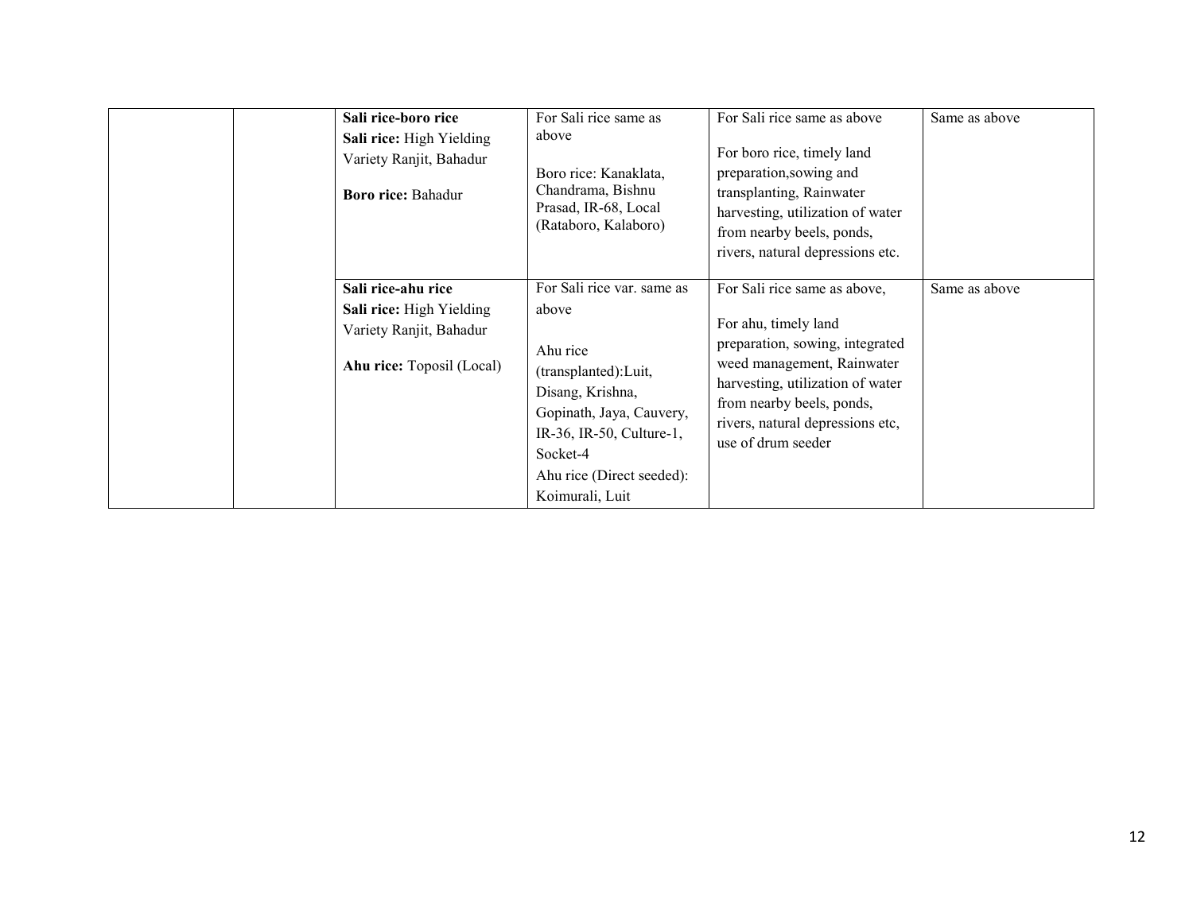| | | | | | |
|---|---|---|---|---|---|
| | | **Sali rice-boro rice**<br>**Sali rice:** High Yielding Variety Ranjit, Bahadur<br><br>**Boro rice:** Bahadur | For Sali rice same as above<br><br>Boro rice: Kanaklata, Chandrama, Bishnu Prasad, IR-68, Local (Rataboro, Kalaboro) | For Sali rice same as above<br><br>For boro rice, timely land preparation,sowing and transplanting, Rainwater harvesting, utilization of water from nearby beels, ponds, rivers, natural depressions etc. | Same as above |
| | | **Sali rice-ahu rice**<br>**Sali rice:** High Yielding Variety Ranjit, Bahadur<br><br>**Ahu rice:** Toposil (Local) | For Sali rice var. same as above<br><br>Ahu rice (transplanted):Luit, Disang, Krishna, Gopinath, Jaya, Cauvery, IR-36, IR-50, Culture-1, Socket-4<br>Ahu rice (Direct seeded): Koimurali, Luit | For Sali rice same as above,<br><br>For ahu, timely land preparation, sowing, integrated weed management, Rainwater harvesting, utilization of water from nearby beels, ponds, rivers, natural depressions etc, use of drum seeder | Same as above |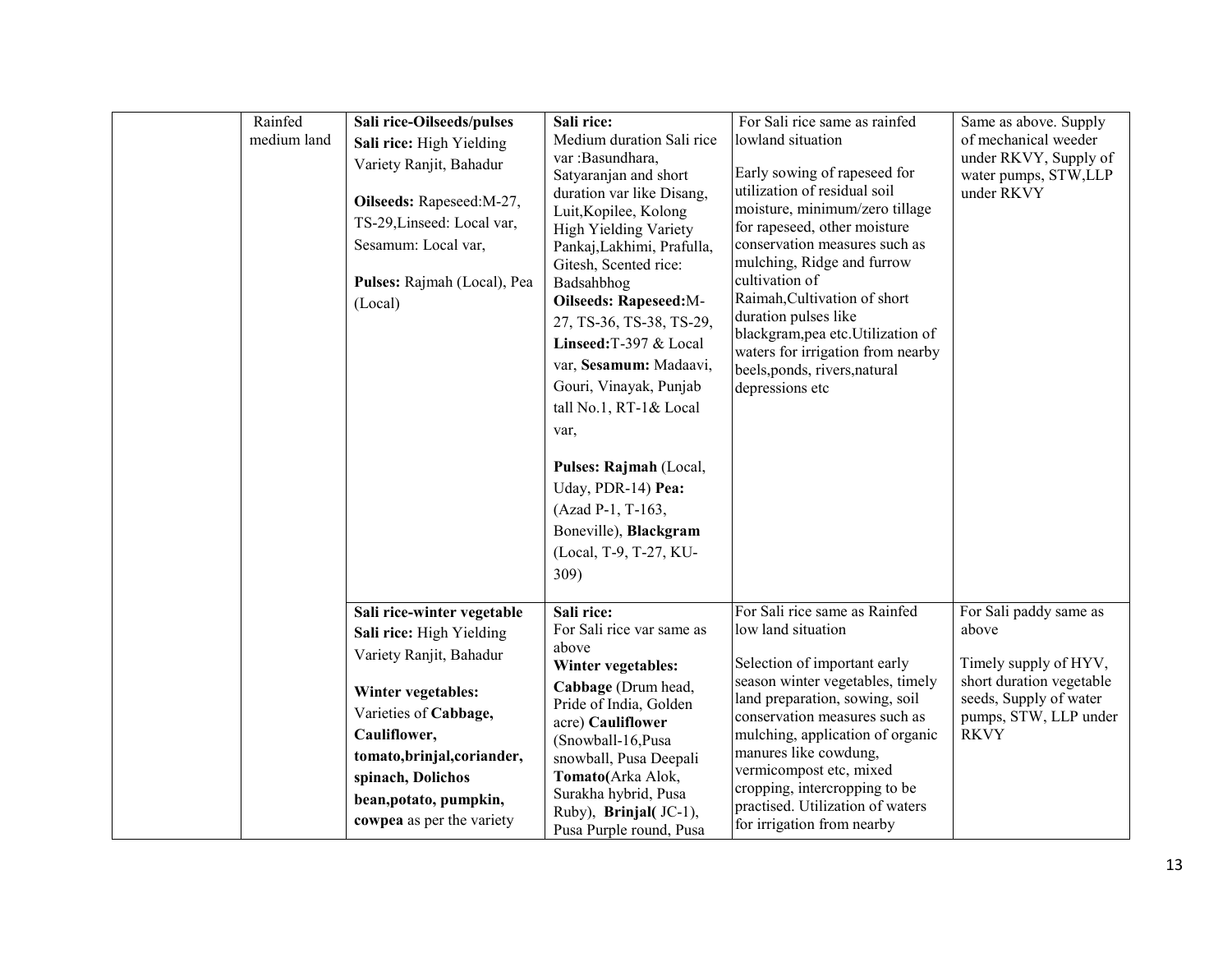| | | | | | |
|---|---|---|---|---|---|
| | Rainfed medium land | **Sali rice-Oilseeds/pulses** **Sali rice:** High Yielding Variety Ranjit, Bahadur **Oilseeds:** Rapeseed:M-27, TS-29,Linseed: Local var, Sesamum: Local var, **Pulses:** Rajmah (Local), Pea (Local) | **Sali rice:** Medium duration Sali rice var :Basundhara, Satyaranjan and short duration var like Disang, Luit,Kopilee, Kolong High Yielding Variety Pankaj,Lakhimi, Prafulla, Gitesh, Scented rice: Badsahbhog **Oilseeds: Rapeseed:**M-27, TS-36, TS-38, TS-29, **Linseed:**T-397 & Local var, **Sesamum:** Madaavi, Gouri, Vinayak, Punjab tall No.1, RT-1& Local var, **Pulses: Rajmah** (Local, Uday, PDR-14) **Pea:** (Azad P-1, T-163, Boneville), **Blackgram** (Local, T-9, T-27, KU-309) | For Sali rice same as rainfed lowland situation Early sowing of rapeseed for utilization of residual soil moisture, minimum/zero tillage for rapeseed, other moisture conservation measures such as mulching, Ridge and furrow cultivation of Raimah,Cultivation of short duration pulses like blackgram,pea etc.Utilization of waters for irrigation from nearby beels,ponds, rivers,natural depressions etc | Same as above. Supply of mechanical weeder under RKVY, Supply of water pumps, STW,LLP under RKVY |
| | | **Sali rice-winter vegetable** **Sali rice:** High Yielding Variety Ranjit, Bahadur **Winter vegetables:** Varieties of **Cabbage, Cauliflower, tomato,brinjal,coriander, spinach, Dolichos bean,potato, pumpkin, cowpea** as per the variety | **Sali rice:** For Sali rice var same as above **Winter vegetables:** **Cabbage** (Drum head, Pride of India, Golden acre) **Cauliflower** (Snowball-16,Pusa snowball, Pusa Deepali **Tomato(**Arka Alok, Surakha hybrid, Pusa Ruby), **Brinjal(** JC-1), Pusa Purple round, Pusa | For Sali rice same as Rainfed low land situation Selection of important early season winter vegetables, timely land preparation, sowing, soil conservation measures such as mulching, application of organic manures like cowdung, vermicompost etc, mixed cropping, intercropping to be practised. Utilization of waters for irrigation from nearby | For Sali paddy same as above Timely supply of HYV, short duration vegetable seeds, Supply of water pumps, STW, LLP under RKVY |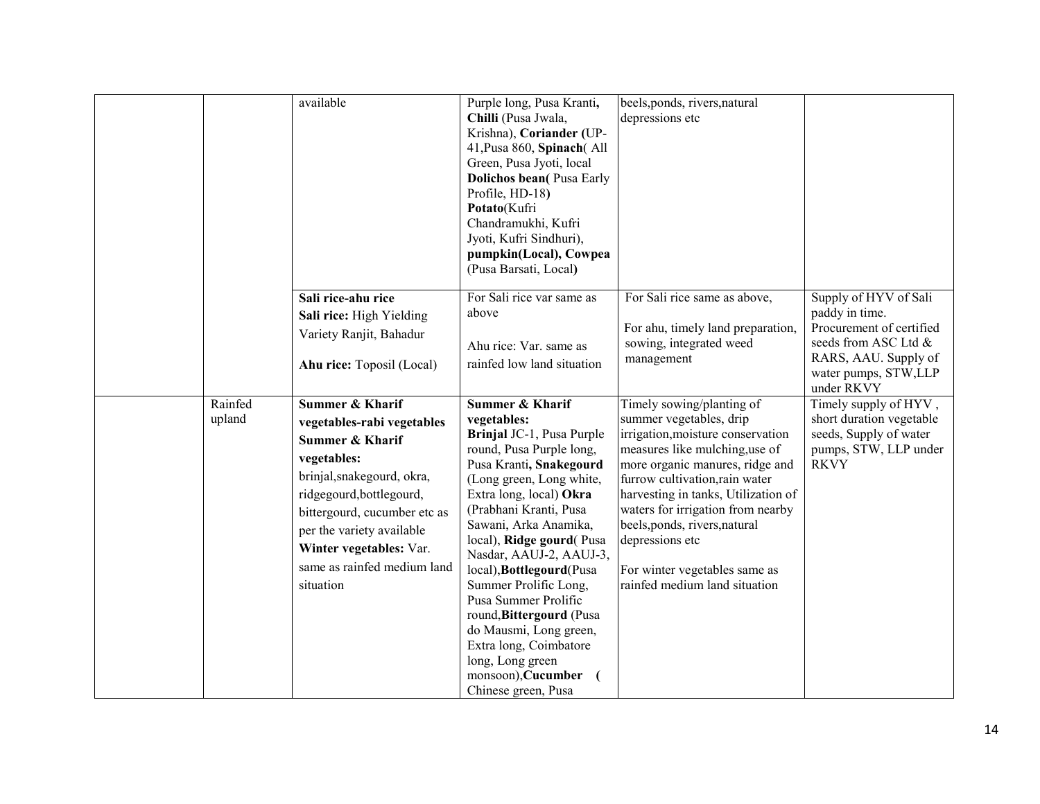| | | | | | |
|---|---|---|---|---|---|
| | | available | Purple long, Pusa Kranti, **Chilli** (Pusa Jwala, Krishna), **Coriander (**UP-41,Pusa 860, **Spinach**( All Green, Pusa Jyoti, local **Dolichos bean(** Pusa Early Profile, HD-18**)** **Potato**(Kufri Chandramukhi, Kufri Jyoti, Kufri Sindhuri), **pumpkin(Local), Cowpea** (Pusa Barsati, Local**)** | beels,ponds, rivers,natural depressions etc | |
| | | **Sali rice-ahu rice** **Sali rice:** High Yielding Variety Ranjit, Bahadur **Ahu rice:** Toposil (Local) | For Sali rice var same as above Ahu rice: Var. same as rainfed low land situation | For Sali rice same as above, For ahu, timely land preparation, sowing, integrated weed management | Supply of HYV of Sali paddy in time. Procurement of certified seeds from ASC Ltd & RARS, AAU. Supply of water pumps, STW,LLP under RKVY |
| | Rainfed upland | **Summer & Kharif vegetables-rabi vegetables** **Summer & Kharif vegetables:** brinjal,snakegourd, okra, ridgegourd,bottlegourd, bittergourd, cucumber etc as per the variety available **Winter vegetables:** Var. same as rainfed medium land situation | **Summer & Kharif vegetables:** **Brinjal** JC-1, Pusa Purple round, Pusa Purple long, Pusa Kranti**, Snakegourd** (Long green, Long white, Extra long, local) **Okra** (Prabhani Kranti, Pusa Sawani, Arka Anamika, local), **Ridge gourd**( Pusa Nasdar, AAUJ-2, AAUJ-3, local),**Bottlegourd**(Pusa Summer Prolific Long, Pusa Summer Prolific round,**Bittergourd** (Pusa do Mausmi, Long green, Extra long, Coimbatore long, Long green monsoon),**Cucumber (** Chinese green, Pusa | Timely sowing/planting of summer vegetables, drip irrigation,moisture conservation measures like mulching,use of more organic manures, ridge and furrow cultivation,rain water harvesting in tanks, Utilization of waters for irrigation from nearby beels,ponds, rivers,natural depressions etc For winter vegetables same as rainfed medium land situation | Timely supply of HYV , short duration vegetable seeds, Supply of water pumps, STW, LLP under RKVY |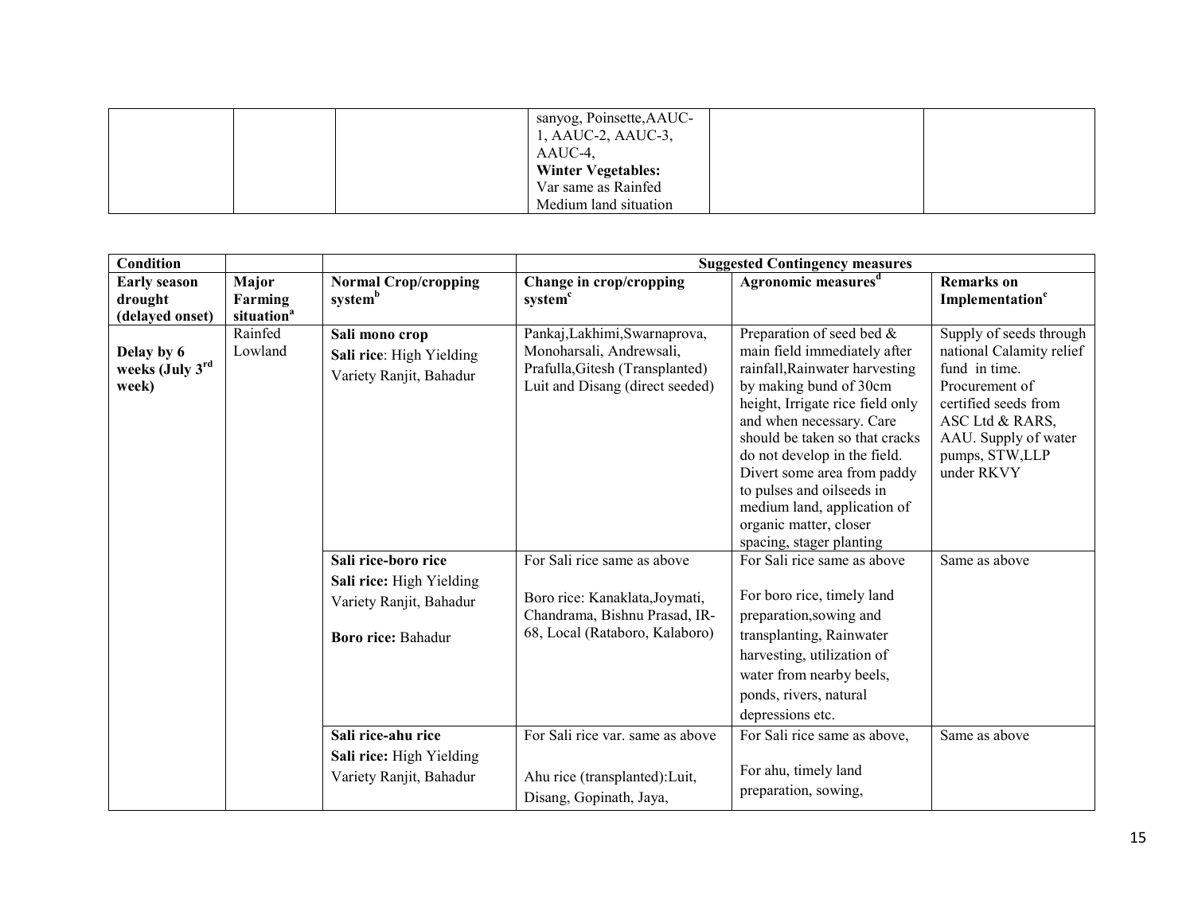| | | | sanyog, Poinsette,AAUC-1, AAUC-2, AAUC-3, AAUC-4, **Winter Vegetables:** Var same as Rainfed Medium land situation | | |
|---|---|---|---|---|---|

| Condition | | | Suggested Contingency measures | | |
|---|---|---|---|---|---|
| **Early season drought (delayed onset)** | **Major Farming situation[a]** | **Normal Crop/cropping system[b]** | **Change in crop/cropping system[c]** | **Agronomic measures[d]** | **Remarks on Implementation[e]** |
| **Delay by 6 weeks (July 3[rd] week)** | Rainfed Lowland | **Sali mono crop** **Sali rice**: High Yielding Variety Ranjit, Bahadur | Pankaj,Lakhimi,Swarnaprova, Monoharsali, Andrewsali, Prafulla,Gitesh (Transplanted) Luit and Disang (direct seeded) | Preparation of seed bed & main field immediately after rainfall,Rainwater harvesting by making bund of 30cm height, Irrigate rice field only and when necessary. Care should be taken so that cracks do not develop in the field. Divert some area from paddy to pulses and oilseeds in medium land, application of organic matter, closer spacing, stager planting | Supply of seeds through national Calamity relief fund in time. Procurement of certified seeds from ASC Ltd & RARS, AAU. Supply of water pumps, STW,LLP under RKVY |
| | | **Sali rice-boro rice** **Sali rice:** High Yielding Variety Ranjit, Bahadur **Boro rice:** Bahadur | For Sali rice same as above Boro rice: Kanaklata,Joymati, Chandrama, Bishnu Prasad, IR-68, Local (Rataboro, Kalaboro) | For Sali rice same as above For boro rice, timely land preparation,sowing and transplanting, Rainwater harvesting, utilization of water from nearby beels, ponds, rivers, natural depressions etc. | Same as above |
| | | **Sali rice-ahu rice** **Sali rice:** High Yielding Variety Ranjit, Bahadur | For Sali rice var. same as above Ahu rice (transplanted):Luit, Disang, Gopinath, Jaya, | For Sali rice same as above, For ahu, timely land preparation, sowing, | Same as above |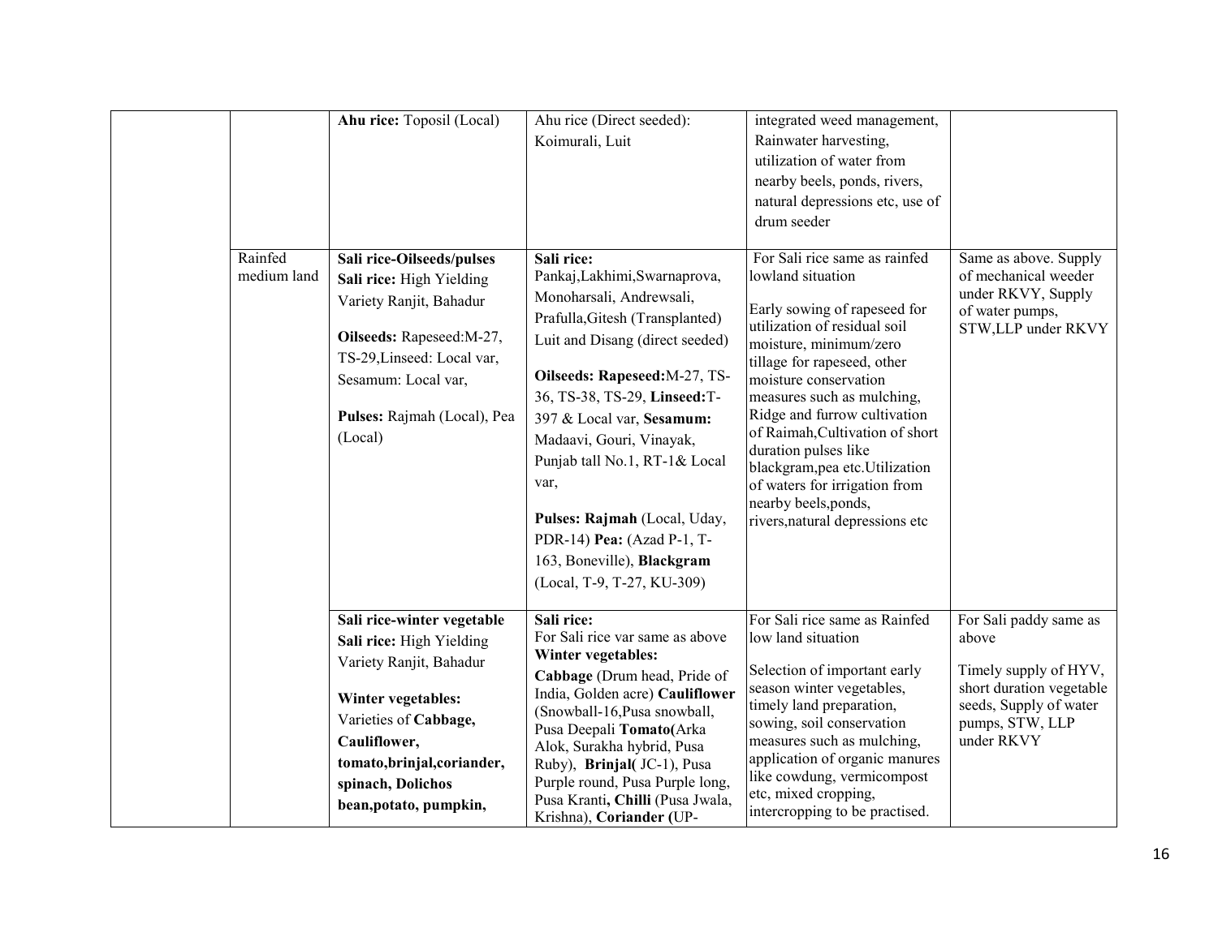| | | | | | |
|---|---|---|---|---|---|
| | | **Ahu rice:** Toposil (Local) | Ahu rice (Direct seeded): Koimurali, Luit | integrated weed management, Rainwater harvesting, utilization of water from nearby beels, ponds, rivers, natural depressions etc, use of drum seeder | |
| | Rainfed medium land | **Sali rice-Oilseeds/pulses** **Sali rice:** High Yielding Variety Ranjit, Bahadur<br><br>**Oilseeds:** Rapeseed:M-27, TS-29,Linseed: Local var, Sesamum: Local var,<br><br>**Pulses:** Rajmah (Local), Pea (Local) | **Sali rice:** Pankaj,Lakhimi,Swarnaprova, Monoharsali, Andrewsali, Prafulla,Gitesh (Transplanted) Luit and Disang (direct seeded)<br><br>**Oilseeds: Rapeseed:**M-27, TS-36, TS-38, TS-29, **Linseed:**T-397 & Local var, **Sesamum:** Madaavi, Gouri, Vinayak, Punjab tall No.1, RT-1& Local var,<br><br>**Pulses: Rajmah** (Local, Uday, PDR-14) **Pea:** (Azad P-1, T-163, Boneville), **Blackgram** (Local, T-9, T-27, KU-309) | For Sali rice same as rainfed lowland situation<br><br>Early sowing of rapeseed for utilization of residual soil moisture, minimum/zero tillage for rapeseed, other moisture conservation measures such as mulching, Ridge and furrow cultivation of Raimah,Cultivation of short duration pulses like blackgram,pea etc.Utilization of waters for irrigation from nearby beels,ponds, rivers,natural depressions etc | Same as above. Supply of mechanical weeder under RKVY, Supply of water pumps, STW,LLP under RKVY |
| | | **Sali rice-winter vegetable** **Sali rice:** High Yielding Variety Ranjit, Bahadur<br><br>**Winter vegetables:** Varieties of **Cabbage, Cauliflower, tomato,brinjal,coriander, spinach, Dolichos bean,potato, pumpkin,** | **Sali rice:** For Sali rice var same as above **Winter vegetables:** **Cabbage** (Drum head, Pride of India, Golden acre) **Cauliflower** (Snowball-16,Pusa snowball, Pusa Deepali **Tomato(**Arka Alok, Surakha hybrid, Pusa Ruby), **Brinjal(** JC-1), Pusa Purple round, Pusa Purple long, Pusa Kranti**, Chilli** (Pusa Jwala, Krishna), **Coriander (**UP- | For Sali rice same as Rainfed low land situation<br><br>Selection of important early season winter vegetables, timely land preparation, sowing, soil conservation measures such as mulching, application of organic manures like cowdung, vermicompost etc, mixed cropping, intercropping to be practised. | For Sali paddy same as above<br><br>Timely supply of HYV, short duration vegetable seeds, Supply of water pumps, STW, LLP under RKVY |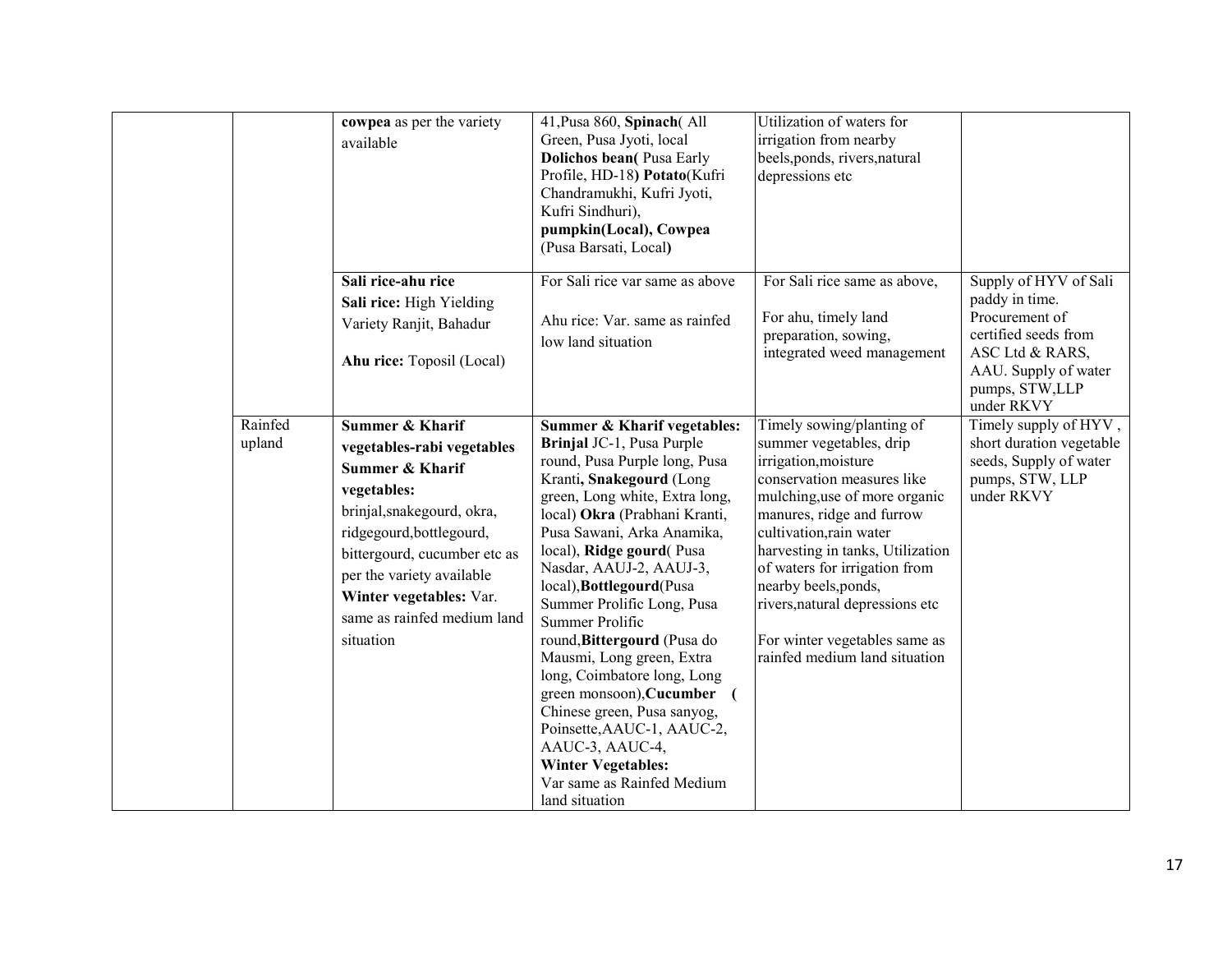| | | | | | |
|---|---|---|---|---|---|
| | | **cowpea** as per the variety available | 41,Pusa 860, **Spinach**( All Green, Pusa Jyoti, local **Dolichos bean(** Pusa Early Profile, HD-18**) Potato**(Kufri Chandramukhi, Kufri Jyoti, Kufri Sindhuri), **pumpkin(Local), Cowpea** (Pusa Barsati, Local**)** | Utilization of waters for irrigation from nearby beels,ponds, rivers,natural depressions etc | |
| | | **Sali rice-ahu rice**<br>**Sali rice:** High Yielding Variety Ranjit, Bahadur<br>**Ahu rice:** Toposil (Local) | For Sali rice var same as above<br>Ahu rice: Var. same as rainfed low land situation | For Sali rice same as above,<br>For ahu, timely land preparation, sowing, integrated weed management | Supply of HYV of Sali paddy in time. Procurement of certified seeds from ASC Ltd & RARS, AAU. Supply of water pumps, STW,LLP under RKVY |
| | Rainfed upland | **Summer & Kharif vegetables-rabi vegetables**<br>**Summer & Kharif vegetables:** brinjal,snakegourd, okra, ridgegourd,bottlegourd, bittergourd, cucumber etc as per the variety available<br>**Winter vegetables:** Var. same as rainfed medium land situation | **Summer & Kharif vegetables:** **Brinjal** JC-1, Pusa Purple round, Pusa Purple long, Pusa Kranti**, Snakegourd** (Long green, Long white, Extra long, local) **Okra** (Prabhani Kranti, Pusa Sawani, Arka Anamika, local), **Ridge gourd**( Pusa Nasdar, AAUJ-2, AAUJ-3, local),**Bottlegourd**(Pusa Summer Prolific Long, Pusa Summer Prolific round,**Bittergourd** (Pusa do Mausmi, Long green, Extra long, Coimbatore long, Long green monsoon),**Cucumber (** Chinese green, Pusa sanyog, Poinsette,AAUC-1, AAUC-2, AAUC-3, AAUC-4,<br>**Winter Vegetables:**<br>Var same as Rainfed Medium land situation | Timely sowing/planting of summer vegetables, drip irrigation,moisture conservation measures like mulching,use of more organic manures, ridge and furrow cultivation,rain water harvesting in tanks, Utilization of waters for irrigation from nearby beels,ponds, rivers,natural depressions etc<br>For winter vegetables same as rainfed medium land situation | Timely supply of HYV , short duration vegetable seeds, Supply of water pumps, STW, LLP under RKVY |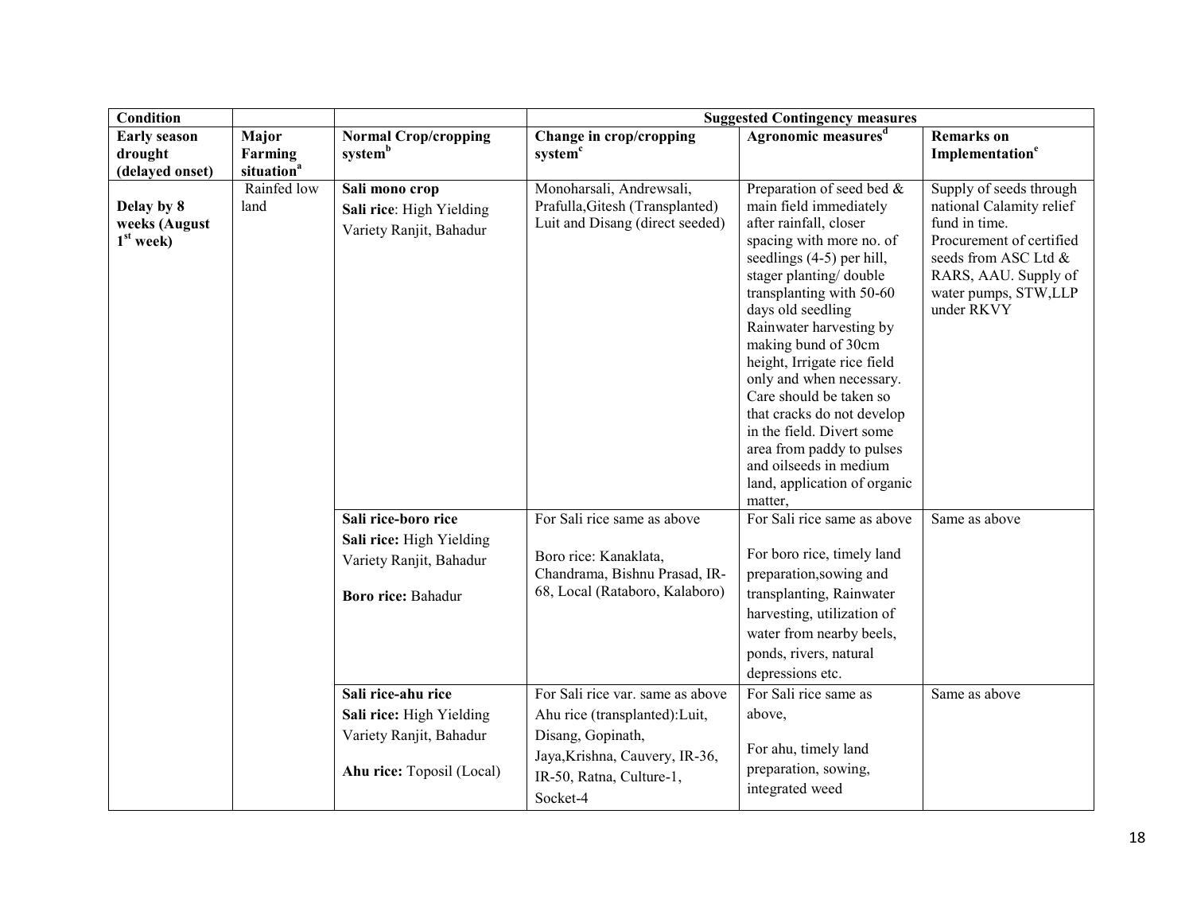| Condition | | | Suggested Contingency measures | | |
|---|---|---|---|---|---|
| **Early season drought (delayed onset)** | **Major Farming situation[a]** | **Normal Crop/cropping system[b]** | **Change in crop/cropping system[c]** | **Agronomic measures[d]** | **Remarks on Implementation[e]** |
| **Delay by 8 weeks (August 1[st] week)** | Rainfed low land | **Sali mono crop**<br>**Sali rice**: High Yielding Variety Ranjit, Bahadur | Monoharsali, Andrewsali, Prafulla,Gitesh (Transplanted) Luit and Disang (direct seeded) | Preparation of seed bed & main field immediately after rainfall, closer spacing with more no. of seedlings (4-5) per hill, stager planting/ double transplanting with 50-60 days old seedling Rainwater harvesting by making bund of 30cm height, Irrigate rice field only and when necessary. Care should be taken so that cracks do not develop in the field. Divert some area from paddy to pulses and oilseeds in medium land, application of organic matter, | Supply of seeds through national Calamity relief fund in time. Procurement of certified seeds from ASC Ltd & RARS, AAU. Supply of water pumps, STW,LLP under RKVY |
| | | **Sali rice-boro rice**<br>**Sali rice:** High Yielding Variety Ranjit, Bahadur<br><br>**Boro rice:** Bahadur | For Sali rice same as above<br><br>Boro rice: Kanaklata, Chandrama, Bishnu Prasad, IR-68, Local (Rataboro, Kalaboro) | For Sali rice same as above<br><br>For boro rice, timely land preparation,sowing and transplanting, Rainwater harvesting, utilization of water from nearby beels, ponds, rivers, natural depressions etc. | Same as above |
| | | **Sali rice-ahu rice**<br>**Sali rice:** High Yielding Variety Ranjit, Bahadur<br><br>**Ahu rice:** Toposil (Local) | For Sali rice var. same as above Ahu rice (transplanted):Luit, Disang, Gopinath, Jaya,Krishna, Cauvery, IR-36, IR-50, Ratna, Culture-1, Socket-4 | For Sali rice same as above,<br><br>For ahu, timely land preparation, sowing, integrated weed | Same as above |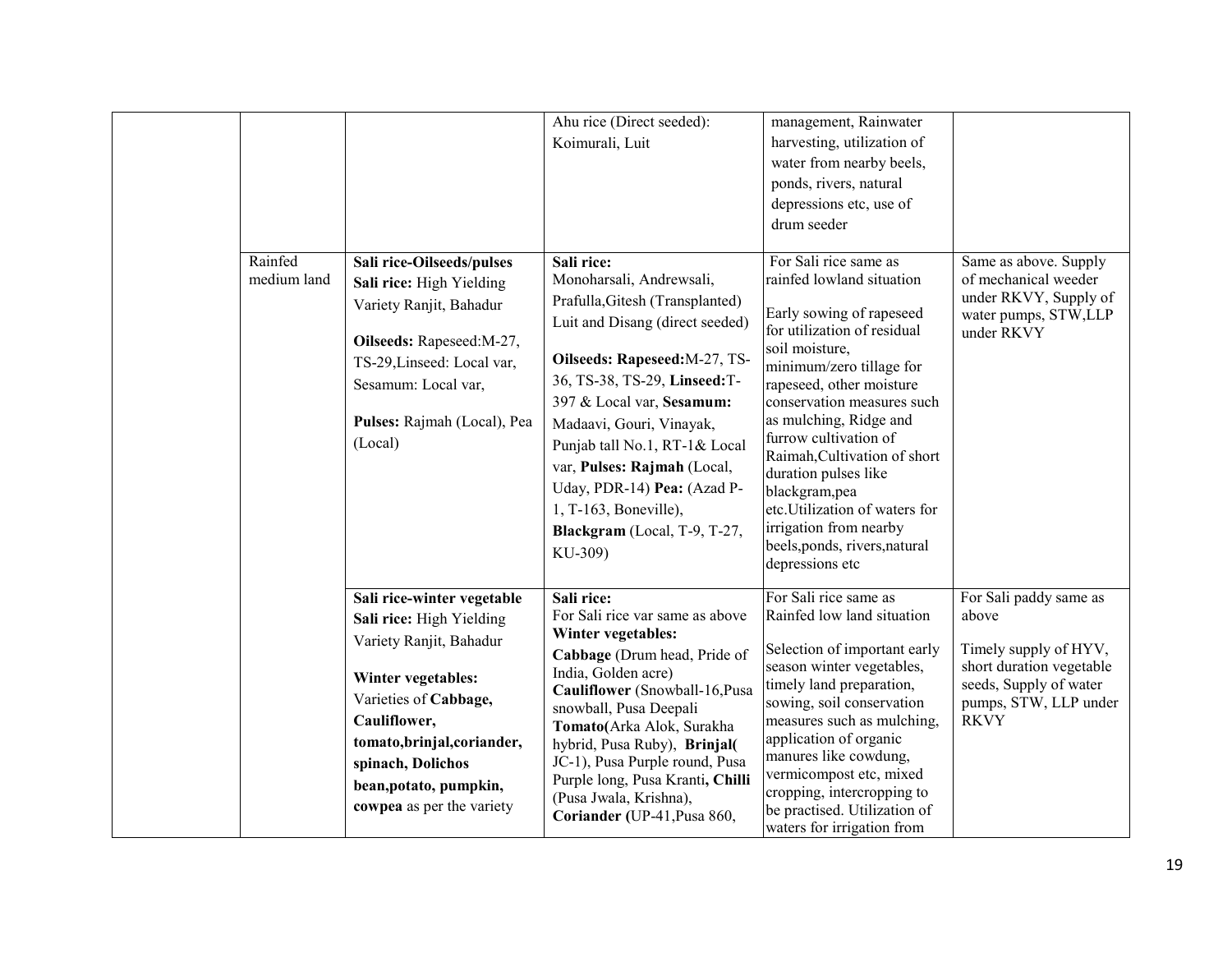| | | | | | |
|---|---|---|---|---|---|
| | | | Ahu rice (Direct seeded): Koimurali, Luit | management, Rainwater harvesting, utilization of water from nearby beels, ponds, rivers, natural depressions etc, use of drum seeder | |
| | Rainfed medium land | **Sali rice-Oilseeds/pulses** **Sali rice:** High Yielding Variety Ranjit, Bahadur **Oilseeds:** Rapeseed:M-27, TS-29,Linseed: Local var, Sesamum: Local var, **Pulses:** Rajmah (Local), Pea (Local) | **Sali rice:** Monoharsali, Andrewsali, Prafulla,Gitesh (Transplanted) Luit and Disang (direct seeded) **Oilseeds: Rapeseed:**M-27, TS-36, TS-38, TS-29, **Linseed:**T-397 & Local var, **Sesamum:** Madaavi, Gouri, Vinayak, Punjab tall No.1, RT-1& Local var, **Pulses: Rajmah** (Local, Uday, PDR-14) **Pea:** (Azad P-1, T-163, Boneville), **Blackgram** (Local, T-9, T-27, KU-309) | For Sali rice same as rainfed lowland situation Early sowing of rapeseed for utilization of residual soil moisture, minimum/zero tillage for rapeseed, other moisture conservation measures such as mulching, Ridge and furrow cultivation of Raimah,Cultivation of short duration pulses like blackgram,pea etc.Utilization of waters for irrigation from nearby beels,ponds, rivers,natural depressions etc | Same as above. Supply of mechanical weeder under RKVY, Supply of water pumps, STW,LLP under RKVY |
| | | **Sali rice-winter vegetable** **Sali rice:** High Yielding Variety Ranjit, Bahadur **Winter vegetables:** Varieties of **Cabbage, Cauliflower, tomato,brinjal,coriander, spinach, Dolichos bean,potato, pumpkin, cowpea** as per the variety | **Sali rice:** For Sali rice var same as above **Winter vegetables:** **Cabbage** (Drum head, Pride of India, Golden acre) **Cauliflower** (Snowball-16,Pusa snowball, Pusa Deepali **Tomato(**Arka Alok, Surakha hybrid, Pusa Ruby), **Brinjal(** JC-1), Pusa Purple round, Pusa Purple long, Pusa Kranti**, Chilli** (Pusa Jwala, Krishna), **Coriander (**UP-41,Pusa 860, | For Sali rice same as Rainfed low land situation Selection of important early season winter vegetables, timely land preparation, sowing, soil conservation measures such as mulching, application of organic manures like cowdung, vermicompost etc, mixed cropping, intercropping to be practised. Utilization of waters for irrigation from | For Sali paddy same as above Timely supply of HYV, short duration vegetable seeds, Supply of water pumps, STW, LLP under RKVY |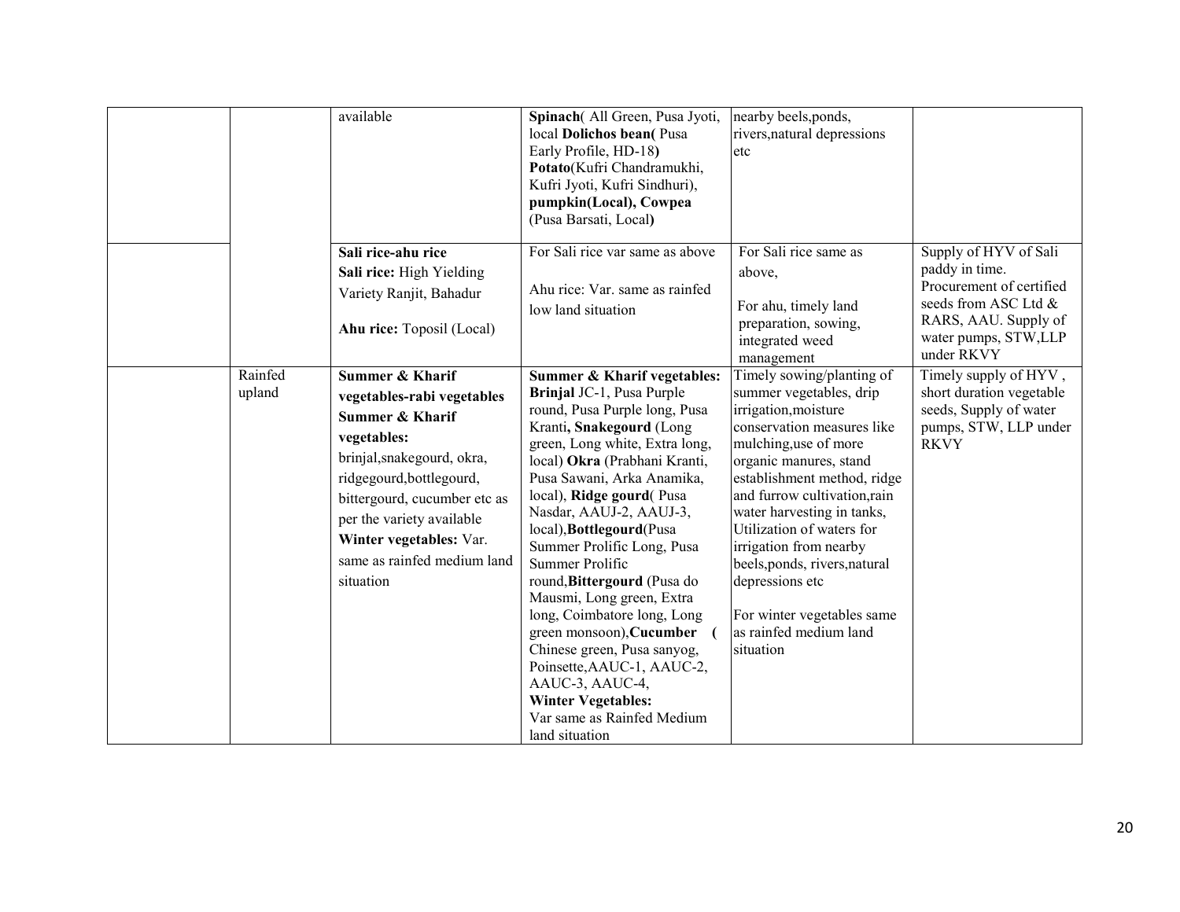| | | | | | |
|---|---|---|---|---|---|
| | | available | **Spinach**( All Green, Pusa Jyoti, local **Dolichos bean(** Pusa Early Profile, HD-18**)** **Potato**(Kufri Chandramukhi, Kufri Jyoti, Kufri Sindhuri), **pumpkin(Local), Cowpea** (Pusa Barsati, Local**)** | nearby beels,ponds, rivers,natural depressions etc | |
| | | **Sali rice-ahu rice** **Sali rice:** High Yielding Variety Ranjit, Bahadur **Ahu rice:** Toposil (Local) | For Sali rice var same as above Ahu rice: Var. same as rainfed low land situation | For Sali rice same as above, For ahu, timely land preparation, sowing, integrated weed management | Supply of HYV of Sali paddy in time. Procurement of certified seeds from ASC Ltd & RARS, AAU. Supply of water pumps, STW,LLP under RKVY |
| | Rainfed upland | **Summer & Kharif vegetables-rabi vegetables** **Summer & Kharif vegetables:** brinjal,snakegourd, okra, ridgegourd,bottlegourd, bittergourd, cucumber etc as per the variety available **Winter vegetables:** Var. same as rainfed medium land situation | **Summer & Kharif vegetables:** **Brinjal** JC-1, Pusa Purple round, Pusa Purple long, Pusa Kranti**, Snakegourd** (Long green, Long white, Extra long, local) **Okra** (Prabhani Kranti, Pusa Sawani, Arka Anamika, local), **Ridge gourd**( Pusa Nasdar, AAUJ-2, AAUJ-3, local),**Bottlegourd**(Pusa Summer Prolific Long, Pusa Summer Prolific round,**Bittergourd** (Pusa do Mausmi, Long green, Extra long, Coimbatore long, Long green monsoon),**Cucumber (** Chinese green, Pusa sanyog, Poinsette,AAUC-1, AAUC-2, AAUC-3, AAUC-4, **Winter Vegetables:** Var same as Rainfed Medium land situation | Timely sowing/planting of summer vegetables, drip irrigation,moisture conservation measures like mulching,use of more organic manures, stand establishment method, ridge and furrow cultivation,rain water harvesting in tanks, Utilization of waters for irrigation from nearby beels,ponds, rivers,natural depressions etc For winter vegetables same as rainfed medium land situation | Timely supply of HYV , short duration vegetable seeds, Supply of water pumps, STW, LLP under RKVY |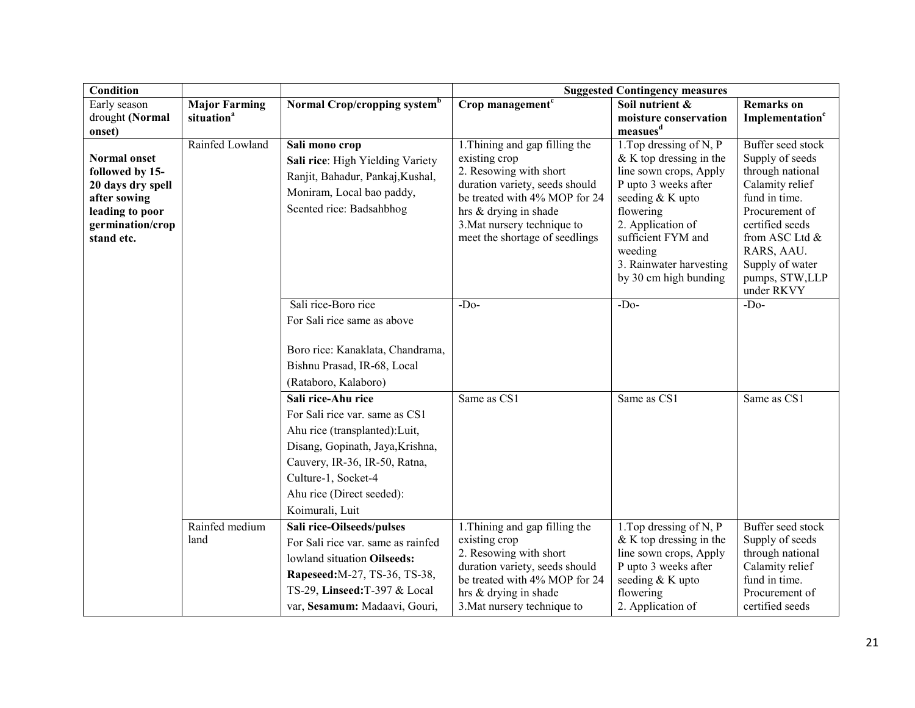| Condition | | | Suggested Contingency measures | | |
|---|---|---|---|---|---|
| Early season drought **(Normal onset)** | **Major Farming situation**[a] | **Normal Crop/cropping system**[b] | **Crop management**[c] | **Soil nutrient & moisture conservation measues**[d] | **Remarks on Implementation**[e] |
| **Normal onset followed by 15-20 days dry spell after sowing leading to poor germination/crop stand etc.** | Rainfed Lowland | **Sali mono crop**<br>**Sali rice**: High Yielding Variety Ranjit, Bahadur, Pankaj,Kushal, Moniram, Local bao paddy, Scented rice: Badsahbhog | 1.Thining and gap filling the existing crop<br>2. Resowing with short duration variety, seeds should be treated with 4% MOP for 24 hrs & drying in shade<br>3.Mat nursery technique to meet the shortage of seedlings | 1.Top dressing of N, P & K top dressing in the line sown crops, Apply P upto 3 weeks after seeding & K upto flowering<br>2. Application of sufficient FYM and weeding<br>3. Rainwater harvesting by 30 cm high bunding | Buffer seed stock Supply of seeds through national Calamity relief fund in time. Procurement of certified seeds from ASC Ltd & RARS, AAU. Supply of water pumps, STW,LLP under RKVY |
| | | Sali rice-Boro rice<br>For Sali rice same as above<br><br>Boro rice: Kanaklata, Chandrama, Bishnu Prasad, IR-68, Local (Rataboro, Kalaboro) | -Do- | -Do- | -Do- |
| | | **Sali rice-Ahu rice**<br>For Sali rice var. same as CS1<br>Ahu rice (transplanted):Luit, Disang, Gopinath, Jaya,Krishna, Cauvery, IR-36, IR-50, Ratna, Culture-1, Socket-4<br>Ahu rice (Direct seeded): Koimurali, Luit | Same as CS1 | Same as CS1 | Same as CS1 |
| | Rainfed medium land | **Sali rice-Oilseeds/pulses**<br>For Sali rice var. same as rainfed lowland situation **Oilseeds: Rapeseed:**M-27, TS-36, TS-38, TS-29, **Linseed:**T-397 & Local var, **Sesamum:** Madaavi, Gouri, | 1.Thining and gap filling the existing crop<br>2. Resowing with short duration variety, seeds should be treated with 4% MOP for 24 hrs & drying in shade<br>3.Mat nursery technique to | 1.Top dressing of N, P & K top dressing in the line sown crops, Apply P upto 3 weeks after seeding & K upto flowering<br>2. Application of | Buffer seed stock Supply of seeds through national Calamity relief fund in time. Procurement of certified seeds |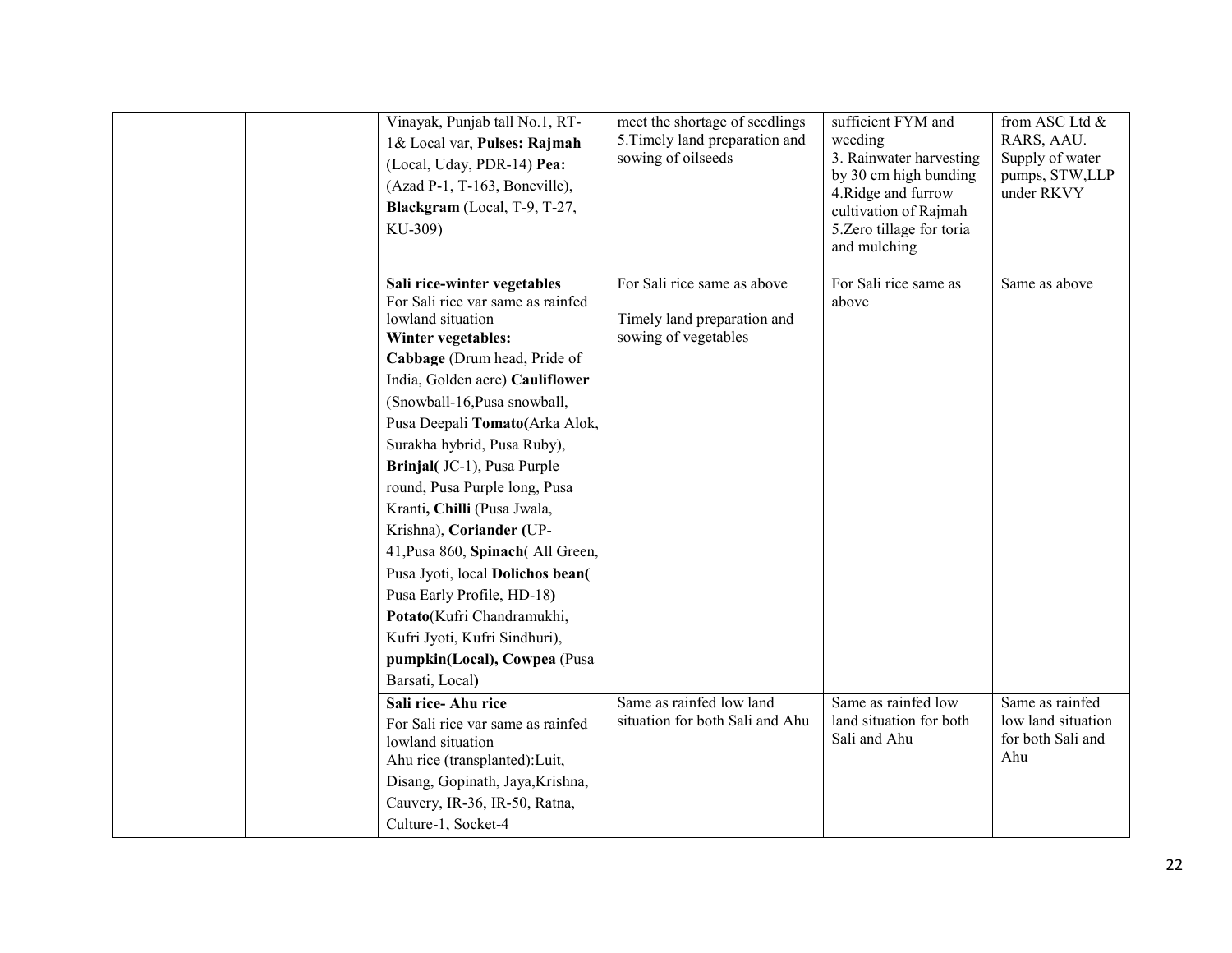| | | | | | |
|---|---|---|---|---|---|
| | | Vinayak, Punjab tall No.1, RT-1& Local var, **Pulses: Rajmah** (Local, Uday, PDR-14) **Pea:** (Azad P-1, T-163, Boneville), **Blackgram** (Local, T-9, T-27, KU-309) | meet the shortage of seedlings<br>5.Timely land preparation and sowing of oilseeds | sufficient FYM and weeding<br>3. Rainwater harvesting by 30 cm high bunding<br>4.Ridge and furrow cultivation of Rajmah<br>5.Zero tillage for toria and mulching | from ASC Ltd & RARS, AAU. Supply of water pumps, STW,LLP under RKVY |
| | | **Sali rice-winter vegetables**<br>For Sali rice var same as rainfed lowland situation<br>**Winter vegetables:**<br>**Cabbage** (Drum head, Pride of India, Golden acre) **Cauliflower** (Snowball-16,Pusa snowball, Pusa Deepali **Tomato(**Arka Alok, Surakha hybrid, Pusa Ruby), **Brinjal(** JC-1), Pusa Purple round, Pusa Purple long, Pusa Kranti**, Chilli** (Pusa Jwala, Krishna), **Coriander (**UP-41,Pusa 860, **Spinach**( All Green, Pusa Jyoti, local **Dolichos bean(** Pusa Early Profile, HD-18**)** **Potato**(Kufri Chandramukhi, Kufri Jyoti, Kufri Sindhuri), **pumpkin(Local), Cowpea** (Pusa Barsati, Local**)** | For Sali rice same as above<br><br>Timely land preparation and sowing of vegetables | For Sali rice same as above | Same as above |
| | | **Sali rice- Ahu rice**<br>For Sali rice var same as rainfed lowland situation<br>Ahu rice (transplanted):Luit, Disang, Gopinath, Jaya,Krishna, Cauvery, IR-36, IR-50, Ratna, Culture-1, Socket-4 | Same as rainfed low land situation for both Sali and Ahu | Same as rainfed low land situation for both Sali and Ahu | Same as rainfed low land situation for both Sali and Ahu |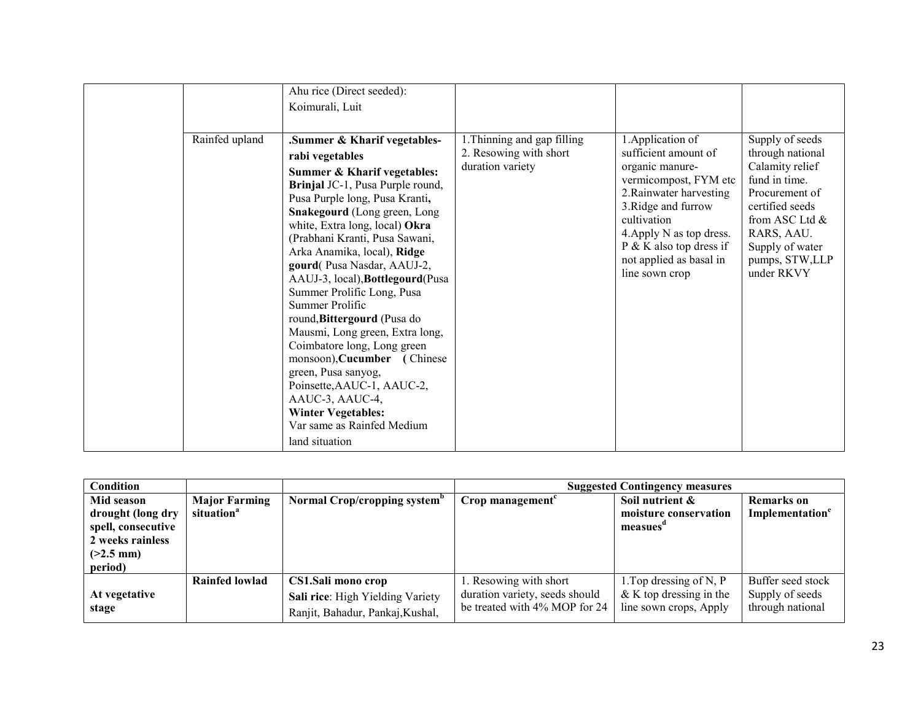| | | | | | |
|---|---|---|---|---|---|
| | | Ahu rice (Direct seeded): Koimurali, Luit | | | |
| | Rainfed upland | **.Summer & Kharif vegetables-rabi vegetables** **Summer & Kharif vegetables:** **Brinjal** JC-1, Pusa Purple round, Pusa Purple long, Pusa Kranti**,** **Snakegourd** (Long green, Long white, Extra long, local) **Okra** (Prabhani Kranti, Pusa Sawani, Arka Anamika, local), **Ridge gourd**( Pusa Nasdar, AAUJ-2, AAUJ-3, local),**Bottlegourd**(Pusa Summer Prolific Long, Pusa Summer Prolific round,**Bittergourd** (Pusa do Mausmi, Long green, Extra long, Coimbatore long, Long green monsoon),**Cucumber (** Chinese green, Pusa sanyog, Poinsette,AAUC-1, AAUC-2, AAUC-3, AAUC-4, **Winter Vegetables:** Var same as Rainfed Medium land situation | 1.Thinning and gap filling 2. Resowing with short duration variety | 1.Application of sufficient amount of organic manure-vermicompost, FYM etc 2.Rainwater harvesting 3.Ridge and furrow cultivation 4.Apply N as top dress. P & K also top dress if not applied as basal in line sown crop | Supply of seeds through national Calamity relief fund in time. Procurement of certified seeds from ASC Ltd & RARS, AAU. Supply of water pumps, STW,LLP under RKVY |

| **Condition** | | | **Suggested Contingency measures** | | |
|---|---|---|---|---|---|
| **Mid season drought (long dry spell, consecutive 2 weeks rainless (>2.5 mm) period)** | **Major Farming situation[a]** | **Normal Crop/cropping system[b]** | **Crop management[c]** | **Soil nutrient & moisture conservation measues[d]** | **Remarks on Implementation[e]** |
| **At vegetative stage** | **Rainfed lowlad** | **CS1.Sali mono crop** **Sali rice**: High Yielding Variety Ranjit, Bahadur, Pankaj,Kushal, | 1. Resowing with short duration variety, seeds should be treated with 4% MOP for 24 | 1.Top dressing of N, P & K top dressing in the line sown crops, Apply | Buffer seed stock Supply of seeds through national |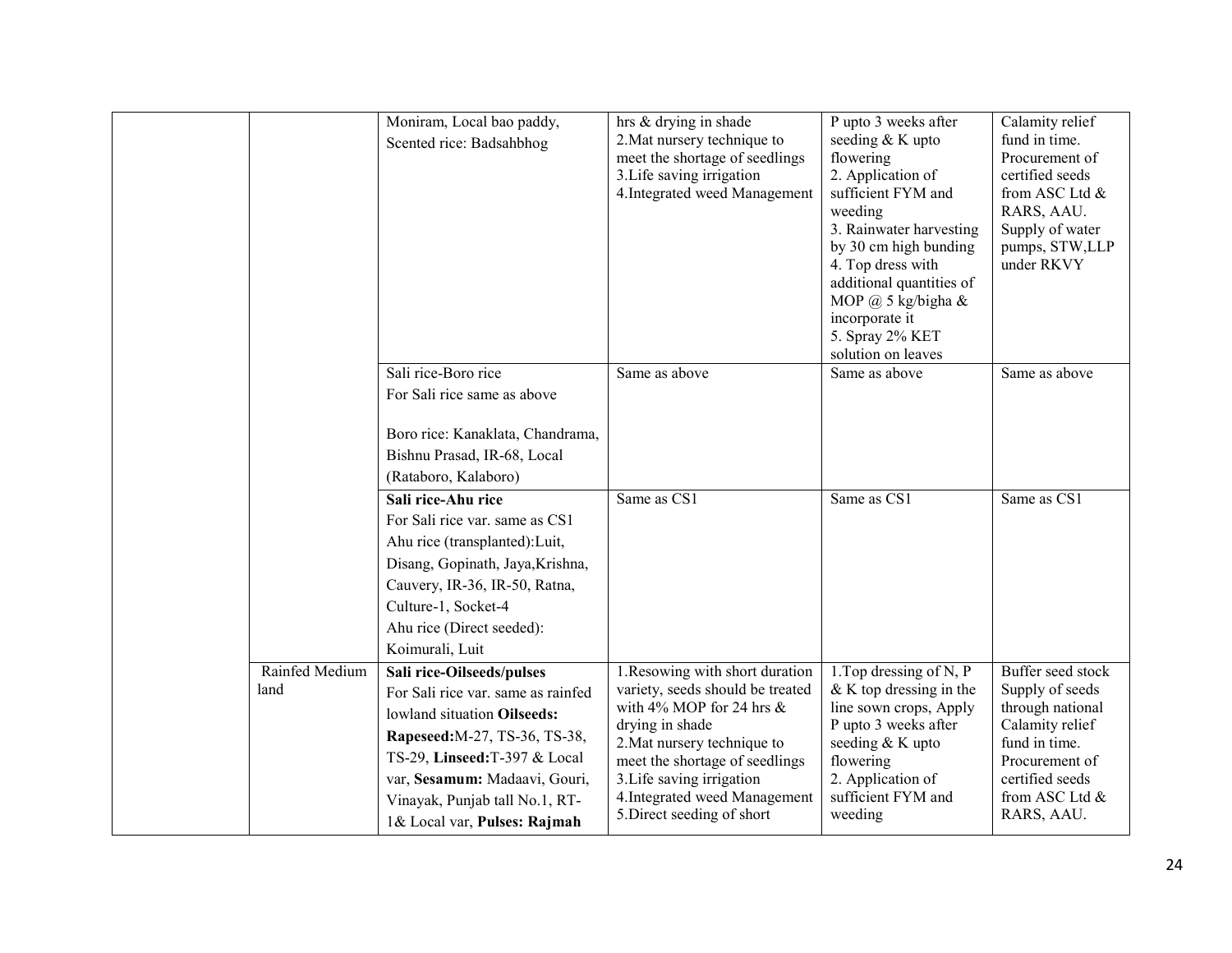| | | | | | |
|---|---|---|---|---|---|
| | | Moniram, Local bao paddy, Scented rice: Badsahbhog | hrs & drying in shade<br>2.Mat nursery technique to meet the shortage of seedlings<br>3.Life saving irrigation<br>4.Integrated weed Management | P upto 3 weeks after seeding & K upto flowering<br>2. Application of sufficient FYM and weeding<br>3. Rainwater harvesting by 30 cm high bunding<br>4. Top dress with additional quantities of MOP @ 5 kg/bigha & incorporate it<br>5. Spray 2% KET solution on leaves | Calamity relief fund in time. Procurement of certified seeds from ASC Ltd & RARS, AAU. Supply of water pumps, STW,LLP under RKVY |
| | | Sali rice-Boro rice<br>For Sali rice same as above<br><br>Boro rice: Kanaklata, Chandrama, Bishnu Prasad, IR-68, Local (Rataboro, Kalaboro) | Same as above | Same as above | Same as above |
| | | **Sali rice-Ahu rice**<br>For Sali rice var. same as CS1<br>Ahu rice (transplanted):Luit, Disang, Gopinath, Jaya,Krishna, Cauvery, IR-36, IR-50, Ratna, Culture-1, Socket-4<br>Ahu rice (Direct seeded): Koimurali, Luit | Same as CS1 | Same as CS1 | Same as CS1 |
| | Rainfed Medium land | **Sali rice-Oilseeds/pulses**<br>For Sali rice var. same as rainfed lowland situation **Oilseeds: Rapeseed:**M-27, TS-36, TS-38, TS-29, **Linseed:**T-397 & Local var, **Sesamum:** Madaavi, Gouri, Vinayak, Punjab tall No.1, RT-1& Local var, **Pulses: Rajmah** | 1.Resowing with short duration variety, seeds should be treated with 4% MOP for 24 hrs & drying in shade<br>2.Mat nursery technique to meet the shortage of seedlings<br>3.Life saving irrigation<br>4.Integrated weed Management<br>5.Direct seeding of short | 1.Top dressing of N, P & K top dressing in the line sown crops, Apply P upto 3 weeks after seeding & K upto flowering<br>2. Application of sufficient FYM and weeding | Buffer seed stock Supply of seeds through national Calamity relief fund in time. Procurement of certified seeds from ASC Ltd & RARS, AAU. |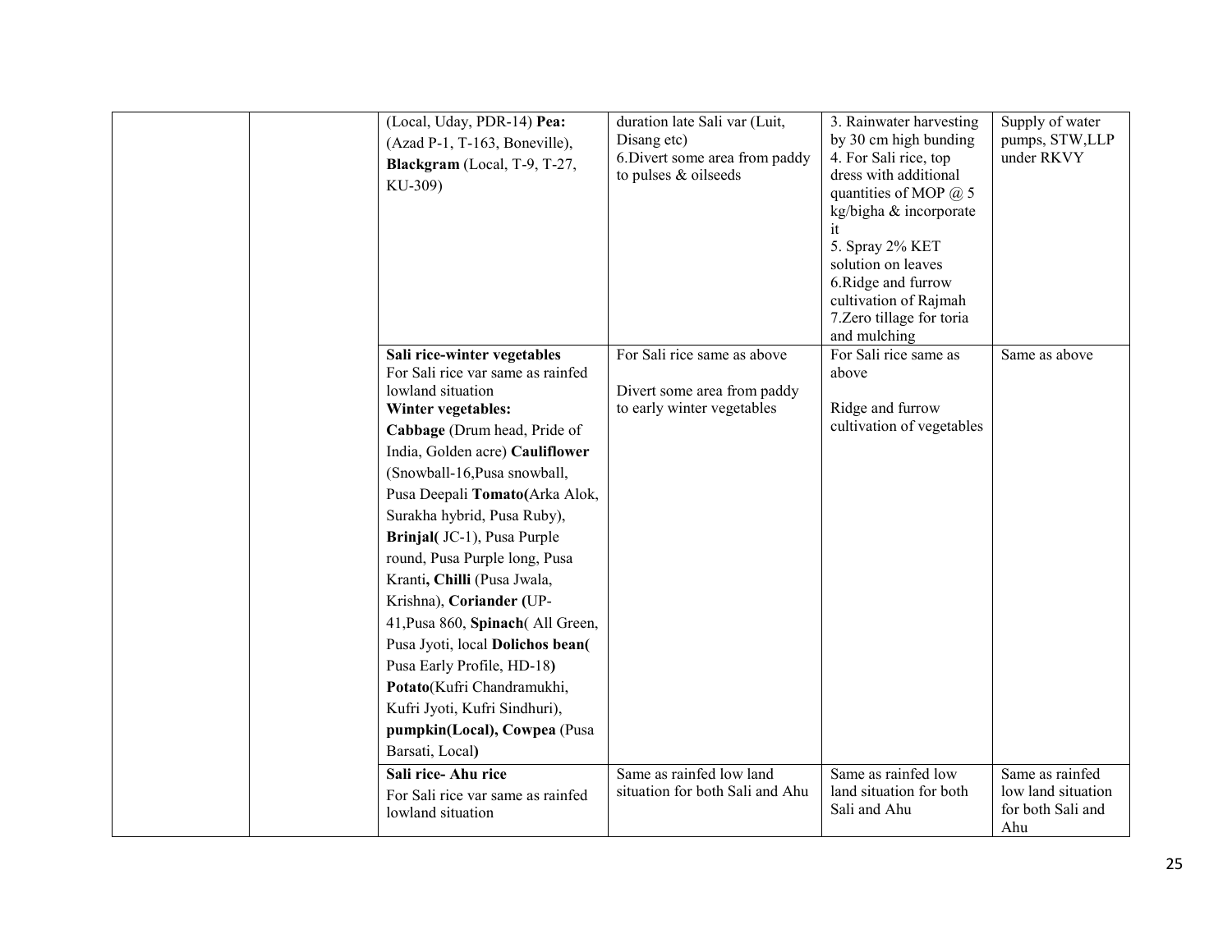| | | | | | |
|---|---|---|---|---|---|
| | | (Local, Uday, PDR-14) **Pea:** (Azad P-1, T-163, Boneville), **Blackgram** (Local, T-9, T-27, KU-309) | duration late Sali var (Luit, Disang etc)<br>6.Divert some area from paddy to pulses & oilseeds | 3. Rainwater harvesting by 30 cm high bunding<br>4. For Sali rice, top dress with additional quantities of MOP @ 5 kg/bigha & incorporate it<br>5. Spray 2% KET solution on leaves<br>6.Ridge and furrow cultivation of Rajmah<br>7.Zero tillage for toria and mulching | Supply of water pumps, STW,LLP under RKVY |
| | | **Sali rice-winter vegetables**<br>For Sali rice var same as rainfed lowland situation<br>**Winter vegetables:**<br>**Cabbage** (Drum head, Pride of India, Golden acre) **Cauliflower** (Snowball-16,Pusa snowball, Pusa Deepali **Tomato(**Arka Alok, Surakha hybrid, Pusa Ruby), **Brinjal(** JC-1), Pusa Purple round, Pusa Purple long, Pusa Kranti**, Chilli** (Pusa Jwala, Krishna), **Coriander (**UP-41,Pusa 860, **Spinach**( All Green, Pusa Jyoti, local **Dolichos bean(** Pusa Early Profile, HD-18**)** **Potato**(Kufri Chandramukhi, Kufri Jyoti, Kufri Sindhuri), **pumpkin(Local), Cowpea** (Pusa Barsati, Local**)** | For Sali rice same as above<br><br>Divert some area from paddy to early winter vegetables | For Sali rice same as above<br><br>Ridge and furrow cultivation of vegetables | Same as above |
| | | **Sali rice- Ahu rice**<br>For Sali rice var same as rainfed lowland situation | Same as rainfed low land situation for both Sali and Ahu | Same as rainfed low land situation for both Sali and Ahu | Same as rainfed low land situation for both Sali and Ahu |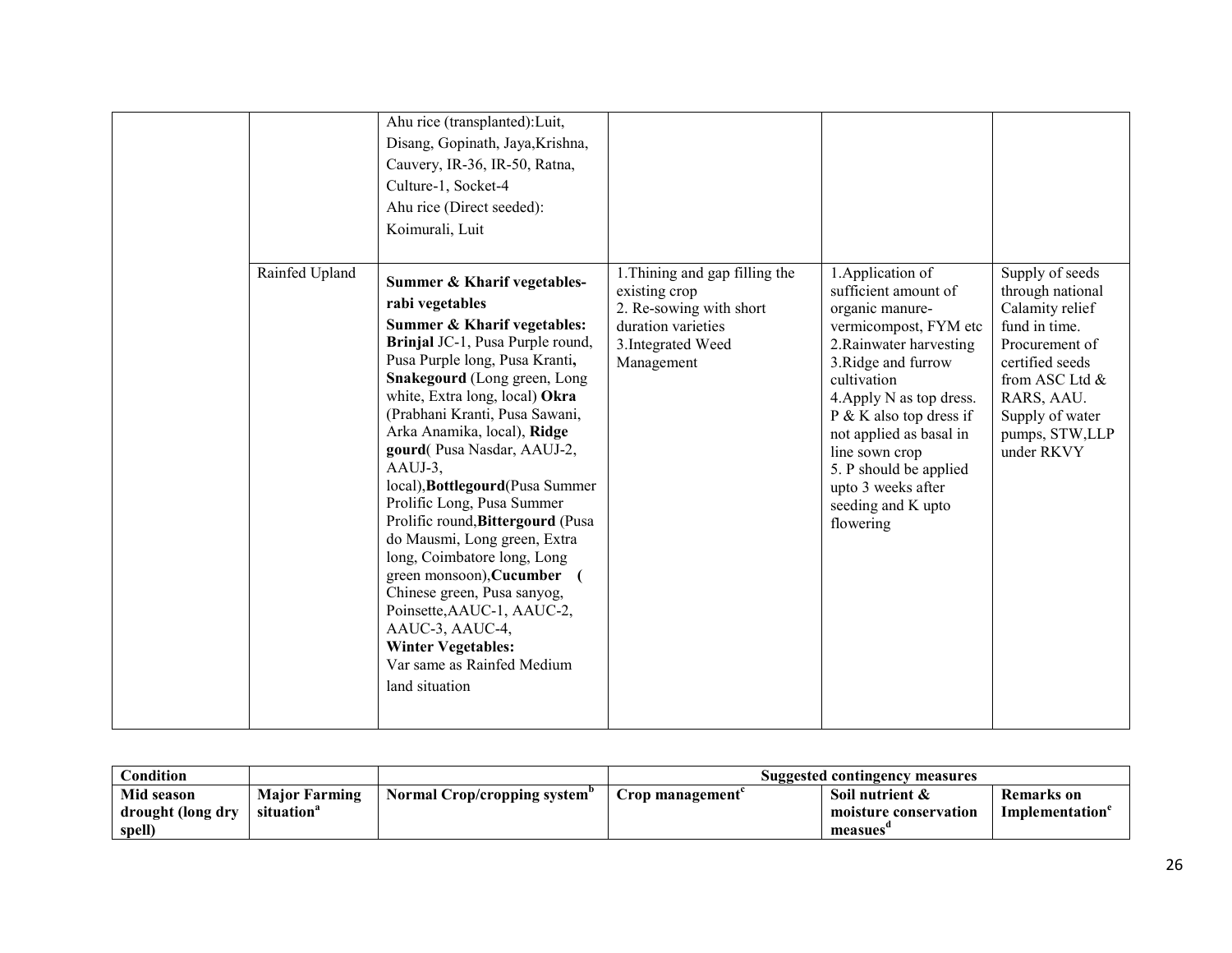| | | | | | |
|---|---|---|---|---|---|
| | | Ahu rice (transplanted):Luit, Disang, Gopinath, Jaya,Krishna, Cauvery, IR-36, IR-50, Ratna, Culture-1, Socket-4<br>Ahu rice (Direct seeded): Koimurali, Luit | | | |
| | Rainfed Upland | **Summer & Kharif vegetables-rabi vegetables**<br>**Summer & Kharif vegetables:** **Brinjal** JC-1, Pusa Purple round, Pusa Purple long, Pusa Kranti**, Snakegourd** (Long green, Long white, Extra long, local) **Okra** (Prabhani Kranti, Pusa Sawani, Arka Anamika, local), **Ridge gourd**( Pusa Nasdar, AAUJ-2, AAUJ-3, local),**Bottlegourd**(Pusa Summer Prolific Long, Pusa Summer Prolific round,**Bittergourd** (Pusa do Mausmi, Long green, Extra long, Coimbatore long, Long green monsoon),**Cucumber (** Chinese green, Pusa sanyog, Poinsette,AAUC-1, AAUC-2, AAUC-3, AAUC-4,<br>**Winter Vegetables:**<br>Var same as Rainfed Medium land situation | 1.Thining and gap filling the existing crop<br>2. Re-sowing with short duration varieties<br>3.Integrated Weed Management | 1.Application of sufficient amount of organic manure- vermicompost, FYM etc<br>2.Rainwater harvesting<br>3.Ridge and furrow cultivation<br>4.Apply N as top dress. P & K also top dress if not applied as basal in line sown crop<br>5. P should be applied upto 3 weeks after seeding and K upto flowering | Supply of seeds through national Calamity relief fund in time. Procurement of certified seeds from ASC Ltd & RARS, AAU. Supply of water pumps, STW,LLP under RKVY |

| **Condition** | | | **Suggested contingency measures** | | |
|---|---|---|---|---|---|
| **Mid season drought (long dry spell)** | **Major Farming situation**[a] | **Normal Crop/cropping system**[b] | **Crop management**[c] | **Soil nutrient & moisture conservation measues**[d] | **Remarks on Implementation**[e] |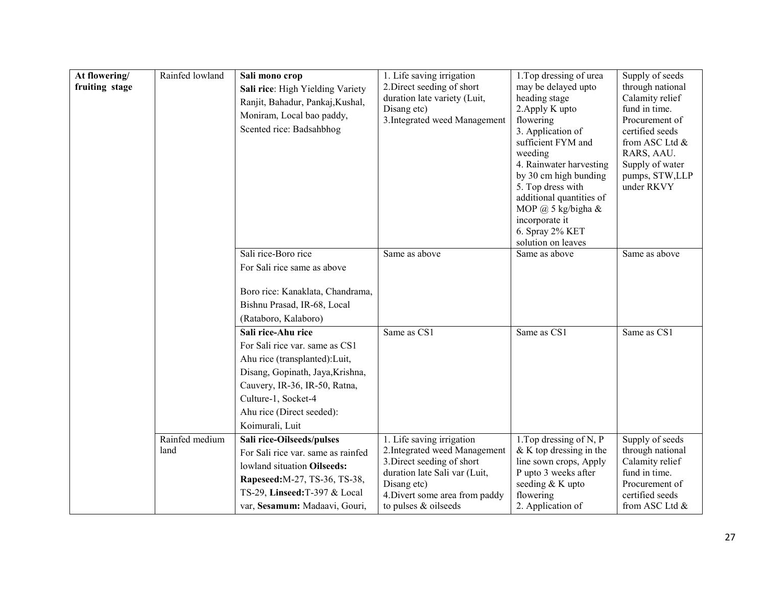| **At flowering/ fruiting stage** | Rainfed lowland | **Sali mono crop**<br>**Sali rice**: High Yielding Variety Ranjit, Bahadur, Pankaj,Kushal, Moniram, Local bao paddy, Scented rice: Badsahbhog | 1. Life saving irrigation<br>2.Direct seeding of short duration late variety (Luit, Disang etc)<br>3.Integrated weed Management | 1.Top dressing of urea may be delayed upto heading stage<br>2.Apply K upto flowering<br>3. Application of sufficient FYM and weeding<br>4. Rainwater harvesting by 30 cm high bunding<br>5. Top dress with additional quantities of MOP @ 5 kg/bigha & incorporate it<br>6. Spray 2% KET solution on leaves | Supply of seeds through national Calamity relief fund in time. Procurement of certified seeds from ASC Ltd & RARS, AAU. Supply of water pumps, STW,LLP under RKVY |
|---|---|---|---|---|---|
| | | Sali rice-Boro rice<br>For Sali rice same as above<br><br>Boro rice: Kanaklata, Chandrama, Bishnu Prasad, IR-68, Local (Rataboro, Kalaboro) | Same as above | Same as above | Same as above |
| | | **Sali rice-Ahu rice**<br>For Sali rice var. same as CS1<br>Ahu rice (transplanted):Luit, Disang, Gopinath, Jaya,Krishna, Cauvery, IR-36, IR-50, Ratna, Culture-1, Socket-4<br>Ahu rice (Direct seeded): Koimurali, Luit | Same as CS1 | Same as CS1 | Same as CS1 |
| | Rainfed medium land | **Sali rice-Oilseeds/pulses**<br>For Sali rice var. same as rainfed lowland situation **Oilseeds: Rapeseed:**M-27, TS-36, TS-38, TS-29, **Linseed:**T-397 & Local var, **Sesamum:** Madaavi, Gouri, | 1. Life saving irrigation<br>2.Integrated weed Management<br>3.Direct seeding of short duration late Sali var (Luit, Disang etc)<br>4.Divert some area from paddy to pulses & oilseeds | 1.Top dressing of N, P & K top dressing in the line sown crops, Apply P upto 3 weeks after seeding & K upto flowering<br>2. Application of | Supply of seeds through national Calamity relief fund in time. Procurement of certified seeds from ASC Ltd & |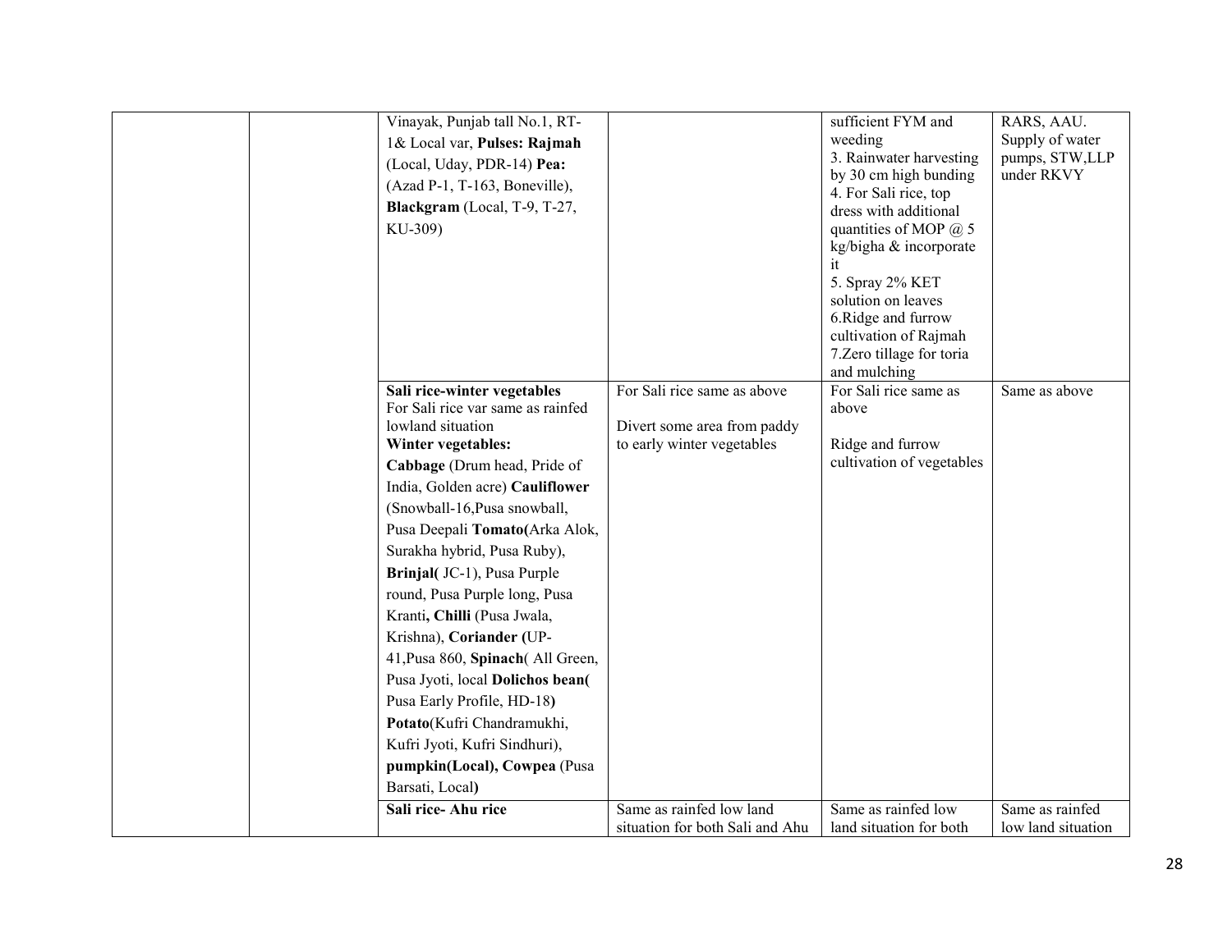| | | | | | |
|---|---|---|---|---|---|
| | | Vinayak, Punjab tall No.1, RT-1& Local var, **Pulses: Rajmah** (Local, Uday, PDR-14) **Pea:** (Azad P-1, T-163, Boneville), **Blackgram** (Local, T-9, T-27, KU-309) | | sufficient FYM and weeding<br>3. Rainwater harvesting by 30 cm high bunding<br>4. For Sali rice, top dress with additional quantities of MOP @ 5 kg/bigha & incorporate it<br>5. Spray 2% KET solution on leaves<br>6.Ridge and furrow cultivation of Rajmah<br>7.Zero tillage for toria and mulching | RARS, AAU. Supply of water pumps, STW,LLP under RKVY |
| | | **Sali rice-winter vegetables**<br>For Sali rice var same as rainfed lowland situation<br>**Winter vegetables:**<br>**Cabbage** (Drum head, Pride of India, Golden acre) **Cauliflower** (Snowball-16,Pusa snowball, Pusa Deepali **Tomato(**Arka Alok, Surakha hybrid, Pusa Ruby), **Brinjal(** JC-1), Pusa Purple round, Pusa Purple long, Pusa Kranti**, Chilli** (Pusa Jwala, Krishna), **Coriander (**UP-41,Pusa 860, **Spinach**( All Green, Pusa Jyoti, local **Dolichos bean(** Pusa Early Profile, HD-18**)** **Potato**(Kufri Chandramukhi, Kufri Jyoti, Kufri Sindhuri), **pumpkin(Local), Cowpea** (Pusa Barsati, Local**)** | For Sali rice same as above<br><br>Divert some area from paddy to early winter vegetables | For Sali rice same as above<br><br>Ridge and furrow cultivation of vegetables | Same as above |
| | | **Sali rice- Ahu rice** | Same as rainfed low land situation for both Sali and Ahu | Same as rainfed low land situation for both | Same as rainfed low land situation |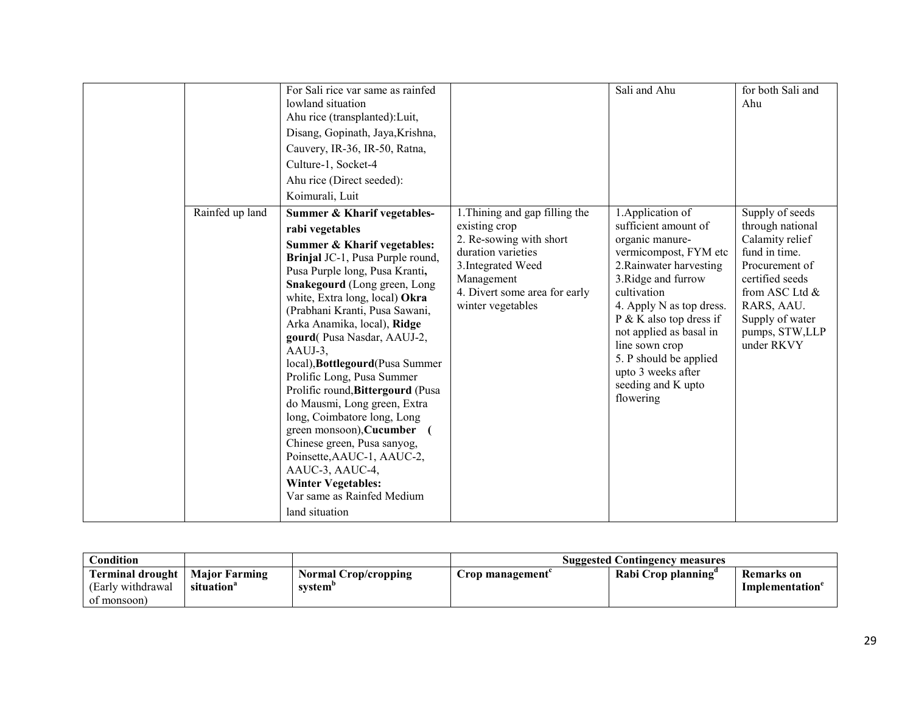| | | For Sali rice var same as rainfed lowland situation<br>Ahu rice (transplanted):Luit, Disang, Gopinath, Jaya,Krishna, Cauvery, IR-36, IR-50, Ratna, Culture-1, Socket-4<br>Ahu rice (Direct seeded): Koimurali, Luit | | Sali and Ahu | for both Sali and Ahu |
|---|---|---|---|---|---|
| | Rainfed up land | **Summer & Kharif vegetables-rabi vegetables**<br>**Summer & Kharif vegetables:** **Brinjal** JC-1, Pusa Purple round, Pusa Purple long, Pusa Kranti**,** **Snakegourd** (Long green, Long white, Extra long, local) **Okra** (Prabhani Kranti, Pusa Sawani, Arka Anamika, local), **Ridge gourd**( Pusa Nasdar, AAUJ-2, AAUJ-3, local),**Bottlegourd**(Pusa Summer Prolific Long, Pusa Summer Prolific round,**Bittergourd** (Pusa do Mausmi, Long green, Extra long, Coimbatore long, Long green monsoon),**Cucumber (** Chinese green, Pusa sanyog, Poinsette,AAUC-1, AAUC-2, AAUC-3, AAUC-4,<br>**Winter Vegetables:**<br>Var same as Rainfed Medium land situation | 1.Thining and gap filling the existing crop<br>2. Re-sowing with short duration varieties<br>3.Integrated Weed Management<br>4. Divert some area for early winter vegetables | 1.Application of sufficient amount of organic manure-vermicompost, FYM etc<br>2.Rainwater harvesting<br>3.Ridge and furrow cultivation<br>4. Apply N as top dress. P & K also top dress if not applied as basal in line sown crop<br>5. P should be applied upto 3 weeks after seeding and K upto flowering | Supply of seeds through national Calamity relief fund in time. Procurement of certified seeds from ASC Ltd & RARS, AAU. Supply of water pumps, STW,LLP under RKVY |

| Condition | | | Suggested Contingency measures | | |
|---|---|---|---|---|---|
| **Terminal drought** (Early withdrawal of monsoon) | **Major Farming situation[a]** | **Normal Crop/cropping system[b]** | **Crop management[c]** | **Rabi Crop planning[d]** | **Remarks on Implementation[e]** |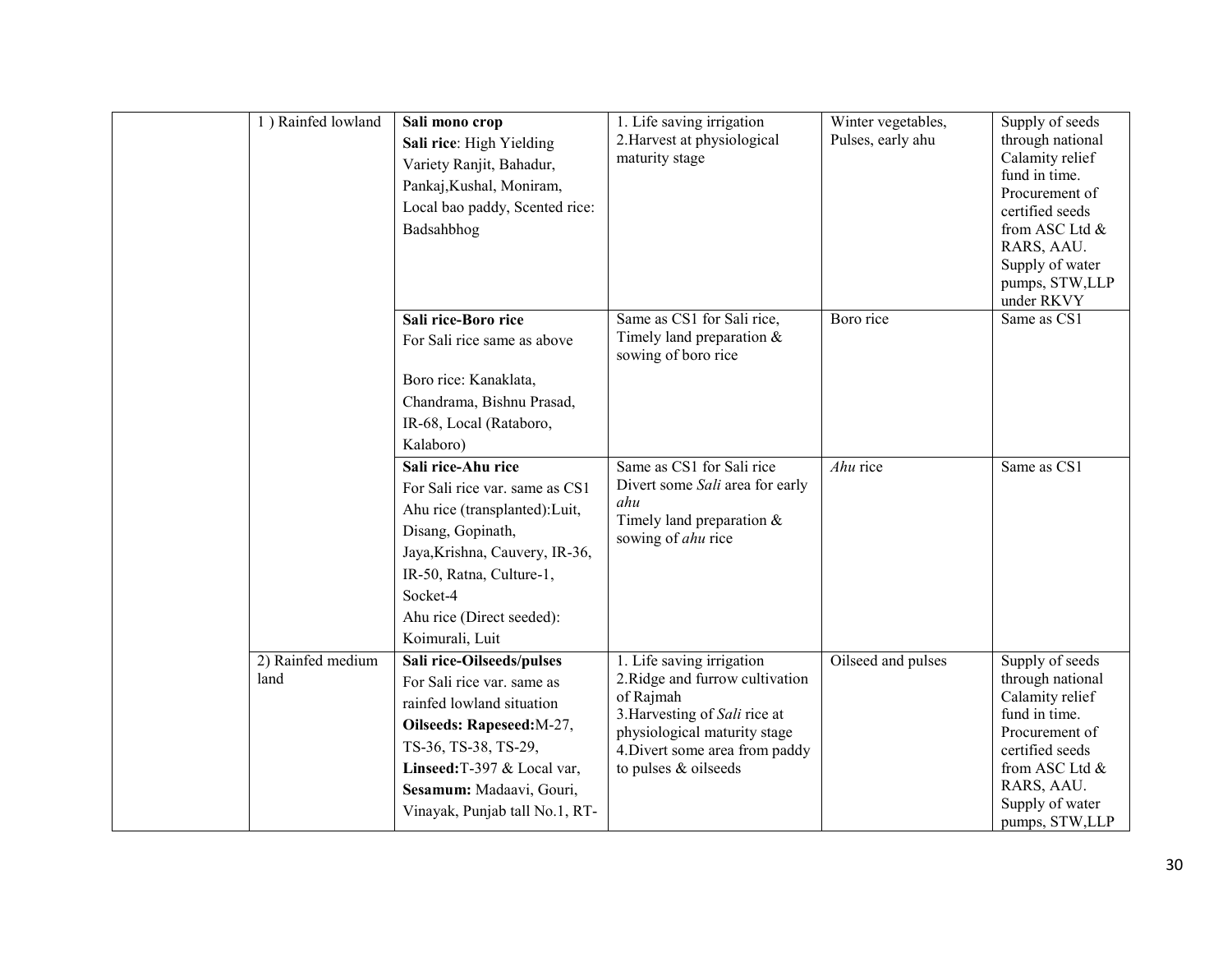| | | | | | |
|---|---|---|---|---|---|
| | 1 ) Rainfed lowland | **Sali mono crop**<br>**Sali rice**: High Yielding Variety Ranjit, Bahadur, Pankaj,Kushal, Moniram, Local bao paddy, Scented rice: Badsahbhog | 1. Life saving irrigation<br>2.Harvest at physiological maturity stage | Winter vegetables, Pulses, early ahu | Supply of seeds through national Calamity relief fund in time. Procurement of certified seeds from ASC Ltd & RARS, AAU. Supply of water pumps, STW,LLP under RKVY |
| | | **Sali rice-Boro rice**<br>For Sali rice same as above<br><br>Boro rice: Kanaklata, Chandrama, Bishnu Prasad, IR-68, Local (Rataboro, Kalaboro) | Same as CS1 for Sali rice, Timely land preparation & sowing of boro rice | Boro rice | Same as CS1 |
| | | **Sali rice-Ahu rice**<br>For Sali rice var. same as CS1<br>Ahu rice (transplanted):Luit, Disang, Gopinath, Jaya,Krishna, Cauvery, IR-36, IR-50, Ratna, Culture-1, Socket-4<br>Ahu rice (Direct seeded): Koimurali, Luit | Same as CS1 for Sali rice<br>Divert some *Sali* area for early *ahu*<br>Timely land preparation & sowing of *ahu* rice | *Ahu* rice | Same as CS1 |
| | 2) Rainfed medium land | **Sali rice-Oilseeds/pulses**<br>For Sali rice var. same as rainfed lowland situation<br>**Oilseeds: Rapeseed:**M-27, TS-36, TS-38, TS-29,<br>**Linseed:**T-397 & Local var,<br>**Sesamum:** Madaavi, Gouri, Vinayak, Punjab tall No.1, RT- | 1. Life saving irrigation<br>2.Ridge and furrow cultivation of Rajmah<br>3.Harvesting of *Sali* rice at physiological maturity stage<br>4.Divert some area from paddy to pulses & oilseeds | Oilseed and pulses | Supply of seeds through national Calamity relief fund in time. Procurement of certified seeds from ASC Ltd & RARS, AAU. Supply of water pumps, STW,LLP |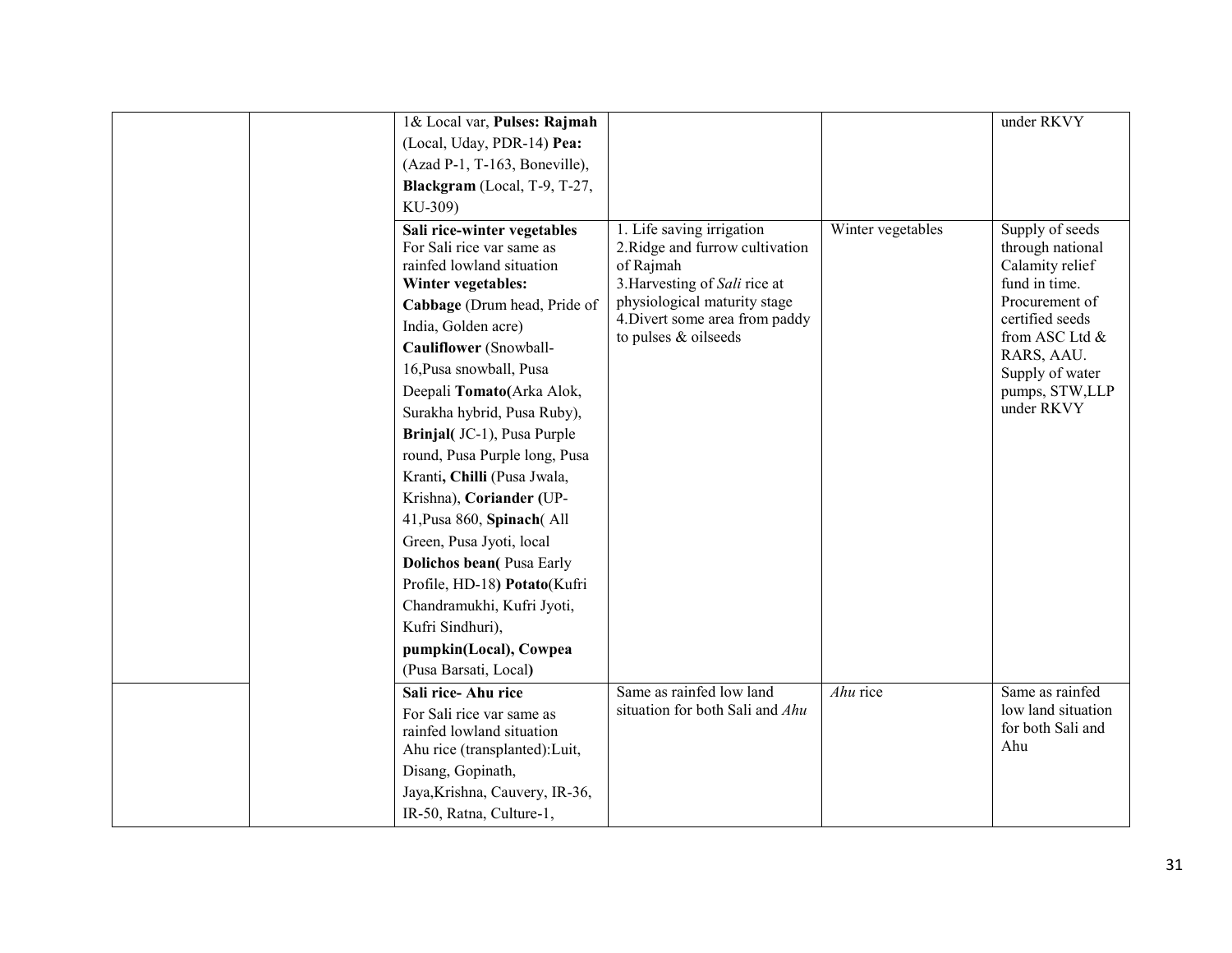| | | | | | |
|---|---|---|---|---|---|
| | | 1& Local var, **Pulses: Rajmah** (Local, Uday, PDR-14) **Pea:** (Azad P-1, T-163, Boneville), **Blackgram** (Local, T-9, T-27, KU-309) | | | under RKVY |
| | | **Sali rice-winter vegetables** For Sali rice var same as rainfed lowland situation **Winter vegetables:** **Cabbage** (Drum head, Pride of India, Golden acre) **Cauliflower** (Snowball-16,Pusa snowball, Pusa Deepali **Tomato(**Arka Alok, Surakha hybrid, Pusa Ruby), **Brinjal(** JC-1), Pusa Purple round, Pusa Purple long, Pusa Kranti**, Chilli** (Pusa Jwala, Krishna), **Coriander (**UP-41,Pusa 860, **Spinach**( All Green, Pusa Jyoti, local **Dolichos bean(** Pusa Early Profile, HD-18**) Potato**(Kufri Chandramukhi, Kufri Jyoti, Kufri Sindhuri), **pumpkin(Local), Cowpea** (Pusa Barsati, Local**)** | 1. Life saving irrigation 2.Ridge and furrow cultivation of Rajmah 3.Harvesting of *Sali* rice at physiological maturity stage 4.Divert some area from paddy to pulses & oilseeds | Winter vegetables | Supply of seeds through national Calamity relief fund in time. Procurement of certified seeds from ASC Ltd & RARS, AAU. Supply of water pumps, STW,LLP under RKVY |
| | | **Sali rice- Ahu rice** For Sali rice var same as rainfed lowland situation Ahu rice (transplanted):Luit, Disang, Gopinath, Jaya,Krishna, Cauvery, IR-36, IR-50, Ratna, Culture-1, | Same as rainfed low land situation for both Sali and *Ahu* | *Ahu* rice | Same as rainfed low land situation for both Sali and Ahu |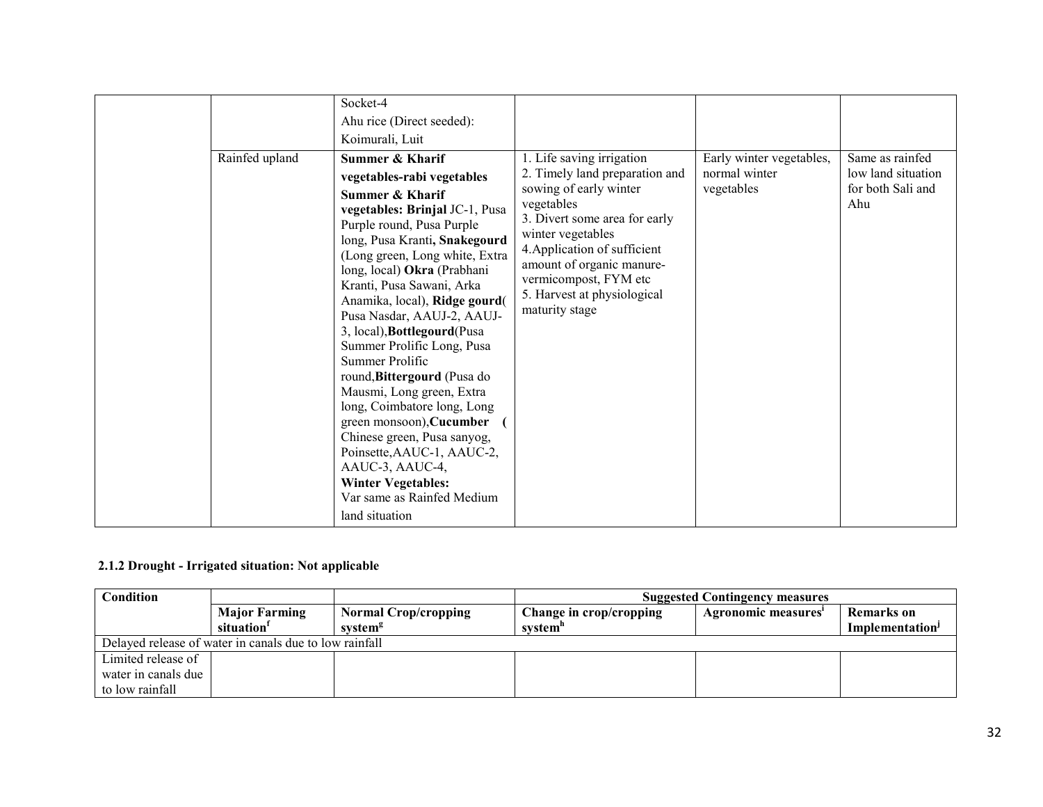| | | | | | |
|---|---|---|---|---|---|
| | | Socket-4<br>Ahu rice (Direct seeded): Koimurali, Luit | | | |
| | Rainfed upland | **Summer & Kharif vegetables-rabi vegetables**<br>**Summer & Kharif vegetables: Brinjal** JC-1, Pusa Purple round, Pusa Purple long, Pusa Kranti**, Snakegourd** (Long green, Long white, Extra long, local) **Okra** (Prabhani Kranti, Pusa Sawani, Arka Anamika, local), **Ridge gourd**( Pusa Nasdar, AAUJ-2, AAUJ-3, local),**Bottlegourd**(Pusa Summer Prolific Long, Pusa Summer Prolific round,**Bittergourd** (Pusa do Mausmi, Long green, Extra long, Coimbatore long, Long green monsoon),**Cucumber (** Chinese green, Pusa sanyog, Poinsette,AAUC-1, AAUC-2, AAUC-3, AAUC-4,<br>**Winter Vegetables:**<br>Var same as Rainfed Medium land situation | 1. Life saving irrigation<br>2. Timely land preparation and sowing of early winter vegetables<br>3. Divert some area for early winter vegetables<br>4.Application of sufficient amount of organic manure- vermicompost, FYM etc<br>5. Harvest at physiological maturity stage | Early winter vegetables, normal winter vegetables | Same as rainfed low land situation for both Sali and Ahu |

**2.1.2 Drought - Irrigated situation: Not applicable**

| Condition | | | Suggested Contingency measures | | |
|---|---|---|---|---|---|
| | **Major Farming situation[f]** | **Normal Crop/cropping system[g]** | **Change in crop/cropping system[h]** | **Agronomic measures[i]** | **Remarks on Implementation[j]** |
| Delayed release of water in canals due to low rainfall | | | | | |
| Limited release of water in canals due to low rainfall | | | | | |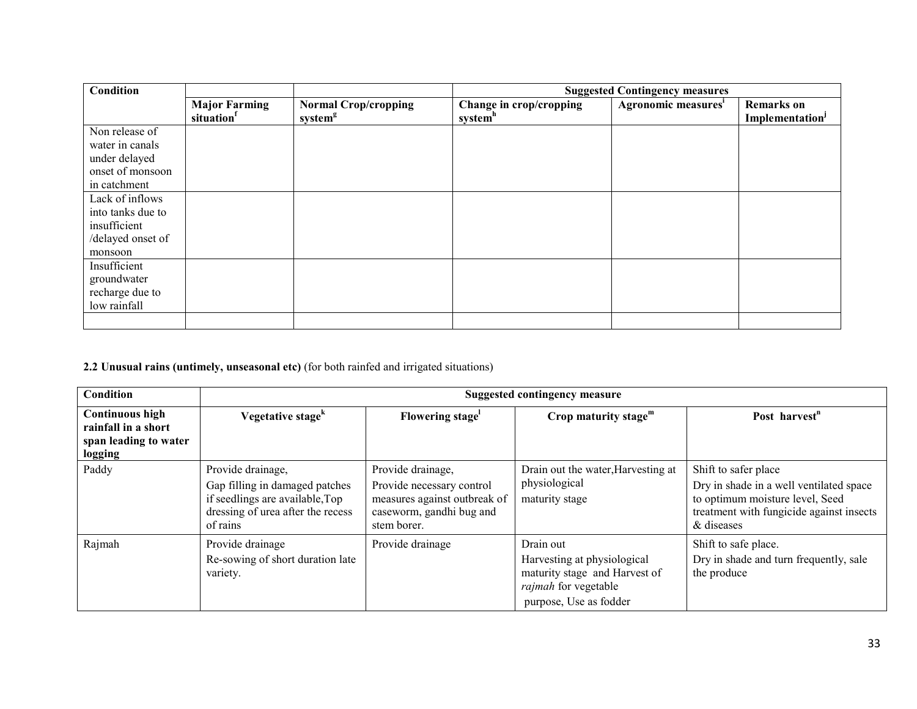| Condition | | | Suggested Contingency measures | | |
|---|---|---|---|---|---|
| | Major Farming situation[f] | Normal Crop/cropping system[g] | Change in crop/cropping system[h] | Agronomic measures[i] | Remarks on Implementation[j] |
| Non release of water in canals under delayed onset of monsoon in catchment | | | | | |
| Lack of inflows into tanks due to insufficient /delayed onset of monsoon | | | | | |
| Insufficient groundwater recharge due to low rainfall | | | | | |
| | | | | | |

**2.2 Unusual rains (untimely, unseasonal etc)** (for both rainfed and irrigated situations)

| Condition | Suggested contingency measure | | | |
|---|---|---|---|---|
| **Continuous high rainfall in a short span leading to water logging** | **Vegetative stage[k]** | **Flowering stage[l]** | **Crop maturity stage[m]** | **Post harvest[n]** |
| Paddy | Provide drainage,<br>Gap filling in damaged patches if seedlings are available,Top dressing of urea after the recess of rains | Provide drainage,<br>Provide necessary control measures against outbreak of caseworm, gandhi bug and stem borer. | Drain out the water,Harvesting at physiological maturity stage | Shift to safer place<br>Dry in shade in a well ventilated space to optimum moisture level, Seed treatment with fungicide against insects & diseases |
| Rajmah | Provide drainage<br>Re-sowing of short duration late variety. | Provide drainage | Drain out<br>Harvesting at physiological maturity stage and Harvest of *rajmah* for vegetable purpose, Use as fodder | Shift to safe place.<br>Dry in shade and turn frequently, sale the produce |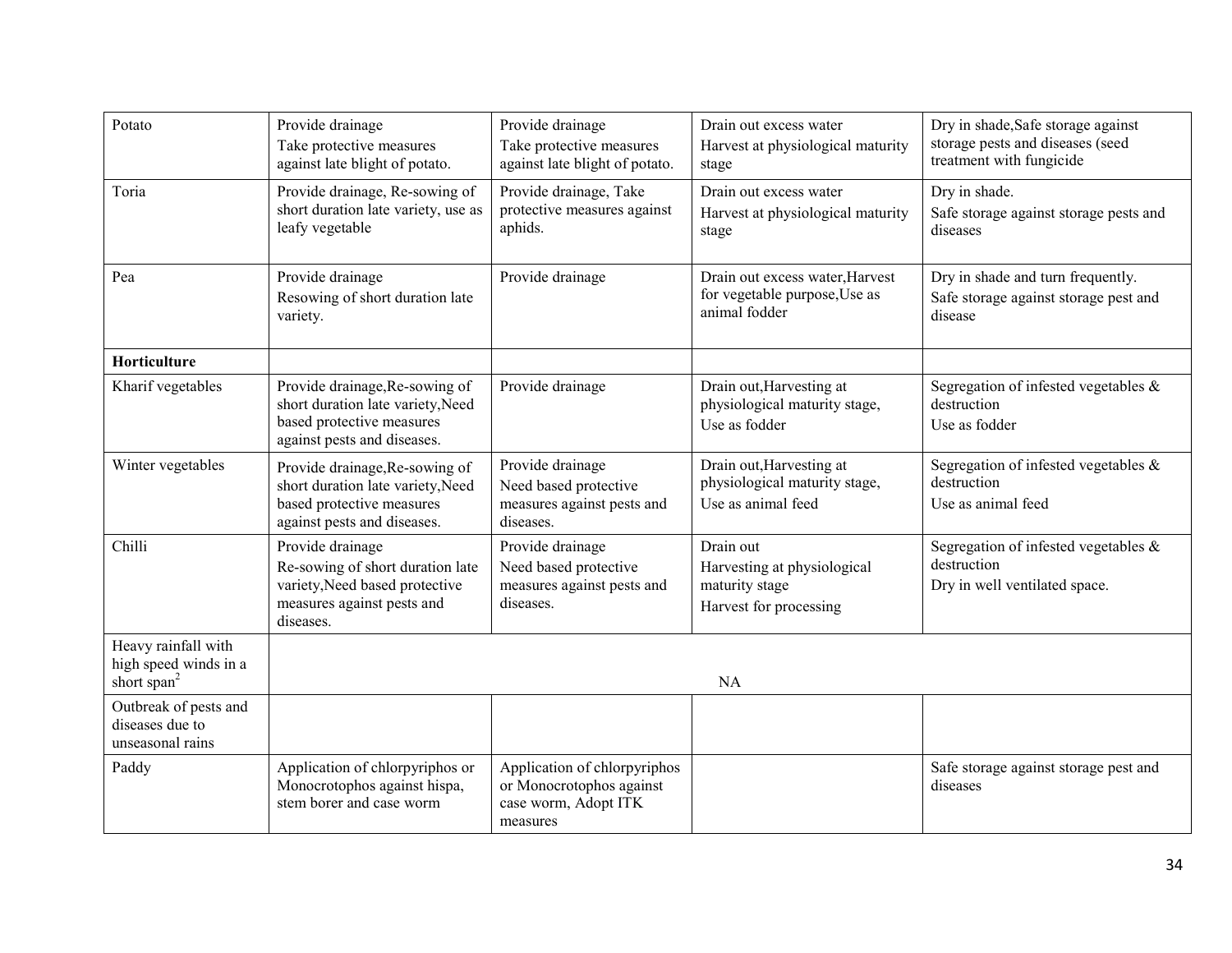| | | | | |
|---|---|---|---|---|
| Potato | Provide drainage<br>Take protective measures against late blight of potato. | Provide drainage<br>Take protective measures against late blight of potato. | Drain out excess water<br>Harvest at physiological maturity stage | Dry in shade,Safe storage against storage pests and diseases (seed treatment with fungicide |
| Toria | Provide drainage, Re-sowing of short duration late variety, use as leafy vegetable | Provide drainage, Take protective measures against aphids. | Drain out excess water<br>Harvest at physiological maturity stage | Dry in shade.<br>Safe storage against storage pests and diseases |
| Pea | Provide drainage<br>Resowing of short duration late variety. | Provide drainage | Drain out excess water,Harvest for vegetable purpose,Use as animal fodder | Dry in shade and turn frequently.<br>Safe storage against storage pest and disease |
| **Horticulture** | | | | |
| Kharif vegetables | Provide drainage,Re-sowing of short duration late variety,Need based protective measures against pests and diseases. | Provide drainage | Drain out,Harvesting at physiological maturity stage,<br>Use as fodder | Segregation of infested vegetables & destruction<br>Use as fodder |
| Winter vegetables | Provide drainage,Re-sowing of short duration late variety,Need based protective measures against pests and diseases. | Provide drainage<br>Need based protective measures against pests and diseases. | Drain out,Harvesting at physiological maturity stage,<br>Use as animal feed | Segregation of infested vegetables & destruction<br>Use as animal feed |
| Chilli | Provide drainage<br>Re-sowing of short duration late variety,Need based protective measures against pests and diseases. | Provide drainage<br>Need based protective measures against pests and diseases. | Drain out<br>Harvesting at physiological maturity stage<br>Harvest for processing | Segregation of infested vegetables & destruction<br>Dry in well ventilated space. |
| Heavy rainfall with high speed winds in a short span[2] | NA | | | |
| Outbreak of pests and diseases due to unseasonal rains | | | | |
| Paddy | Application of chlorpyriphos or Monocrotophos against hispa, stem borer and case worm | Application of chlorpyriphos or Monocrotophos against case worm, Adopt ITK measures | | Safe storage against storage pest and diseases |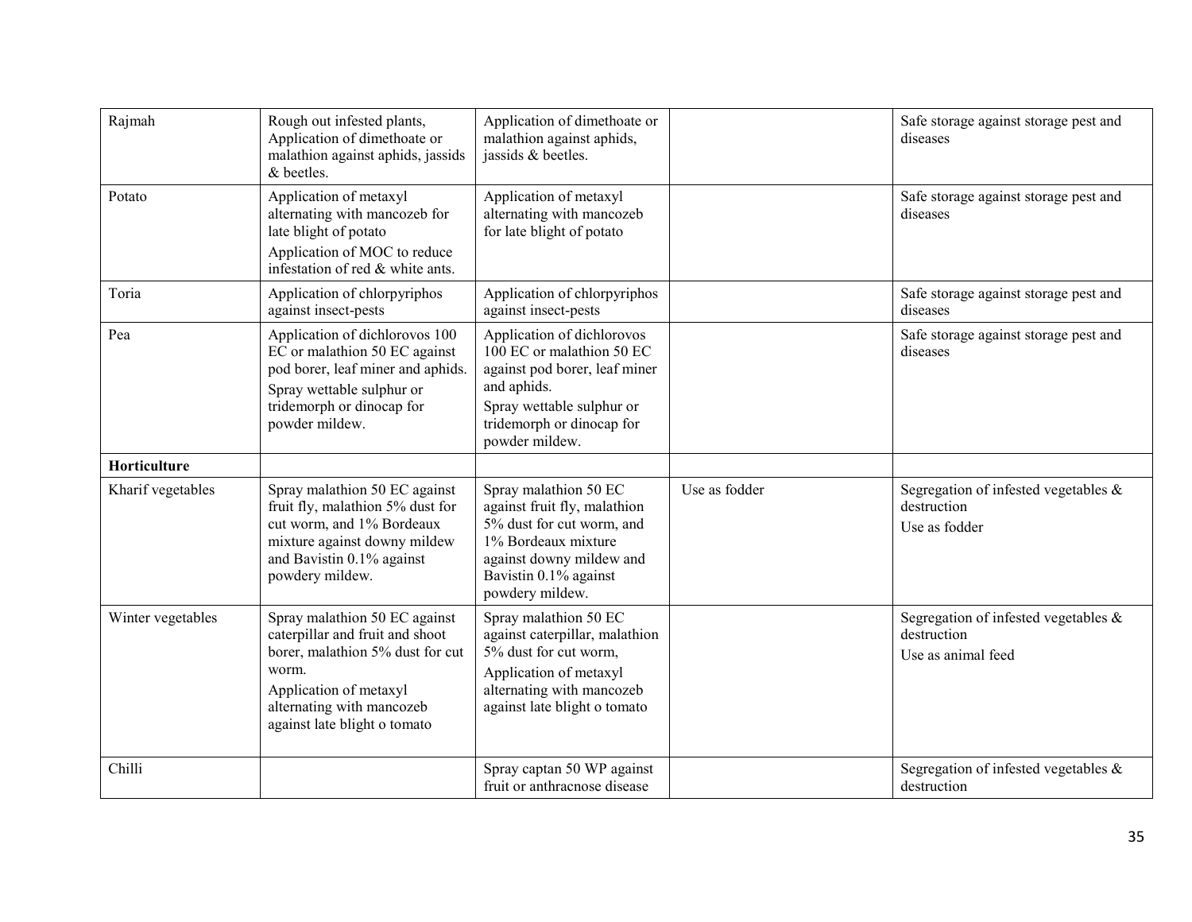| | | | | |
|---|---|---|---|---|
| Rajmah | Rough out infested plants, Application of dimethoate or malathion against aphids, jassids & beetles. | Application of dimethoate or malathion against aphids, jassids & beetles. | | Safe storage against storage pest and diseases |
| Potato | Application of metaxyl alternating with mancozeb for late blight of potato<br>Application of MOC to reduce infestation of red & white ants. | Application of metaxyl alternating with mancozeb for late blight of potato | | Safe storage against storage pest and diseases |
| Toria | Application of chlorpyriphos against insect-pests | Application of chlorpyriphos against insect-pests | | Safe storage against storage pest and diseases |
| Pea | Application of dichlorovos 100 EC or malathion 50 EC against pod borer, leaf miner and aphids.<br>Spray wettable sulphur or tridemorph or dinocap for powder mildew. | Application of dichlorovos 100 EC or malathion 50 EC against pod borer, leaf miner and aphids.<br>Spray wettable sulphur or tridemorph or dinocap for powder mildew. | | Safe storage against storage pest and diseases |
| **Horticulture** | | | | |
| Kharif vegetables | Spray malathion 50 EC against fruit fly, malathion 5% dust for cut worm, and 1% Bordeaux mixture against downy mildew and Bavistin 0.1% against powdery mildew. | Spray malathion 50 EC against fruit fly, malathion 5% dust for cut worm, and 1% Bordeaux mixture against downy mildew and Bavistin 0.1% against powdery mildew. | Use as fodder | Segregation of infested vegetables & destruction<br>Use as fodder |
| Winter vegetables | Spray malathion 50 EC against caterpillar and fruit and shoot borer, malathion 5% dust for cut worm.<br>Application of metaxyl alternating with mancozeb against late blight o tomato | Spray malathion 50 EC against caterpillar, malathion 5% dust for cut worm,<br>Application of metaxyl alternating with mancozeb against late blight o tomato | | Segregation of infested vegetables & destruction<br>Use as animal feed |
| Chilli | | Spray captan 50 WP against fruit or anthracnose disease | | Segregation of infested vegetables & destruction |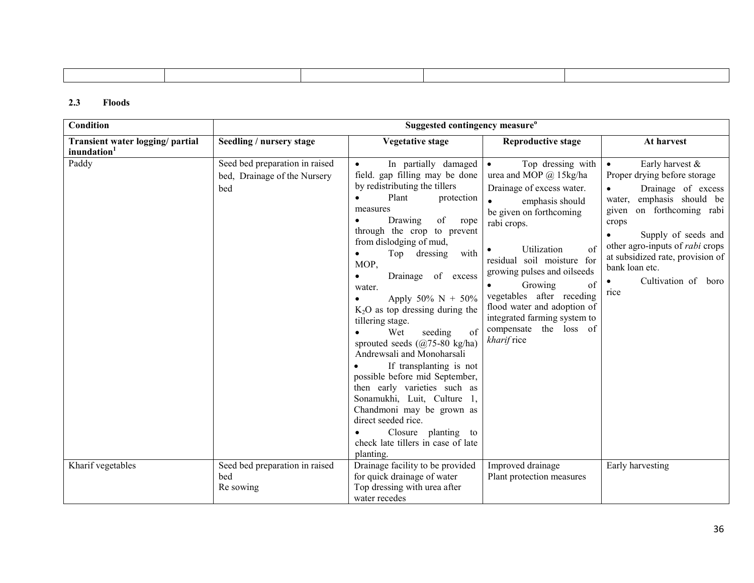| | | | | |
|---|---|---|---|---|
| | | | | |

**2.3 Floods**

| Condition | Suggested contingency measure[o] | | | |
|---|---|---|---|---|
| **Transient water logging/ partial inundation[1]** | **Seedling / nursery stage** | **Vegetative stage** | **Reproductive stage** | **At harvest** |
| Paddy | Seed bed preparation in raised bed, Drainage of the Nursery bed | • In partially damaged field. gap filling may be done by redistributing the tillers<br>• Plant protection measures<br>• Drawing of rope through the crop to prevent from dislodging of mud,<br>• Top dressing with MOP,<br>• Drainage of excess water.<br>• Apply 50% N + 50% $K_2O$ as top dressing during the tillering stage.<br>• Wet seeding of sprouted seeds (@75-80 kg/ha) Andrewsali and Monoharsali<br>• If transplanting is not possible before mid September, then early varieties such as Sonamukhi, Luit, Culture 1, Chandmoni may be grown as direct seeded rice.<br>• Closure planting to check late tillers in case of late planting. | • Top dressing with urea and MOP @ 15kg/ha Drainage of excess water.<br>• emphasis should be given on forthcoming rabi crops.<br>• Utilization of residual soil moisture for growing pulses and oilseeds<br>• Growing of vegetables after receding flood water and adoption of integrated farming system to compensate the loss of *kharif* rice | • Early harvest & Proper drying before storage<br>• Drainage of excess water, emphasis should be given on forthcoming rabi crops<br>• Supply of seeds and other agro-inputs of *rabi* crops at subsidized rate, provision of bank loan etc.<br>• Cultivation of boro rice |
| Kharif vegetables | Seed bed preparation in raised bed<br>Re sowing | Drainage facility to be provided for quick drainage of water<br>Top dressing with urea after water recedes | Improved drainage<br>Plant protection measures | Early harvesting |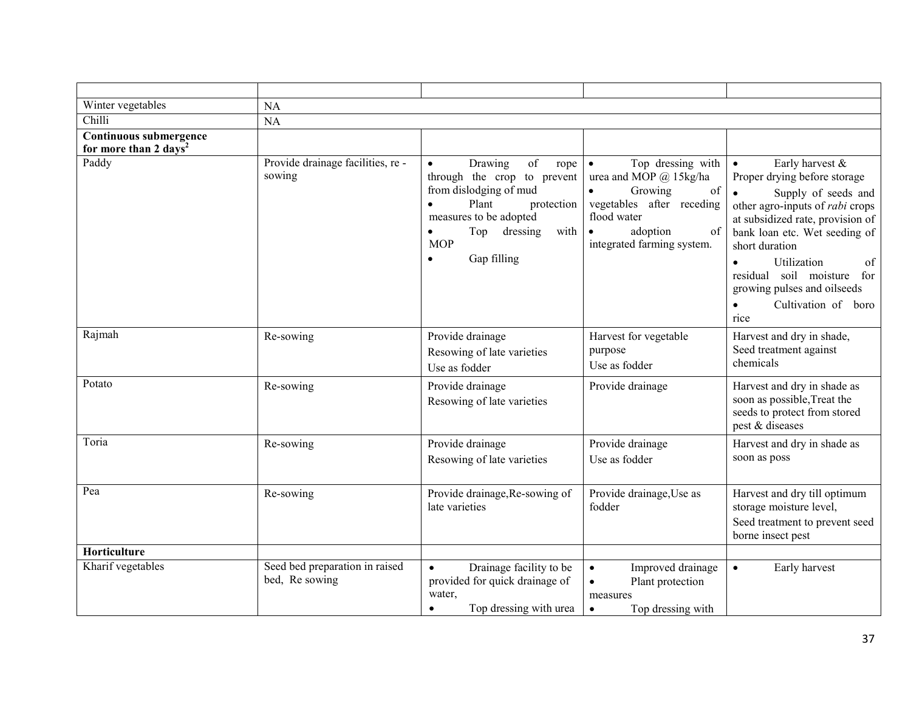| | | | | |
|---|---|---|---|---|
| Winter vegetables | NA | | | |
| Chilli | NA | | | |
| **Continuous submergence for more than 2 days[2]** | | | | |
| Paddy | Provide drainage facilities, re - sowing | • Drawing of rope through the crop to prevent from dislodging of mud<br>• Plant protection measures to be adopted<br>• Top dressing with MOP<br>• Gap filling | • Top dressing with urea and MOP @ 15kg/ha<br>• Growing of vegetables after receding flood water<br>• adoption of integrated farming system. | • Early harvest & Proper drying before storage<br>• Supply of seeds and other agro-inputs of *rabi* crops at subsidized rate, provision of bank loan etc. Wet seeding of short duration<br>• Utilization of residual soil moisture for growing pulses and oilseeds<br>• Cultivation of boro rice |
| Rajmah | Re-sowing | Provide drainage<br>Resowing of late varieties<br>Use as fodder | Harvest for vegetable purpose<br>Use as fodder | Harvest and dry in shade, Seed treatment against chemicals |
| Potato | Re-sowing | Provide drainage<br>Resowing of late varieties | Provide drainage | Harvest and dry in shade as soon as possible,Treat the seeds to protect from stored pest & diseases |
| Toria | Re-sowing | Provide drainage<br>Resowing of late varieties | Provide drainage<br>Use as fodder | Harvest and dry in shade as soon as poss |
| Pea | Re-sowing | Provide drainage,Re-sowing of late varieties | Provide drainage,Use as fodder | Harvest and dry till optimum storage moisture level,<br>Seed treatment to prevent seed borne insect pest |
| **Horticulture** | | | | |
| Kharif vegetables | Seed bed preparation in raised bed, Re sowing | • Drainage facility to be provided for quick drainage of water,<br>• Top dressing with urea | • Improved drainage<br>• Plant protection measures<br>• Top dressing with | • Early harvest |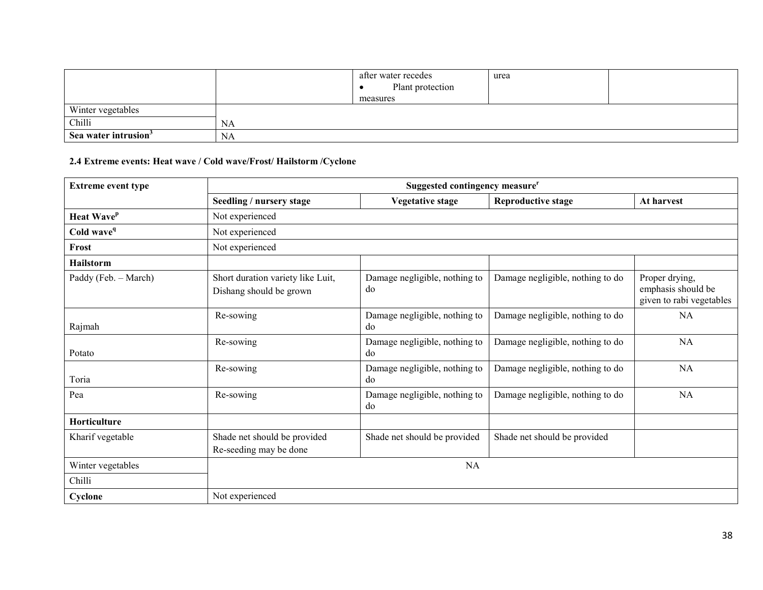|  |  | after water recedes<br>• Plant protection measures | urea |  |
|---|---|---|---|---|
| Winter vegetables | NA |  |  |  |
| Chilli |  |  |  |  |
| **Sea water intrusion[3]** | NA |  |  |  |

**2.4 Extreme events: Heat wave / Cold wave/Frost/ Hailstorm /Cyclone**

| **Extreme event type** | **Suggested contingency measure[r]** |  |  |  |
|---|---|---|---|---|
|  | **Seedling / nursery stage** | **Vegetative stage** | **Reproductive stage** | **At harvest** |
| **Heat Wave[p]** | Not experienced |  |  |  |
| **Cold wave[q]** | Not experienced |  |  |  |
| **Frost** | Not experienced |  |  |  |
| **Hailstorm** |  |  |  |  |
| Paddy (Feb. – March) | Short duration variety like Luit, Dishang should be grown | Damage negligible, nothing to do | Damage negligible, nothing to do | Proper drying, emphasis should be given to rabi vegetables |
| Rajmah | Re-sowing | Damage negligible, nothing to do | Damage negligible, nothing to do | NA |
| Potato | Re-sowing | Damage negligible, nothing to do | Damage negligible, nothing to do | NA |
| Toria | Re-sowing | Damage negligible, nothing to do | Damage negligible, nothing to do | NA |
| Pea | Re-sowing | Damage negligible, nothing to do | Damage negligible, nothing to do | NA |
| **Horticulture** |  |  |  |  |
| Kharif vegetable | Shade net should be provided<br>Re-seeding may be done | Shade net should be provided | Shade net should be provided |  |
| Winter vegetables | NA |  |  |  |
| Chilli |  |  |  |  |
| **Cyclone** | Not experienced |  |  |  |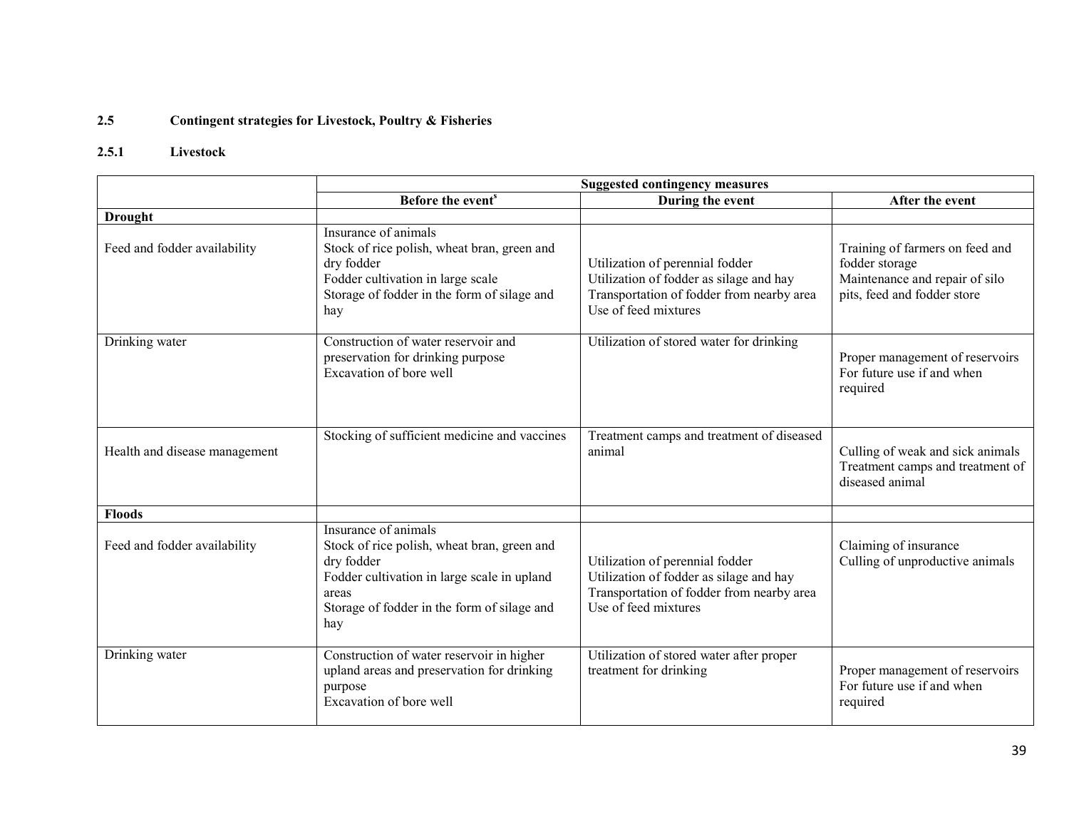### 2.5 Contingent strategies for Livestock, Poultry & Fisheries

#### 2.5.1 Livestock

| | Suggested contingency measures | | |
|---|---|---|---|
| | Before the event[s] | During the event | After the event |
| **Drought** | | | |
| Feed and fodder availability | Insurance of animals<br>Stock of rice polish, wheat bran, green and dry fodder<br>Fodder cultivation in large scale<br>Storage of fodder in the form of silage and hay | Utilization of perennial fodder<br>Utilization of fodder as silage and hay<br>Transportation of fodder from nearby area<br>Use of feed mixtures | Training of farmers on feed and fodder storage<br>Maintenance and repair of silo pits, feed and fodder store |
| Drinking water | Construction of water reservoir and preservation for drinking purpose<br>Excavation of bore well | Utilization of stored water for drinking | Proper management of reservoirs For future use if and when required |
| Health and disease management | Stocking of sufficient medicine and vaccines | Treatment camps and treatment of diseased animal | Culling of weak and sick animals<br>Treatment camps and treatment of diseased animal |
| **Floods** | | | |
| Feed and fodder availability | Insurance of animals<br>Stock of rice polish, wheat bran, green and dry fodder<br>Fodder cultivation in large scale in upland areas<br>Storage of fodder in the form of silage and hay | Utilization of perennial fodder<br>Utilization of fodder as silage and hay<br>Transportation of fodder from nearby area<br>Use of feed mixtures | Claiming of insurance<br>Culling of unproductive animals |
| Drinking water | Construction of water reservoir in higher upland areas and preservation for drinking purpose<br>Excavation of bore well | Utilization of stored water after proper treatment for drinking | Proper management of reservoirs For future use if and when required |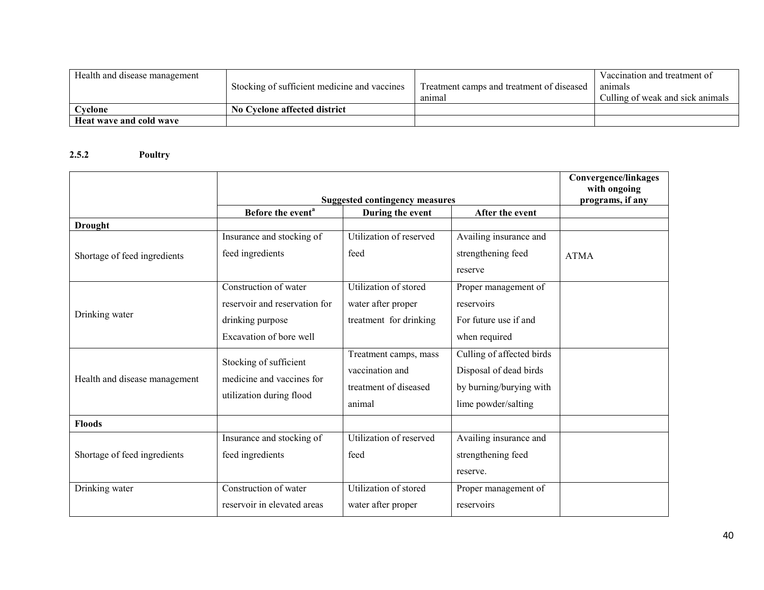| Health and disease management | Stocking of sufficient medicine and vaccines | Treatment camps and treatment of diseased animal | Vaccination and treatment of animals Culling of weak and sick animals |
|---|---|---|---|
| **Cyclone** | **No Cyclone affected district** | | |
| **Heat wave and cold wave** | | | |

### 2.5.2 Poultry

| | Suggested contingency measures | | | Convergence/linkages with ongoing programs, if any |
|---|---|---|---|---|
| | **Before the event[a]** | **During the event** | **After the event** | |
| **Drought** | | | | |
| Shortage of feed ingredients | Insurance and stocking of feed ingredients | Utilization of reserved feed | Availing insurance and strengthening feed reserve | ATMA |
| Drinking water | Construction of water reservoir and reservation for drinking purpose Excavation of bore well | Utilization of stored water after proper treatment for drinking | Proper management of reservoirs For future use if and when required | |
| Health and disease management | Stocking of sufficient medicine and vaccines for utilization during flood | Treatment camps, mass vaccination and treatment of diseased animal | Culling of affected birds Disposal of dead birds by burning/burying with lime powder/salting | |
| **Floods** | | | | |
| Shortage of feed ingredients | Insurance and stocking of feed ingredients | Utilization of reserved feed | Availing insurance and strengthening feed reserve. | |
| Drinking water | Construction of water reservoir in elevated areas | Utilization of stored water after proper | Proper management of reservoirs | |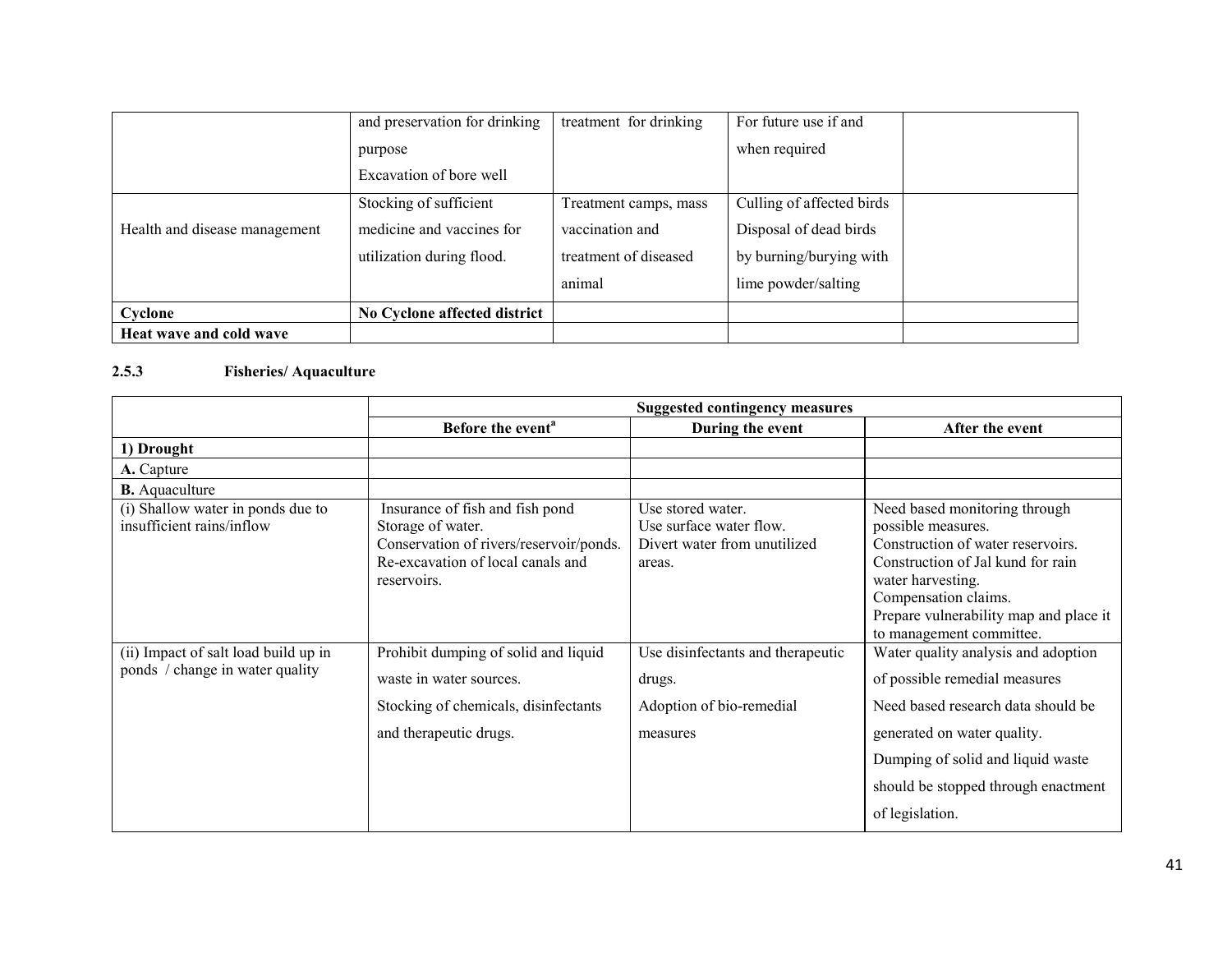|  |  |  |  |  |
|---|---|---|---|---|
|  | and preservation for drinking purpose<br>Excavation of bore well | treatment for drinking | For future use if and when required |  |
| Health and disease management | Stocking of sufficient medicine and vaccines for utilization during flood. | Treatment camps, mass vaccination and treatment of diseased animal | Culling of affected birds<br>Disposal of dead birds by burning/burying with lime powder/salting |  |
| **Cyclone** | **No Cyclone affected district** |  |  |  |
| **Heat wave and cold wave** |  |  |  |  |

**2.5.3 Fisheries/ Aquaculture**

|  | Suggested contingency measures | | |
|---|---|---|---|
|  | **Before the event[a]** | **During the event** | **After the event** |
| **1) Drought** |  |  |  |
| **A.** Capture |  |  |  |
| **B.** Aquaculture |  |  |  |
| (i) Shallow water in ponds due to insufficient rains/inflow | Insurance of fish and fish pond<br>Storage of water.<br>Conservation of rivers/reservoir/ponds.<br>Re-excavation of local canals and reservoirs. | Use stored water.<br>Use surface water flow.<br>Divert water from unutilized areas. | Need based monitoring through possible measures.<br>Construction of water reservoirs.<br>Construction of Jal kund for rain water harvesting.<br>Compensation claims.<br>Prepare vulnerability map and place it to management committee. |
| (ii) Impact of salt load build up in ponds / change in water quality | Prohibit dumping of solid and liquid waste in water sources.<br>Stocking of chemicals, disinfectants and therapeutic drugs. | Use disinfectants and therapeutic drugs.<br>Adoption of bio-remedial measures | Water quality analysis and adoption of possible remedial measures<br>Need based research data should be generated on water quality.<br>Dumping of solid and liquid waste should be stopped through enactment of legislation. |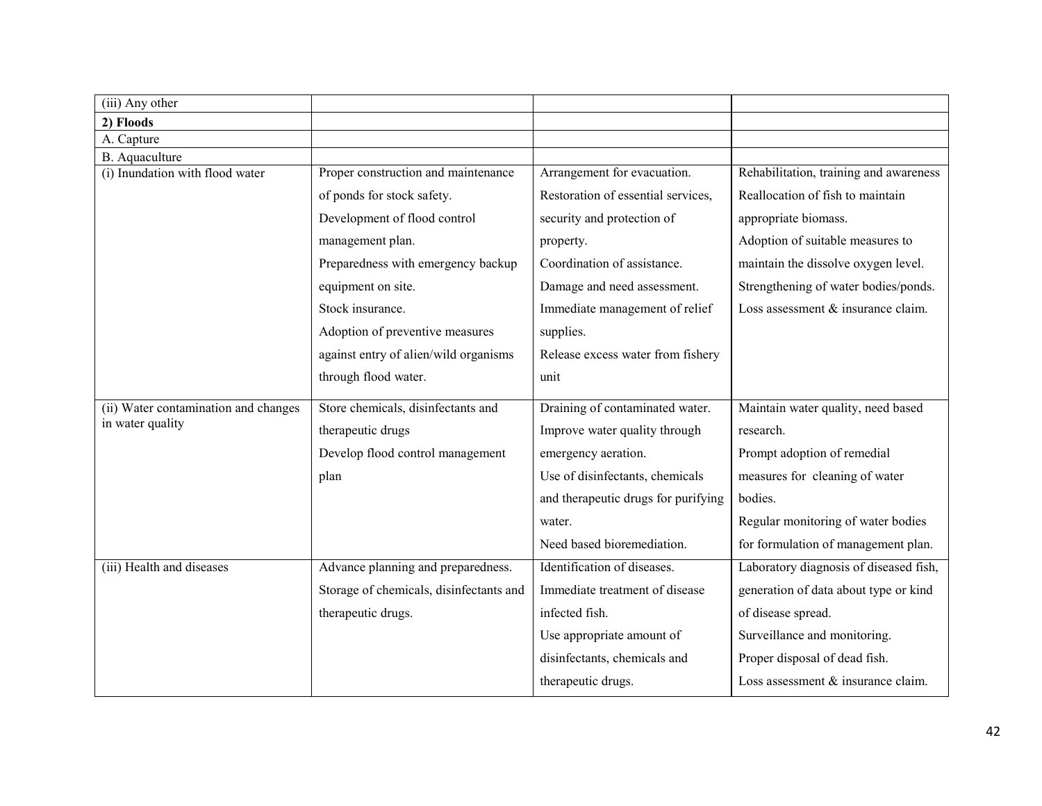| | | | |
|---|---|---|---|
| (iii) Any other | | | |
| **2) Floods** | | | |
| A. Capture | | | |
| B. Aquaculture | | | |
| (i) Inundation with flood water | Proper construction and maintenance of ponds for stock safety.<br>Development of flood control management plan.<br>Preparedness with emergency backup equipment on site.<br>Stock insurance.<br>Adoption of preventive measures against entry of alien/wild organisms through flood water. | Arrangement for evacuation.<br>Restoration of essential services, security and protection of property.<br>Coordination of assistance.<br>Damage and need assessment.<br>Immediate management of relief supplies.<br>Release excess water from fishery unit | Rehabilitation, training and awareness<br>Reallocation of fish to maintain appropriate biomass.<br>Adoption of suitable measures to maintain the dissolve oxygen level.<br>Strengthening of water bodies/ponds.<br>Loss assessment & insurance claim. |
| (ii) Water contamination and changes in water quality | Store chemicals, disinfectants and therapeutic drugs<br>Develop flood control management plan | Draining of contaminated water.<br>Improve water quality through emergency aeration.<br>Use of disinfectants, chemicals and therapeutic drugs for purifying water.<br>Need based bioremediation. | Maintain water quality, need based research.<br>Prompt adoption of remedial measures for cleaning of water bodies.<br>Regular monitoring of water bodies for formulation of management plan. |
| (iii) Health and diseases | Advance planning and preparedness.<br>Storage of chemicals, disinfectants and therapeutic drugs. | Identification of diseases.<br>Immediate treatment of disease infected fish.<br>Use appropriate amount of disinfectants, chemicals and therapeutic drugs. | Laboratory diagnosis of diseased fish, generation of data about type or kind of disease spread.<br>Surveillance and monitoring.<br>Proper disposal of dead fish.<br>Loss assessment & insurance claim. |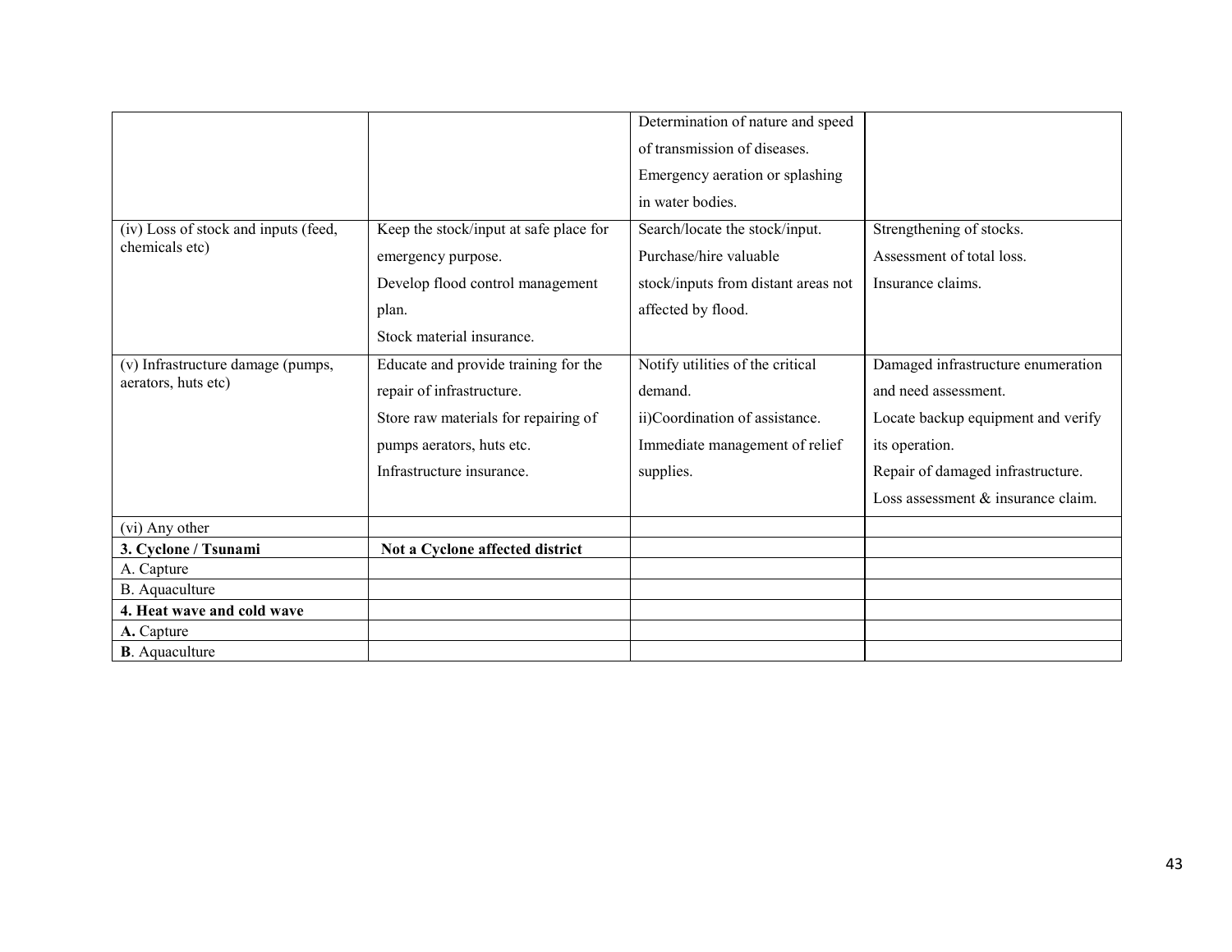| | | | |
|---|---|---|---|
| | | Determination of nature and speed of transmission of diseases.<br>Emergency aeration or splashing in water bodies. | |
| (iv) Loss of stock and inputs (feed, chemicals etc) | Keep the stock/input at safe place for emergency purpose.<br>Develop flood control management plan.<br>Stock material insurance. | Search/locate the stock/input.<br>Purchase/hire valuable stock/inputs from distant areas not affected by flood. | Strengthening of stocks.<br>Assessment of total loss.<br>Insurance claims. |
| (v) Infrastructure damage (pumps, aerators, huts etc) | Educate and provide training for the repair of infrastructure.<br>Store raw materials for repairing of pumps aerators, huts etc.<br>Infrastructure insurance. | Notify utilities of the critical demand.<br>ii)Coordination of assistance.<br>Immediate management of relief supplies. | Damaged infrastructure enumeration and need assessment.<br>Locate backup equipment and verify its operation.<br>Repair of damaged infrastructure.<br>Loss assessment & insurance claim. |
| (vi) Any other | | | |
| **3. Cyclone / Tsunami** | **Not a Cyclone affected district** | | |
| A. Capture | | | |
| B. Aquaculture | | | |
| **4. Heat wave and cold wave** | | | |
| **A.** Capture | | | |
| **B**. Aquaculture | | | |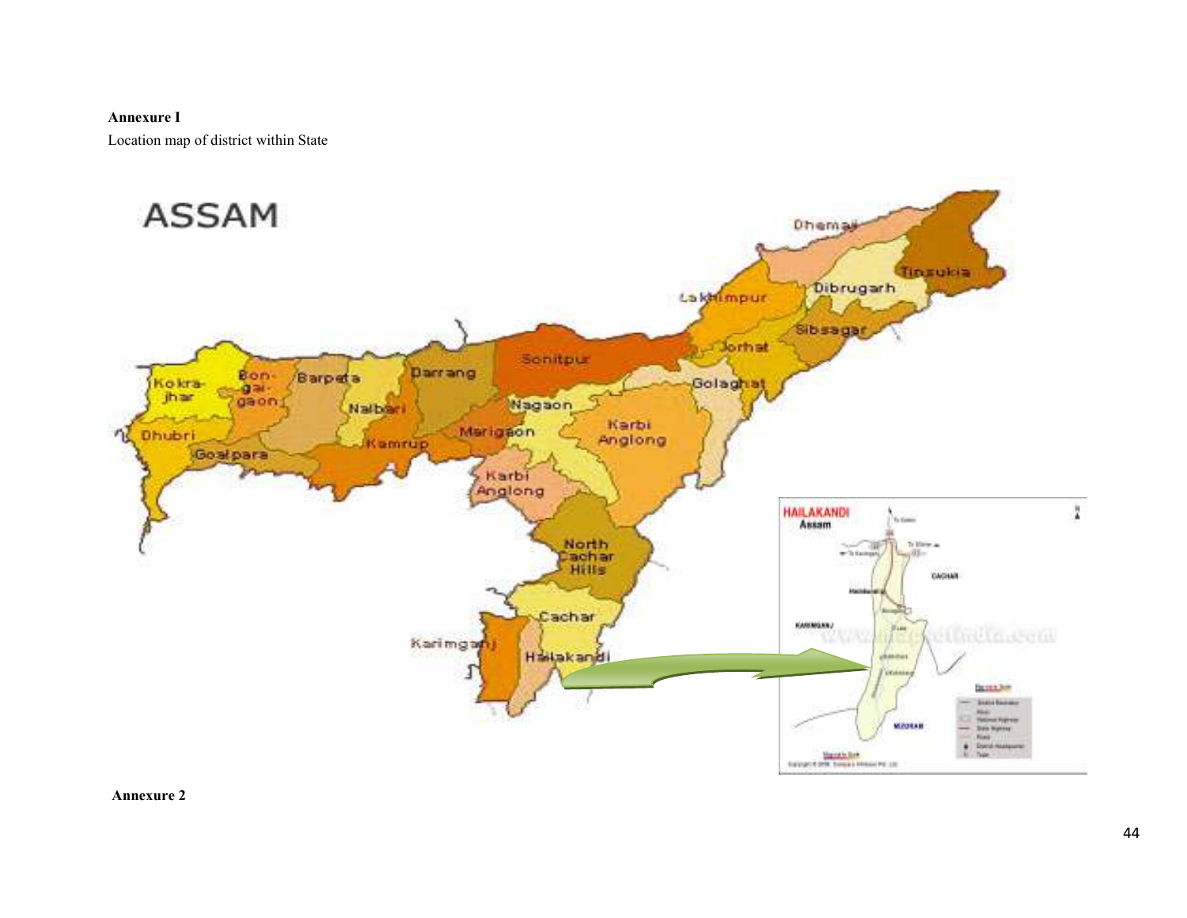**Annexure I**

Location map of district within State

**Annexure 2**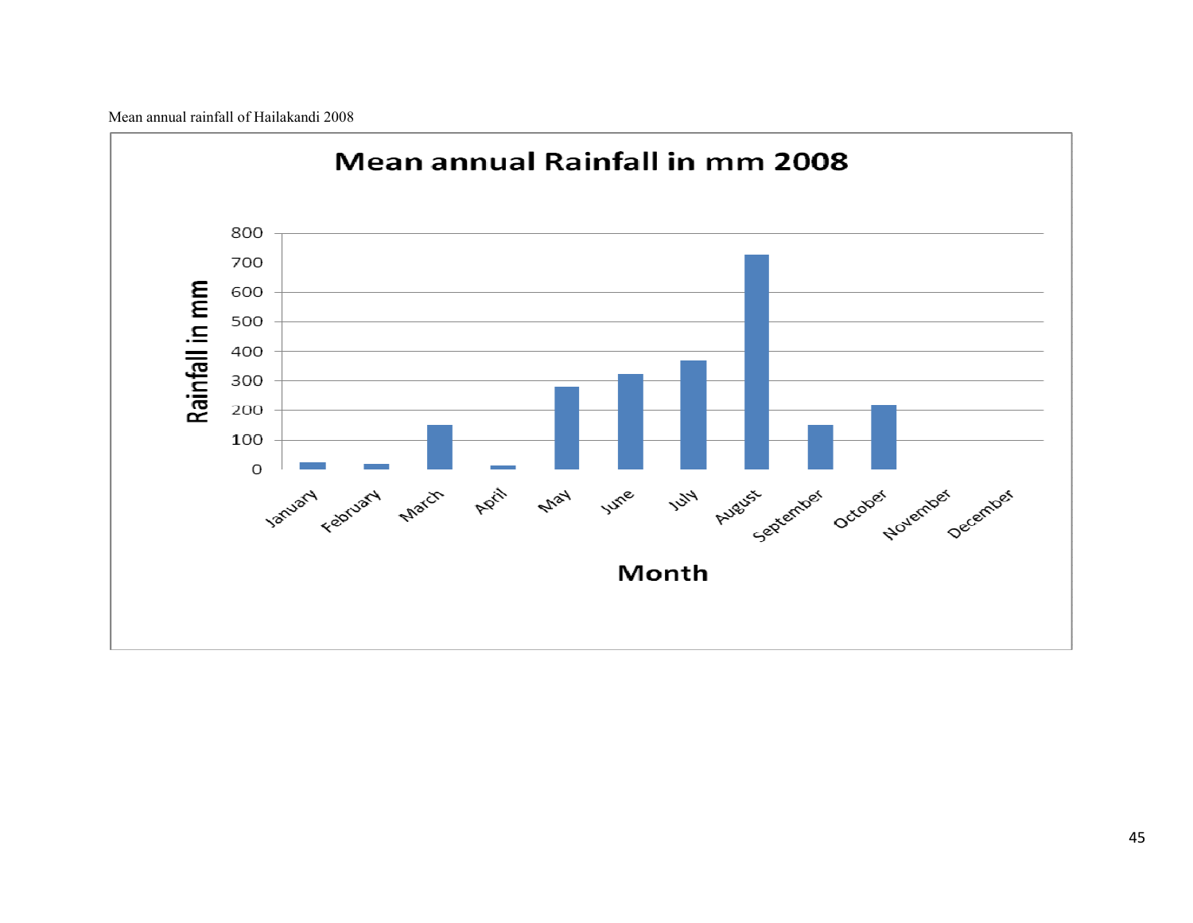Mean annual rainfall of Hailakandi 2008

Mean annual Rainfall in mm 2008

Rainfall in mm

800
700
600
500
400
300
200
100
0

January
February
March
April
May
June
July
August
September
October
November
December

Month